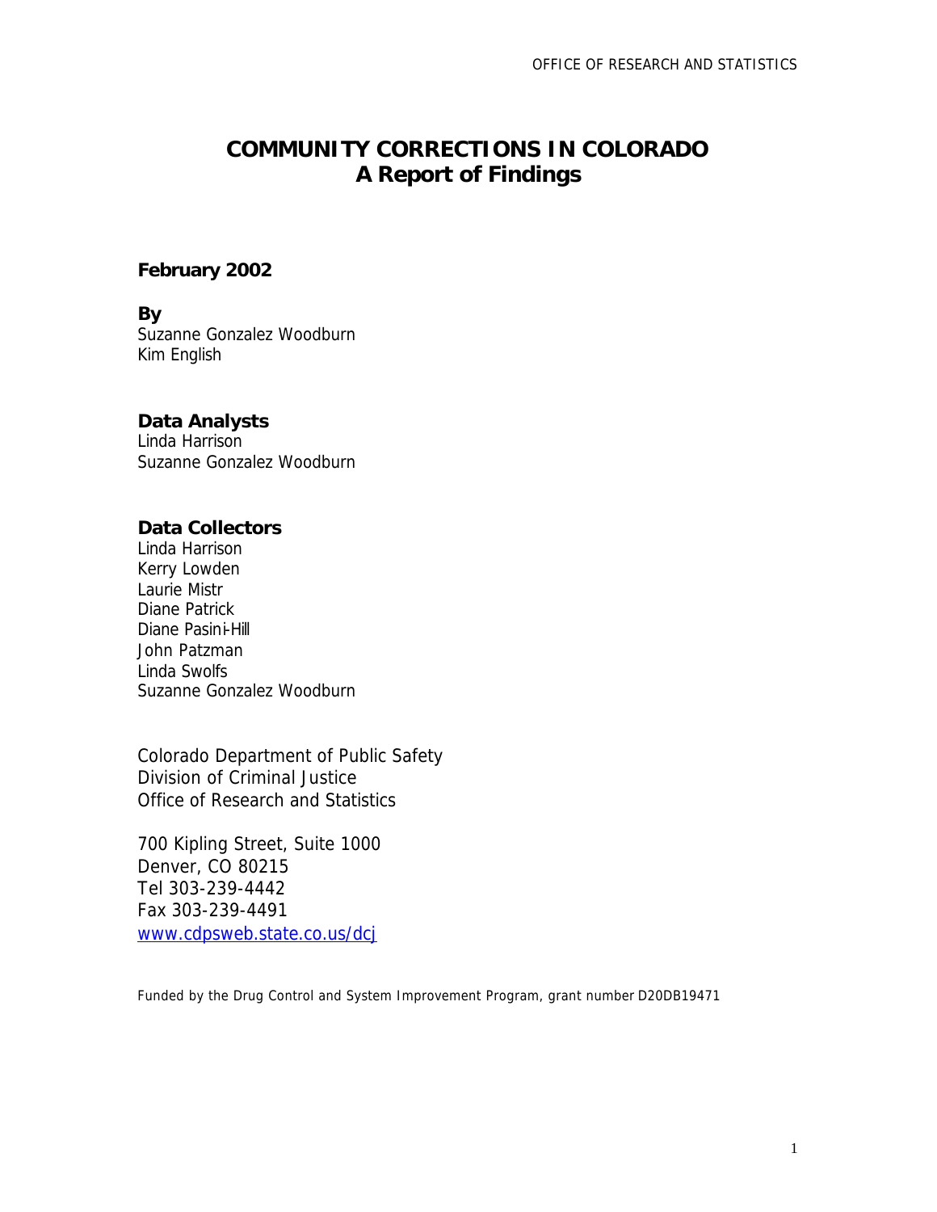# COMMUNITY CORRECTIONS IN COLORADO
## A Report of Findings

**February 2002**

**By**
Suzanne Gonzalez Woodburn
Kim English

**Data Analysts**
Linda Harrison
Suzanne Gonzalez Woodburn

**Data Collectors**
Linda Harrison
Kerry Lowden
Laurie Mistr
Diane Patrick
Diane Pasini-Hill
John Patzman
Linda Swolfs
Suzanne Gonzalez Woodburn

Colorado Department of Public Safety
Division of Criminal Justice
Office of Research and Statistics

700 Kipling Street, Suite 1000
Denver, CO 80215
Tel 303-239-4442
Fax 303-239-4491
www.cdpsweb.state.co.us/dcj

Funded by the Drug Control and System Improvement Program, grant number D20DB19471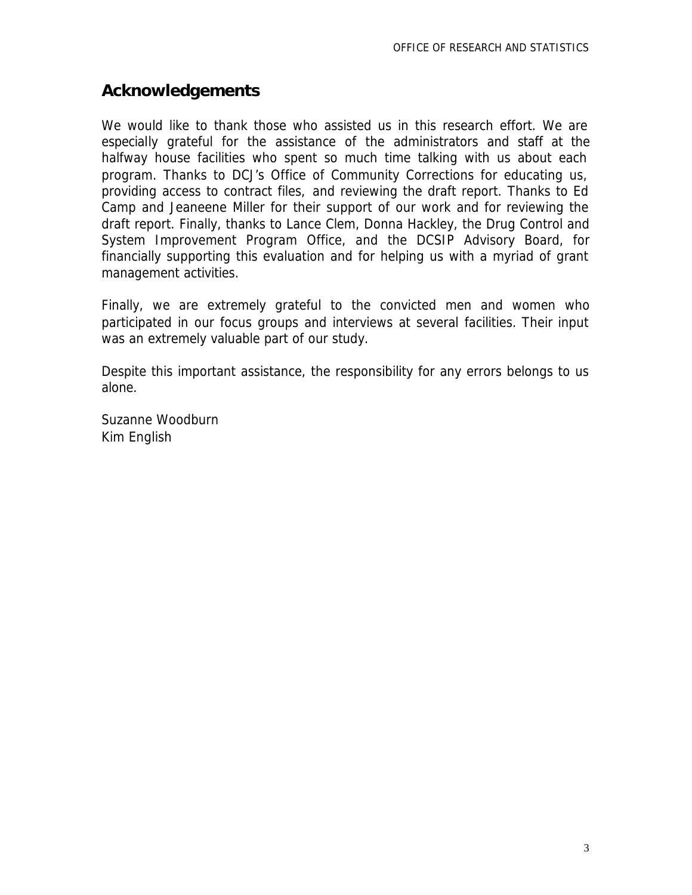## Acknowledgements

We would like to thank those who assisted us in this research effort. We are especially grateful for the assistance of the administrators and staff at the halfway house facilities who spent so much time talking with us about each program. Thanks to DCJ's Office of Community Corrections for educating us, providing access to contract files, and reviewing the draft report. Thanks to Ed Camp and Jeaneene Miller for their support of our work and for reviewing the draft report. Finally, thanks to Lance Clem, Donna Hackley, the Drug Control and System Improvement Program Office, and the DCSIP Advisory Board, for financially supporting this evaluation and for helping us with a myriad of grant management activities.

Finally, we are extremely grateful to the convicted men and women who participated in our focus groups and interviews at several facilities. Their input was an extremely valuable part of our study.

Despite this important assistance, the responsibility for any errors belongs to us alone.

Suzanne Woodburn
Kim English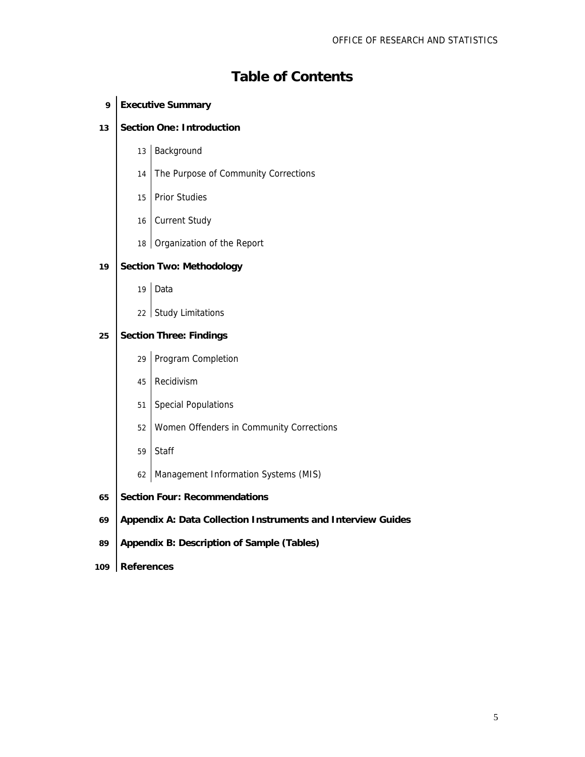# Table of Contents

- 9 **Executive Summary**
- 13 **Section One: Introduction**
  - 13 Background
  - 14 The Purpose of Community Corrections
  - 15 Prior Studies
  - 16 Current Study
  - 18 Organization of the Report
- 19 **Section Two: Methodology**
  - 19 Data
  - 22 Study Limitations
- 25 **Section Three: Findings**
  - 29 Program Completion
  - 45 Recidivism
  - 51 Special Populations
  - 52 Women Offenders in Community Corrections
  - 59 Staff
  - 62 Management Information Systems (MIS)
- 65 **Section Four: Recommendations**
- 69 **Appendix A: Data Collection Instruments and Interview Guides**
- 89 **Appendix B: Description of Sample (Tables)**
- 109 **References**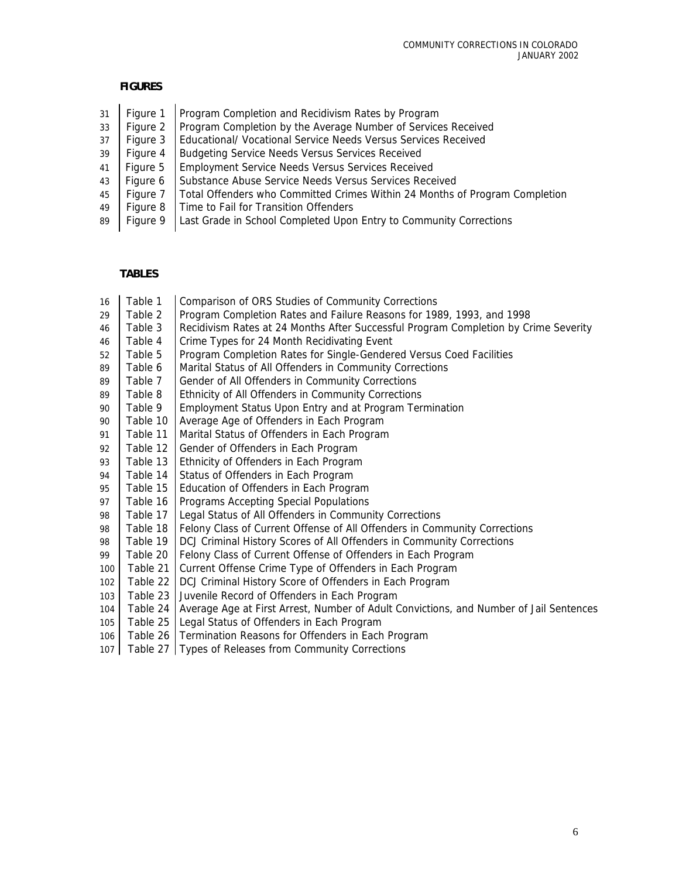**FIGURES**

| | | |
|---|---|---|
| 31 | Figure 1 | Program Completion and Recidivism Rates by Program |
| 33 | Figure 2 | Program Completion by the Average Number of Services Received |
| 37 | Figure 3 | Educational/ Vocational Service Needs Versus Services Received |
| 39 | Figure 4 | Budgeting Service Needs Versus Services Received |
| 41 | Figure 5 | Employment Service Needs Versus Services Received |
| 43 | Figure 6 | Substance Abuse Service Needs Versus Services Received |
| 45 | Figure 7 | Total Offenders who Committed Crimes Within 24 Months of Program Completion |
| 49 | Figure 8 | Time to Fail for Transition Offenders |
| 89 | Figure 9 | Last Grade in School Completed Upon Entry to Community Corrections |

**TABLES**

| | | |
|---|---|---|
| 16 | Table 1 | Comparison of ORS Studies of Community Corrections |
| 29 | Table 2 | Program Completion Rates and Failure Reasons for 1989, 1993, and 1998 |
| 46 | Table 3 | Recidivism Rates at 24 Months After Successful Program Completion by Crime Severity |
| 46 | Table 4 | Crime Types for 24 Month Recidivating Event |
| 52 | Table 5 | Program Completion Rates for Single-Gendered Versus Coed Facilities |
| 89 | Table 6 | Marital Status of All Offenders in Community Corrections |
| 89 | Table 7 | Gender of All Offenders in Community Corrections |
| 89 | Table 8 | Ethnicity of All Offenders in Community Corrections |
| 90 | Table 9 | Employment Status Upon Entry and at Program Termination |
| 90 | Table 10 | Average Age of Offenders in Each Program |
| 91 | Table 11 | Marital Status of Offenders in Each Program |
| 92 | Table 12 | Gender of Offenders in Each Program |
| 93 | Table 13 | Ethnicity of Offenders in Each Program |
| 94 | Table 14 | Status of Offenders in Each Program |
| 95 | Table 15 | Education of Offenders in Each Program |
| 97 | Table 16 | Programs Accepting Special Populations |
| 98 | Table 17 | Legal Status of All Offenders in Community Corrections |
| 98 | Table 18 | Felony Class of Current Offense of All Offenders in Community Corrections |
| 98 | Table 19 | DCJ Criminal History Scores of All Offenders in Community Corrections |
| 99 | Table 20 | Felony Class of Current Offense of Offenders in Each Program |
| 100 | Table 21 | Current Offense Crime Type of Offenders in Each Program |
| 102 | Table 22 | DCJ Criminal History Score of Offenders in Each Program |
| 103 | Table 23 | Juvenile Record of Offenders in Each Program |
| 104 | Table 24 | Average Age at First Arrest, Number of Adult Convictions, and Number of Jail Sentences |
| 105 | Table 25 | Legal Status of Offenders in Each Program |
| 106 | Table 26 | Termination Reasons for Offenders in Each Program |
| 107 | Table 27 | Types of Releases from Community Corrections |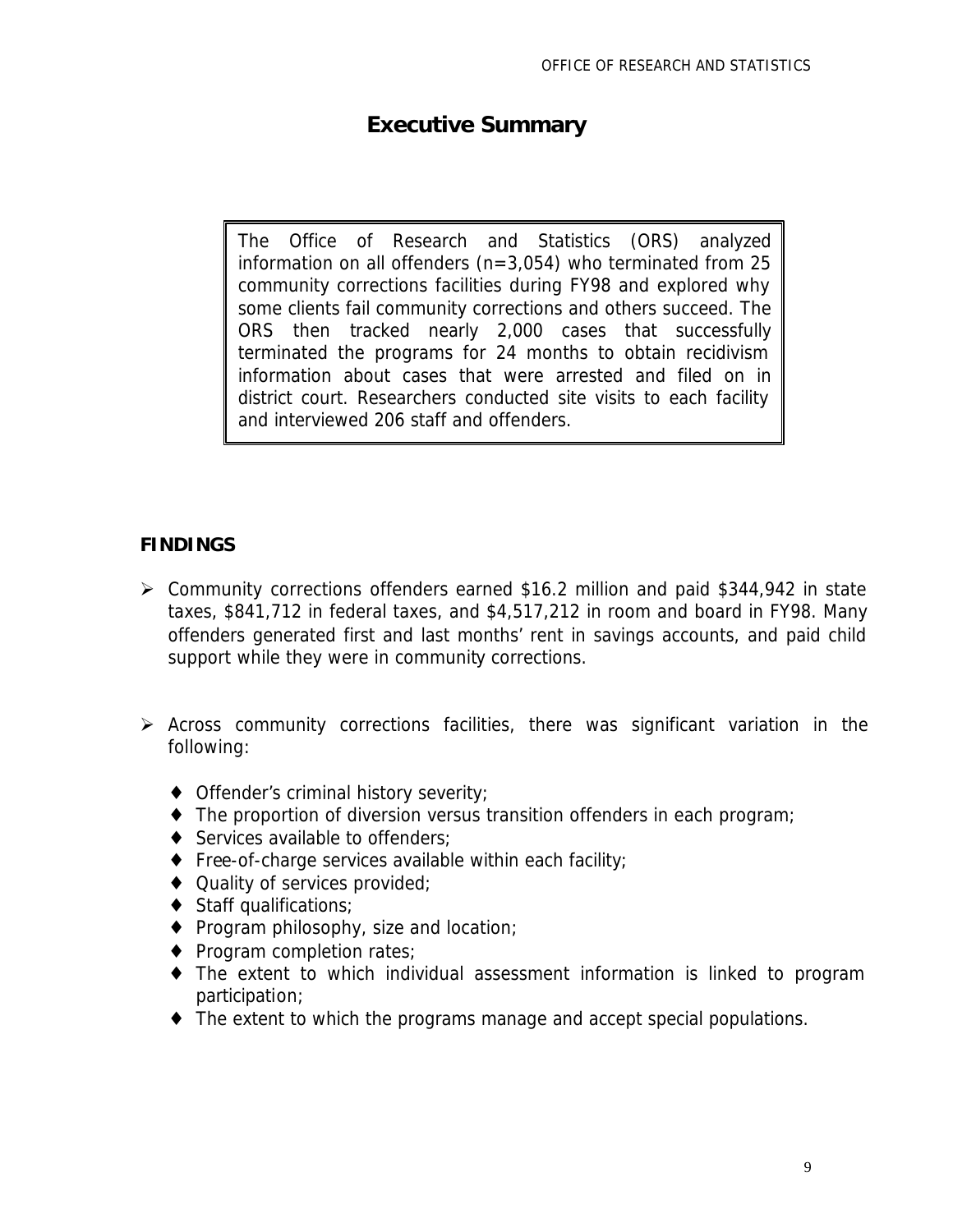# Executive Summary

> The Office of Research and Statistics (ORS) analyzed information on all offenders (n=3,054) who terminated from 25 community corrections facilities during FY98 and explored why some clients fail community corrections and others succeed. The ORS then tracked nearly 2,000 cases that successfully terminated the programs for 24 months to obtain recidivism information about cases that were arrested and filed on in district court. Researchers conducted site visits to each facility and interviewed 206 staff and offenders.

## FINDINGS

- Community corrections offenders earned $16.2 million and paid $344,942 in state taxes, $841,712 in federal taxes, and $4,517,212 in room and board in FY98. Many offenders generated first and last months' rent in savings accounts, and paid child support while they were in community corrections.

- Across community corrections facilities, there was significant variation in the following:
  - Offender's criminal history severity;
  - The proportion of diversion versus transition offenders in each program;
  - Services available to offenders;
  - Free-of-charge services available within each facility;
  - Quality of services provided;
  - Staff qualifications;
  - Program philosophy, size and location;
  - Program completion rates;
  - The extent to which individual assessment information is linked to program participation;
  - The extent to which the programs manage and accept special populations.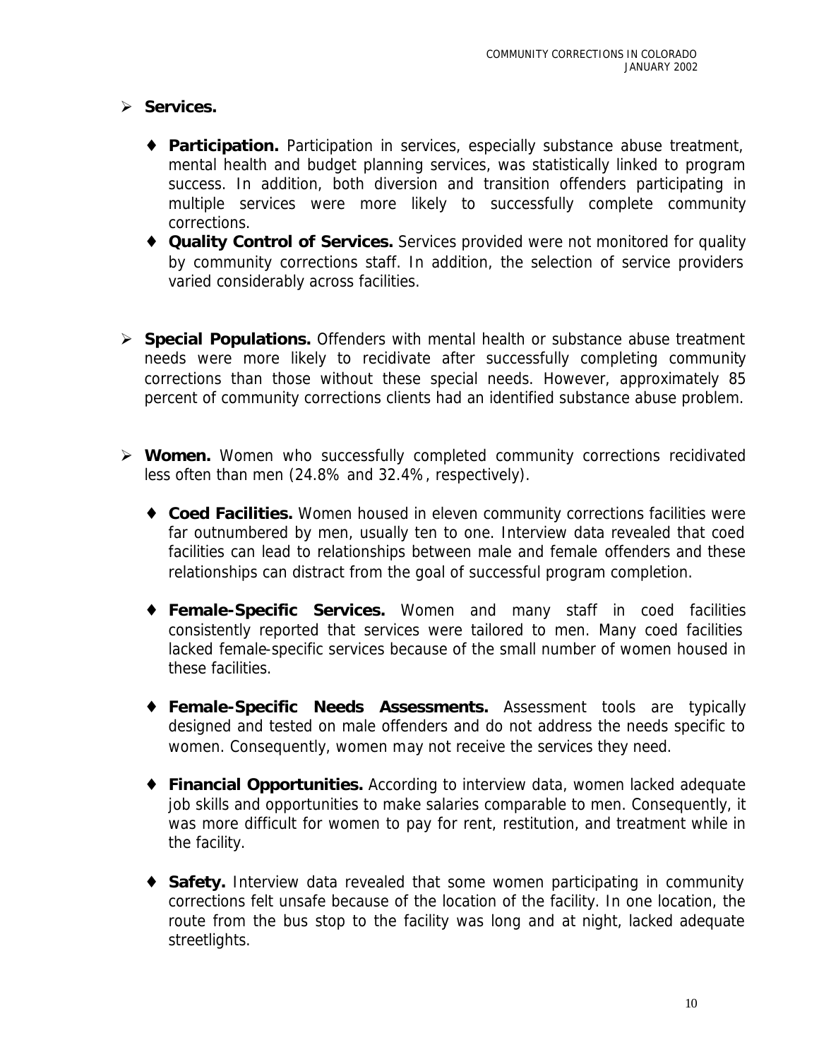- **Services.**

  - **Participation.** Participation in services, especially substance abuse treatment, mental health and budget planning services, was statistically linked to program success. In addition, both diversion and transition offenders participating in multiple services were more likely to successfully complete community corrections.
  - **Quality Control of Services.** Services provided were not monitored for quality by community corrections staff. In addition, the selection of service providers varied considerably across facilities.

- **Special Populations.** Offenders with mental health or substance abuse treatment needs were more likely to recidivate after successfully completing community corrections than those without these special needs. However, approximately 85 percent of community corrections clients had an identified substance abuse problem.

- **Women.** Women who successfully completed community corrections recidivated less often than men (24.8% and 32.4%, respectively).

  - **Coed Facilities.** Women housed in eleven community corrections facilities were far outnumbered by men, usually ten to one. Interview data revealed that coed facilities can lead to relationships between male and female offenders and these relationships can distract from the goal of successful program completion.

  - **Female-Specific Services.** Women and many staff in coed facilities consistently reported that services were tailored to men. Many coed facilities lacked female-specific services because of the small number of women housed in these facilities.

  - **Female-Specific Needs Assessments.** Assessment tools are typically designed and tested on male offenders and do not address the needs specific to women. Consequently, women may not receive the services they need.

  - **Financial Opportunities.** According to interview data, women lacked adequate job skills and opportunities to make salaries comparable to men. Consequently, it was more difficult for women to pay for rent, restitution, and treatment while in the facility.

  - **Safety.** Interview data revealed that some women participating in community corrections felt unsafe because of the location of the facility. In one location, the route from the bus stop to the facility was long and at night, lacked adequate streetlights.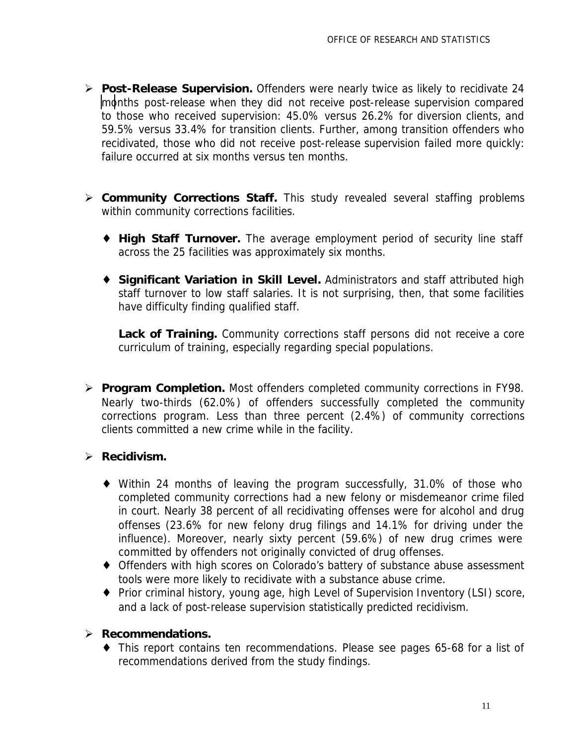- **Post-Release Supervision.** Offenders were nearly twice as likely to recidivate 24 months post-release when they did not receive post-release supervision compared to those who received supervision: 45.0% versus 26.2% for diversion clients, and 59.5% versus 33.4% for transition clients. Further, among transition offenders who recidivated, those who did not receive post-release supervision failed more quickly: failure occurred at six months versus ten months.

- **Community Corrections Staff.** This study revealed several staffing problems within community corrections facilities.

  - **High Staff Turnover.** The average employment period of security line staff across the 25 facilities was approximately six months.

  - **Significant Variation in Skill Level.** Administrators and staff attributed high staff turnover to low staff salaries. It is not surprising, then, that some facilities have difficulty finding qualified staff.

    **Lack of Training.** Community corrections staff persons did not receive a core curriculum of training, especially regarding special populations.

- **Program Completion.** Most offenders completed community corrections in FY98. Nearly two-thirds (62.0%) of offenders successfully completed the community corrections program. Less than three percent (2.4%) of community corrections clients committed a new crime while in the facility.

- **Recidivism.**

  - Within 24 months of leaving the program successfully, 31.0% of those who completed community corrections had a new felony or misdemeanor crime filed in court. Nearly 38 percent of all recidivating offenses were for alcohol and drug offenses (23.6% for new felony drug filings and 14.1% for driving under the influence). Moreover, nearly sixty percent (59.6%) of new drug crimes were committed by offenders not originally convicted of drug offenses.
  - Offenders with high scores on Colorado's battery of substance abuse assessment tools were more likely to recidivate with a substance abuse crime.
  - Prior criminal history, young age, high Level of Supervision Inventory (LSI) score, and a lack of post-release supervision statistically predicted recidivism.

- **Recommendations.**
  - This report contains ten recommendations. Please see pages 65-68 for a list of recommendations derived from the study findings.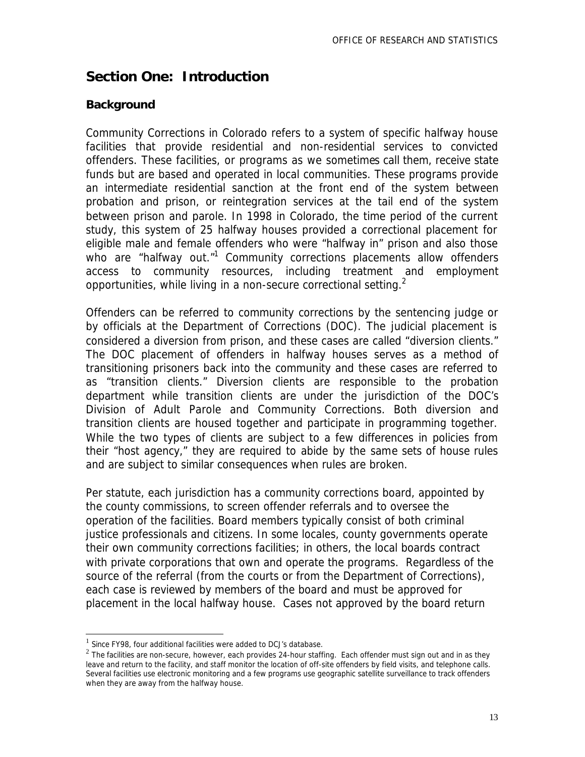## Section One: Introduction

### Background

Community Corrections in Colorado refers to a system of specific halfway house facilities that provide residential and non-residential services to convicted offenders. These facilities, or programs as we sometimes call them, receive state funds but are based and operated in local communities. These programs provide an intermediate residential sanction at the front end of the system between probation and prison, or reintegration services at the tail end of the system between prison and parole. In 1998 in Colorado, the time period of the current study, this system of 25 halfway houses provided a correctional placement for eligible male and female offenders who were "halfway in" prison and also those who are "halfway out."[1] Community corrections placements allow offenders access to community resources, including treatment and employment opportunities, while living in a non-secure correctional setting.[2]

Offenders can be referred to community corrections by the sentencing judge or by officials at the Department of Corrections (DOC). The judicial placement is considered a diversion from prison, and these cases are called "diversion clients." The DOC placement of offenders in halfway houses serves as a method of transitioning prisoners back into the community and these cases are referred to as "transition clients." Diversion clients are responsible to the probation department while transition clients are under the jurisdiction of the DOC's Division of Adult Parole and Community Corrections. Both diversion and transition clients are housed together and participate in programming together. While the two types of clients are subject to a few differences in policies from their "host agency," they are required to abide by the same sets of house rules and are subject to similar consequences when rules are broken.

Per statute, each jurisdiction has a community corrections board, appointed by the county commissions, to screen offender referrals and to oversee the operation of the facilities. Board members typically consist of both criminal justice professionals and citizens. In some locales, county governments operate their own community corrections facilities; in others, the local boards contract with private corporations that own and operate the programs. Regardless of the source of the referral (from the courts or from the Department of Corrections), each case is reviewed by members of the board and must be approved for placement in the local halfway house. Cases not approved by the board return

---

[1] Since FY98, four additional facilities were added to DCJ's database.

[2] The facilities are non-secure, however, each provides 24-hour staffing. Each offender must sign out and in as they leave and return to the facility, and staff monitor the location of off-site offenders by field visits, and telephone calls. Several facilities use electronic monitoring and a few programs use geographic satellite surveillance to track offenders when they are away from the halfway house.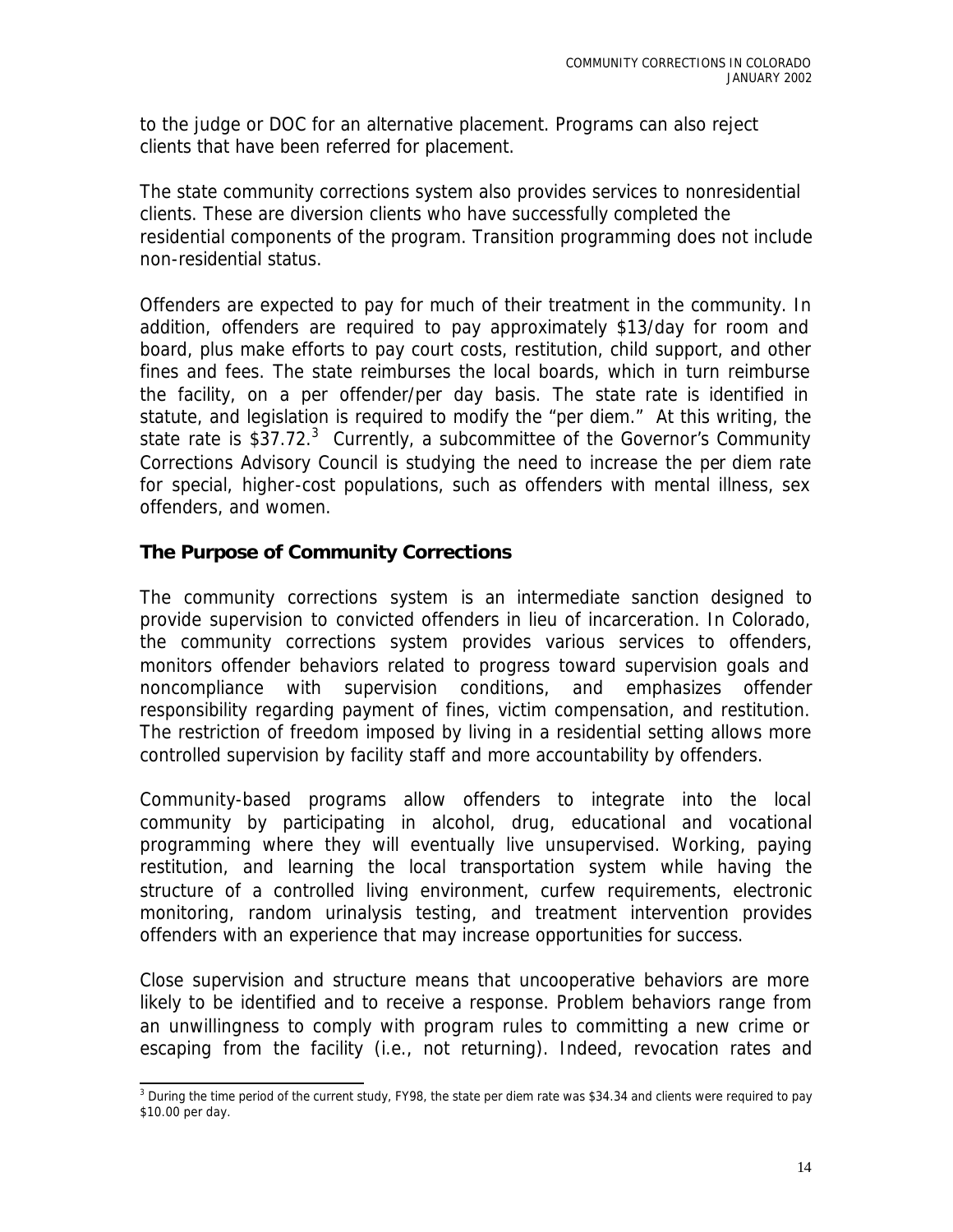to the judge or DOC for an alternative placement. Programs can also reject clients that have been referred for placement.

The state community corrections system also provides services to nonresidential clients. These are diversion clients who have successfully completed the residential components of the program. Transition programming does not include non-residential status.

Offenders are expected to pay for much of their treatment in the community. In addition, offenders are required to pay approximately $13/day for room and board, plus make efforts to pay court costs, restitution, child support, and other fines and fees. The state reimburses the local boards, which in turn reimburse the facility, on a per offender/per day basis. The state rate is identified in statute, and legislation is required to modify the "per diem." At this writing, the state rate is $37.72.[3] Currently, a subcommittee of the Governor's Community Corrections Advisory Council is studying the need to increase the per diem rate for special, higher-cost populations, such as offenders with mental illness, sex offenders, and women.

## The Purpose of Community Corrections

The community corrections system is an intermediate sanction designed to provide supervision to convicted offenders in lieu of incarceration. In Colorado, the community corrections system provides various services to offenders, monitors offender behaviors related to progress toward supervision goals and noncompliance with supervision conditions, and emphasizes offender responsibility regarding payment of fines, victim compensation, and restitution. The restriction of freedom imposed by living in a residential setting allows more controlled supervision by facility staff and more accountability by offenders.

Community-based programs allow offenders to integrate into the local community by participating in alcohol, drug, educational and vocational programming where they will eventually live unsupervised. Working, paying restitution, and learning the local transportation system while having the structure of a controlled living environment, curfew requirements, electronic monitoring, random urinalysis testing, and treatment intervention provides offenders with an experience that may increase opportunities for success.

Close supervision and structure means that uncooperative behaviors are more likely to be identified and to receive a response. Problem behaviors range from an unwillingness to comply with program rules to committing a new crime or escaping from the facility (i.e., not returning). Indeed, revocation rates and

---

[3] During the time period of the current study, FY98, the state per diem rate was $34.34 and clients were required to pay $10.00 per day.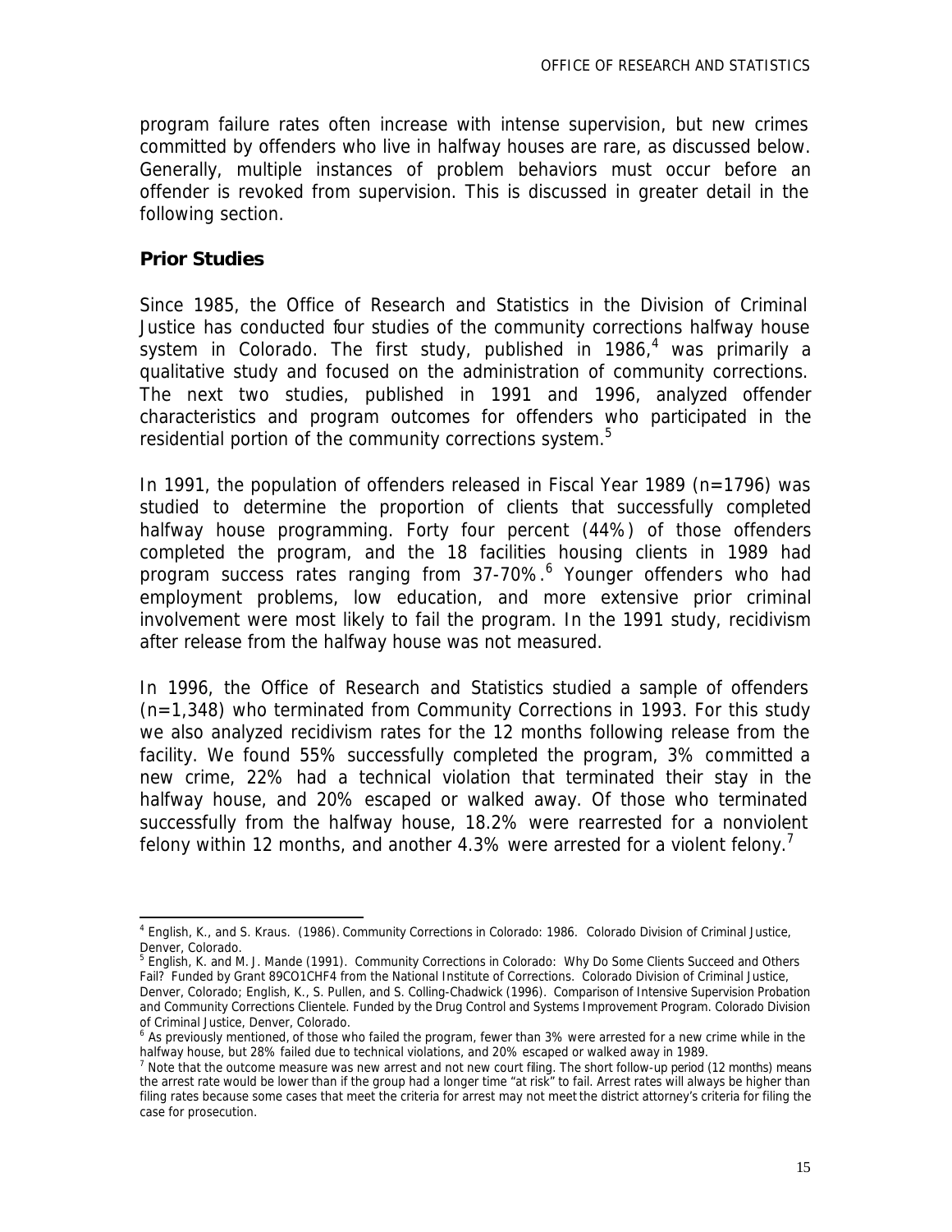program failure rates often increase with intense supervision, but new crimes committed by offenders who live in halfway houses are rare, as discussed below. Generally, multiple instances of problem behaviors must occur before an offender is revoked from supervision. This is discussed in greater detail in the following section.

## Prior Studies

Since 1985, the Office of Research and Statistics in the Division of Criminal Justice has conducted four studies of the community corrections halfway house system in Colorado. The first study, published in 1986,[4] was primarily a qualitative study and focused on the administration of community corrections. The next two studies, published in 1991 and 1996, analyzed offender characteristics and program outcomes for offenders who participated in the residential portion of the community corrections system.[5]

In 1991, the population of offenders released in Fiscal Year 1989 (n=1796) was studied to determine the proportion of clients that successfully completed halfway house programming. Forty four percent (44%) of those offenders completed the program, and the 18 facilities housing clients in 1989 had program success rates ranging from 37-70%.[6] Younger offenders who had employment problems, low education, and more extensive prior criminal involvement were most likely to fail the program. In the 1991 study, recidivism after release from the halfway house was not measured.

In 1996, the Office of Research and Statistics studied a sample of offenders (n=1,348) who terminated from Community Corrections in 1993. For this study we also analyzed recidivism rates for the 12 months following release from the facility. We found 55% successfully completed the program, 3% committed a new crime, 22% had a technical violation that terminated their stay in the halfway house, and 20% escaped or walked away. Of those who terminated successfully from the halfway house, 18.2% were rearrested for a nonviolent felony within 12 months, and another 4.3% were arrested for a violent felony.[7]

---

[4] English, K., and S. Kraus. (1986). Community Corrections in Colorado: 1986. Colorado Division of Criminal Justice, Denver, Colorado.

[5] English, K. and M. J. Mande (1991). Community Corrections in Colorado: Why Do Some Clients Succeed and Others Fail? Funded by Grant 89CO1CHF4 from the National Institute of Corrections. Colorado Division of Criminal Justice, Denver, Colorado; English, K., S. Pullen, and S. Colling-Chadwick (1996). Comparison of Intensive Supervision Probation and Community Corrections Clientele. Funded by the Drug Control and Systems Improvement Program. Colorado Division of Criminal Justice, Denver, Colorado.

[6] As previously mentioned, of those who failed the program, fewer than 3% were arrested for a new crime while in the halfway house, but 28% failed due to technical violations, and 20% escaped or walked away in 1989.

[7] Note that the outcome measure was new arrest and not new court filing. The short follow-up period (12 months) means the arrest rate would be lower than if the group had a longer time "at risk" to fail. Arrest rates will always be higher than filing rates because some cases that meet the criteria for arrest may not meet the district attorney's criteria for filing the case for prosecution.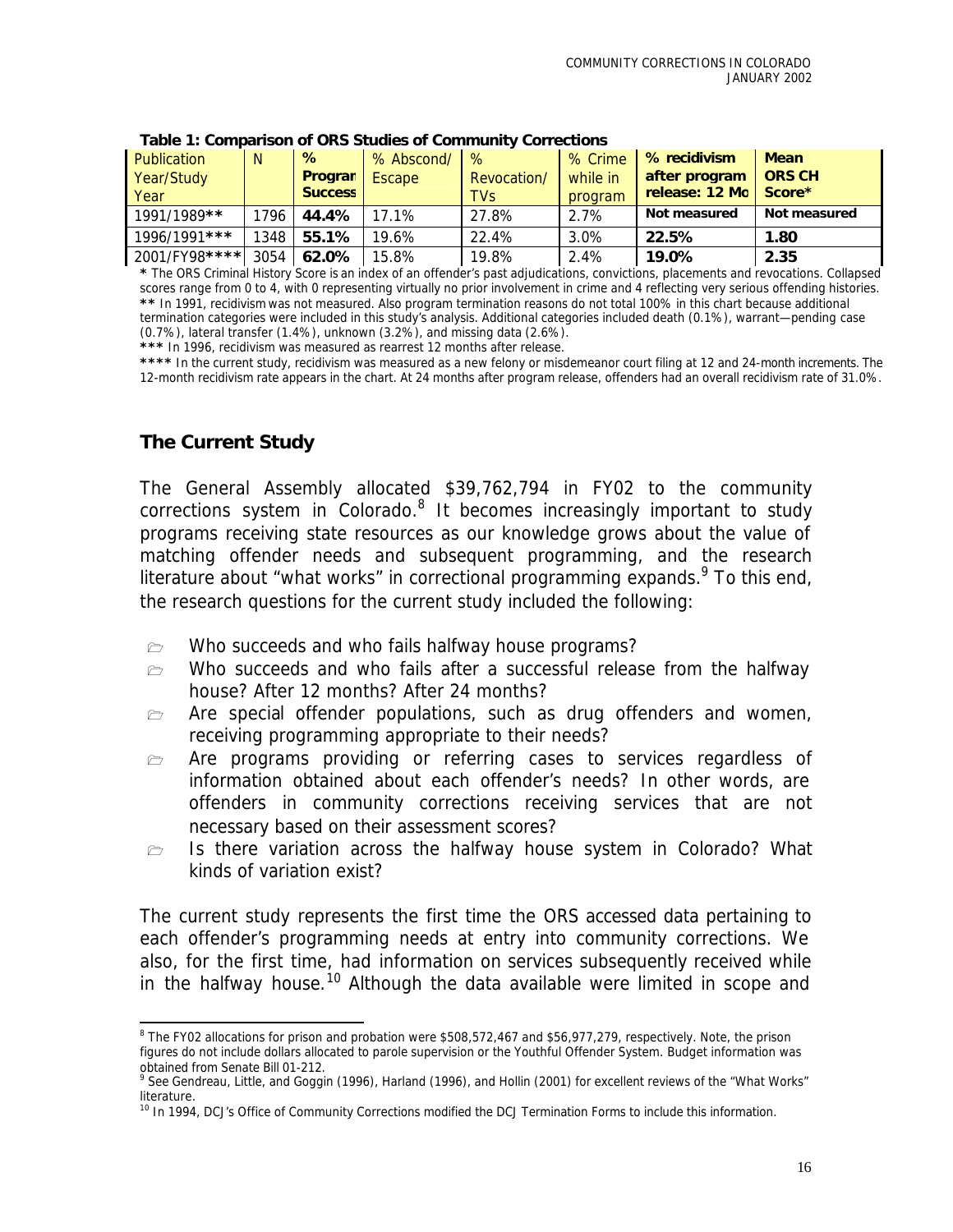**Table 1: Comparison of ORS Studies of Community Corrections**

| Publication Year/Study Year | N | % Program Success | % Abscond/ Escape | % Revocation/ TVs | % Crime while in program | % recidivism after program release: 12 Mo | Mean ORS CH Score* |
|---|---|---|---|---|---|---|---|
| 1991/1989** | 1796 | **44.4%** | 17.1% | 27.8% | 2.7% | **Not measured** | **Not measured** |
| 1996/1991*** | 1348 | **55.1%** | 19.6% | 22.4% | 3.0% | **22.5%** | **1.80** |
| 2001/FY98**** | 3054 | **62.0%** | 15.8% | 19.8% | 2.4% | **19.0%** | **2.35** |

**\*** The ORS Criminal History Score is an index of an offender's past adjudications, convictions, placements and revocations. Collapsed scores range from 0 to 4, with 0 representing virtually no prior involvement in crime and 4 reflecting very serious offending histories.
**\*\*** In 1991, recidivism was not measured. Also program termination reasons do not total 100% in this chart because additional termination categories were included in this study's analysis. Additional categories included death (0.1%), warrant—pending case (0.7%), lateral transfer (1.4%), unknown (3.2%), and missing data (2.6%).
**\*\*\*** In 1996, recidivism was measured as rearrest 12 months after release.
**\*\*\*\*** In the current study, recidivism was measured as a new felony or misdemeanor court filing at 12 and 24-month increments. The 12-month recidivism rate appears in the chart. At 24 months after program release, offenders had an overall recidivism rate of 31.0%.

## The Current Study

The General Assembly allocated $39,762,794 in FY02 to the community corrections system in Colorado.[8] It becomes increasingly important to study programs receiving state resources as our knowledge grows about the value of matching offender needs and subsequent programming, and the research literature about "what works" in correctional programming expands.[9] To this end, the research questions for the current study included the following:

- Who succeeds and who fails halfway house programs?
- Who succeeds and who fails after a successful release from the halfway house? After 12 months? After 24 months?
- Are special offender populations, such as drug offenders and women, receiving programming appropriate to their needs?
- Are programs providing or referring cases to services regardless of information obtained about each offender's needs? In other words, are offenders in community corrections receiving services that are not necessary based on their assessment scores?
- Is there variation across the halfway house system in Colorado? What kinds of variation exist?

The current study represents the first time the ORS accessed data pertaining to each offender's programming needs at entry into community corrections. We also, for the first time, had information on services subsequently received while in the halfway house.[10] Although the data available were limited in scope and

---

[8] The FY02 allocations for prison and probation were $508,572,467 and $56,977,279, respectively. Note, the prison figures do not include dollars allocated to parole supervision or the Youthful Offender System. Budget information was obtained from Senate Bill 01-212.

[9] See Gendreau, Little, and Goggin (1996), Harland (1996), and Hollin (2001) for excellent reviews of the "What Works" literature.

[10] In 1994, DCJ's Office of Community Corrections modified the DCJ Termination Forms to include this information.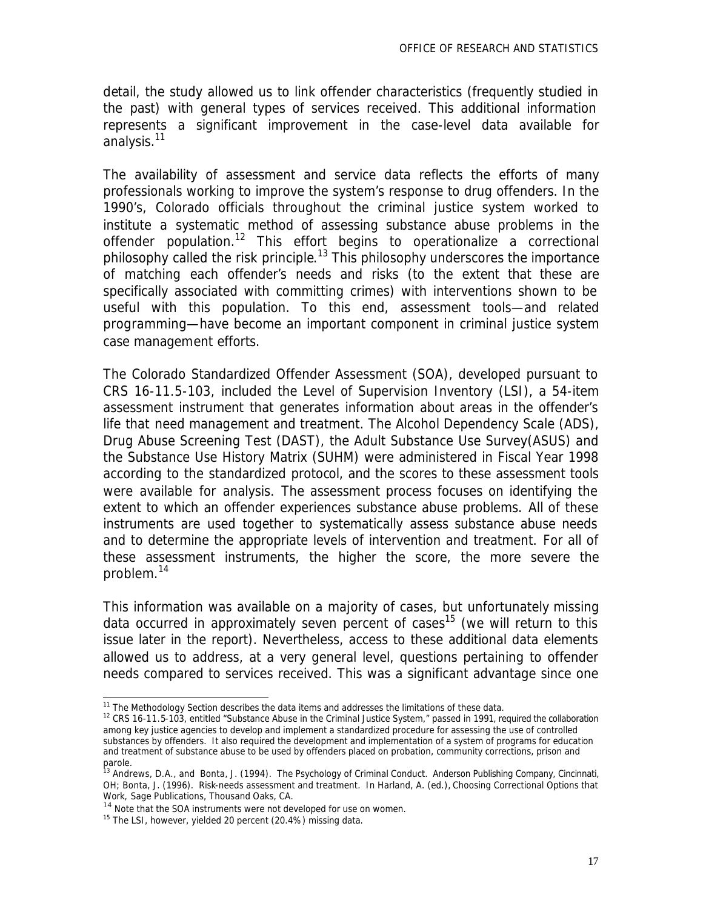detail, the study allowed us to link offender characteristics (frequently studied in the past) with general types of services received. This additional information represents a significant improvement in the case-level data available for analysis.[11]

The availability of assessment and service data reflects the efforts of many professionals working to improve the system's response to drug offenders. In the 1990's, Colorado officials throughout the criminal justice system worked to institute a systematic method of assessing substance abuse problems in the offender population.[12] This effort begins to operationalize a correctional philosophy called the risk principle.[13] This philosophy underscores the importance of matching each offender's needs and risks (to the extent that these are specifically associated with committing crimes) with interventions shown to be useful with this population. To this end, assessment tools—and related programming—have become an important component in criminal justice system case management efforts.

The Colorado Standardized Offender Assessment (SOA), developed pursuant to CRS 16-11.5-103, included the Level of Supervision Inventory (LSI), a 54-item assessment instrument that generates information about areas in the offender's life that need management and treatment. The Alcohol Dependency Scale (ADS), Drug Abuse Screening Test (DAST), the Adult Substance Use Survey(ASUS) and the Substance Use History Matrix (SUHM) were administered in Fiscal Year 1998 according to the standardized protocol, and the scores to these assessment tools were available for analysis. The assessment process focuses on identifying the extent to which an offender experiences substance abuse problems. All of these instruments are used together to systematically assess substance abuse needs and to determine the appropriate levels of intervention and treatment. For all of these assessment instruments, the higher the score, the more severe the problem.[14]

This information was available on a majority of cases, but unfortunately missing data occurred in approximately seven percent of cases[15] (we will return to this issue later in the report). Nevertheless, access to these additional data elements allowed us to address, at a very general level, questions pertaining to offender needs compared to services received. This was a significant advantage since one

---

[11] The Methodology Section describes the data items and addresses the limitations of these data.

[12] CRS 16-11.5-103, entitled "Substance Abuse in the Criminal Justice System," passed in 1991, required the collaboration among key justice agencies to develop and implement a standardized procedure for assessing the use of controlled substances by offenders. It also required the development and implementation of a system of programs for education and treatment of substance abuse to be used by offenders placed on probation, community corrections, prison and parole.

[13] Andrews, D.A., and Bonta, J. (1994). The Psychology of Criminal Conduct. Anderson Publishing Company, Cincinnati, OH; Bonta, J. (1996). Risk-needs assessment and treatment. In Harland, A. (ed.), *Choosing Correctional Options that Work*, Sage Publications, Thousand Oaks, CA.

[14] Note that the SOA instruments were not developed for use on women.

[15] The LSI, however, yielded 20 percent (20.4%) missing data.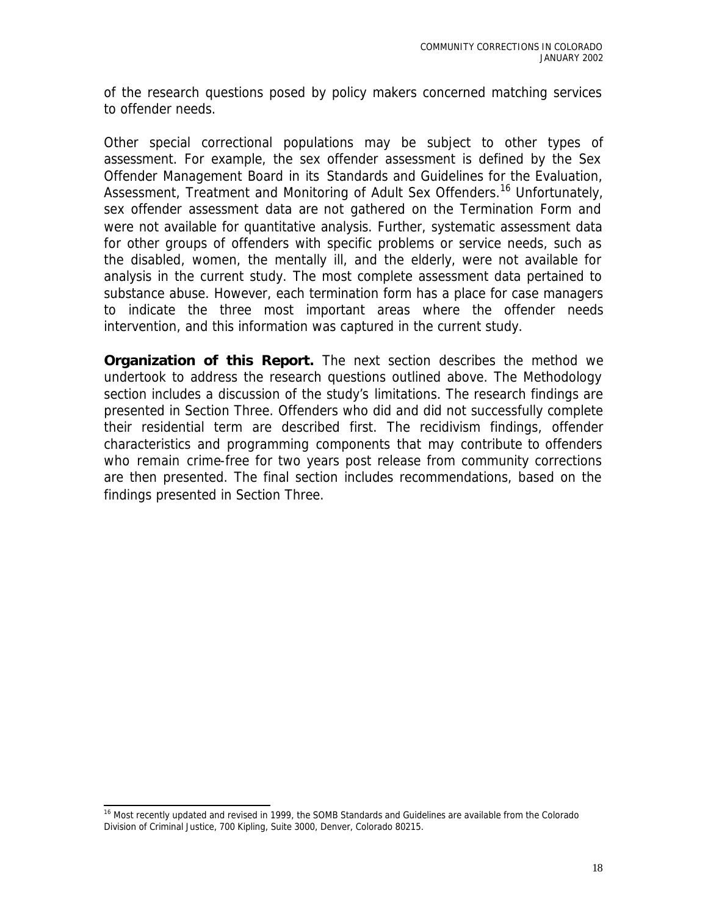of the research questions posed by policy makers concerned matching services to offender needs.

Other special correctional populations may be subject to other types of assessment. For example, the sex offender assessment is defined by the Sex Offender Management Board in its *Standards and Guidelines for the Evaluation, Assessment, Treatment and Monitoring of Adult Sex Offenders*.[16] Unfortunately, sex offender assessment data are not gathered on the Termination Form and were not available for quantitative analysis. Further, systematic assessment data for other groups of offenders with specific problems or service needs, such as the disabled, women, the mentally ill, and the elderly, were not available for analysis in the current study. The most complete assessment data pertained to substance abuse. However, each termination form has a place for case managers to indicate the three most important areas where the offender needs intervention, and this information was captured in the current study.

**Organization of this Report.** The next section describes the method we undertook to address the research questions outlined above. The Methodology section includes a discussion of the study's limitations. The research findings are presented in Section Three. Offenders who did and did not successfully complete their residential term are described first. The recidivism findings, offender characteristics and programming components that may contribute to offenders who remain crime-free for two years post release from community corrections are then presented. The final section includes recommendations, based on the findings presented in Section Three.

[16] Most recently updated and revised in 1999, the SOMB Standards and Guidelines are available from the Colorado Division of Criminal Justice, 700 Kipling, Suite 3000, Denver, Colorado 80215.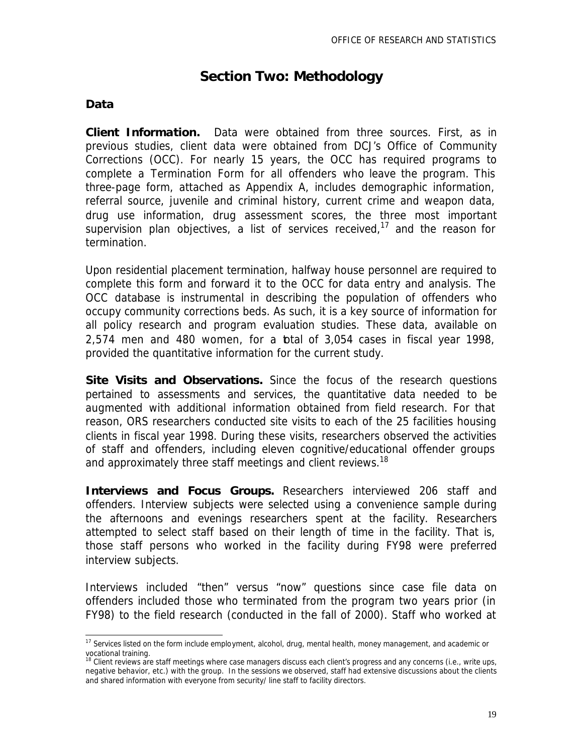# Section Two: Methodology

## Data

**Client Information.** Data were obtained from three sources. First, as in previous studies, client data were obtained from DCJ's Office of Community Corrections (OCC). For nearly 15 years, the OCC has required programs to complete a Termination Form for all offenders who leave the program. This three-page form, attached as Appendix A, includes demographic information, referral source, juvenile and criminal history, current crime and weapon data, drug use information, drug assessment scores, the three most important supervision plan objectives, a list of services received,[17] and the reason for termination.

Upon residential placement termination, halfway house personnel are required to complete this form and forward it to the OCC for data entry and analysis. The OCC database is instrumental in describing the population of offenders who occupy community corrections beds. As such, it is a key source of information for all policy research and program evaluation studies. These data, available on 2,574 men and 480 women, for a total of 3,054 cases in fiscal year 1998, provided the quantitative information for the current study.

**Site Visits and Observations.** Since the focus of the research questions pertained to assessments and services, the quantitative data needed to be augmented with additional information obtained from field research. For that reason, ORS researchers conducted site visits to each of the 25 facilities housing clients in fiscal year 1998. During these visits, researchers observed the activities of staff and offenders, including eleven cognitive/educational offender groups and approximately three staff meetings and client reviews.[18]

**Interviews and Focus Groups.** Researchers interviewed 206 staff and offenders. Interview subjects were selected using a convenience sample during the afternoons and evenings researchers spent at the facility. Researchers attempted to select staff based on their length of time in the facility. That is, those staff persons who worked in the facility during FY98 were preferred interview subjects.

Interviews included "then" versus "now" questions since case file data on offenders included those who terminated from the program two years prior (in FY98) to the field research (conducted in the fall of 2000). Staff who worked at

---

[17] Services listed on the form include employment, alcohol, drug, mental health, money management, and academic or vocational training.

[18] Client reviews are staff meetings where case managers discuss each client's progress and any concerns (i.e., write ups, negative behavior, etc.) with the group. In the sessions we observed, staff had extensive discussions about the clients and shared information with everyone from security/ line staff to facility directors.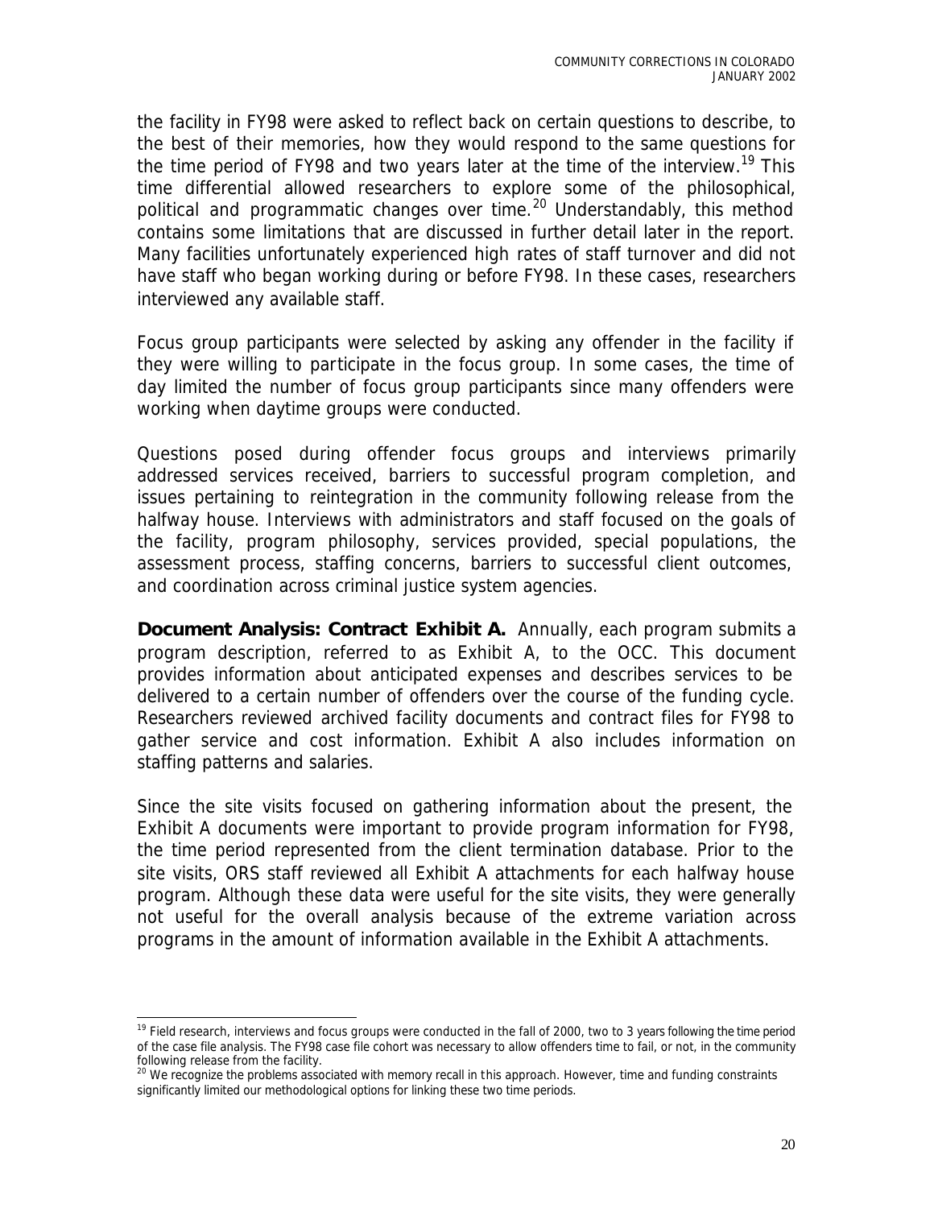the facility in FY98 were asked to reflect back on certain questions to describe, to the best of their memories, how they would respond to the same questions for the time period of FY98 and two years later at the time of the interview.[19] This time differential allowed researchers to explore some of the philosophical, political and programmatic changes over time.[20] Understandably, this method contains some limitations that are discussed in further detail later in the report. Many facilities unfortunately experienced high rates of staff turnover and did not have staff who began working during or before FY98. In these cases, researchers interviewed any available staff.

Focus group participants were selected by asking any offender in the facility if they were willing to participate in the focus group. In some cases, the time of day limited the number of focus group participants since many offenders were working when daytime groups were conducted.

Questions posed during offender focus groups and interviews primarily addressed services received, barriers to successful program completion, and issues pertaining to reintegration in the community following release from the halfway house. Interviews with administrators and staff focused on the goals of the facility, program philosophy, services provided, special populations, the assessment process, staffing concerns, barriers to successful client outcomes, and coordination across criminal justice system agencies.

**Document Analysis: Contract Exhibit A.** Annually, each program submits a program description, referred to as Exhibit A, to the OCC. This document provides information about anticipated expenses and describes services to be delivered to a certain number of offenders over the course of the funding cycle. Researchers reviewed archived facility documents and contract files for FY98 to gather service and cost information. Exhibit A also includes information on staffing patterns and salaries.

Since the site visits focused on gathering information about the present, the Exhibit A documents were important to provide program information for FY98, the time period represented from the client termination database. Prior to the site visits, ORS staff reviewed all Exhibit A attachments for each halfway house program. Although these data were useful for the site visits, they were generally not useful for the overall analysis because of the extreme variation across programs in the amount of information available in the Exhibit A attachments.

---

[19] Field research, interviews and focus groups were conducted in the fall of 2000, two to 3 years following the time period of the case file analysis. The FY98 case file cohort was necessary to allow offenders time to fail, or not, in the community following release from the facility.

[20] We recognize the problems associated with memory recall in this approach. However, time and funding constraints significantly limited our methodological options for linking these two time periods.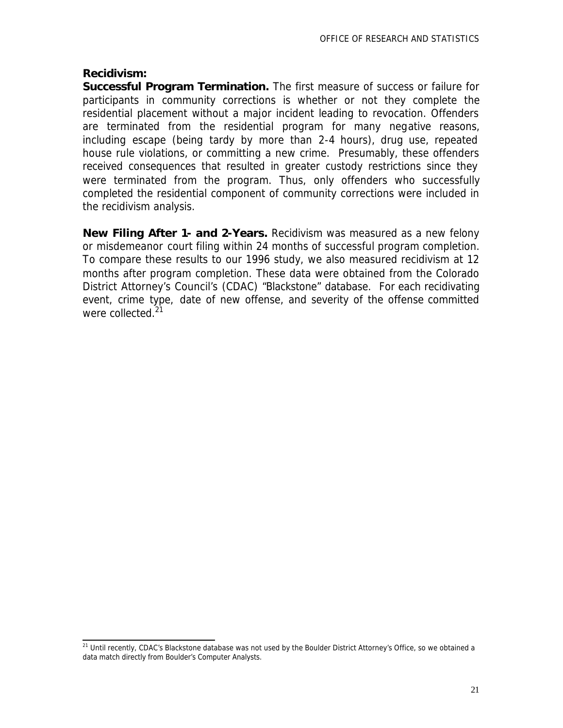**Recidivism:**

**Successful Program Termination.** The first measure of success or failure for participants in community corrections is whether or not they complete the residential placement without a major incident leading to revocation. Offenders are terminated from the residential program for many negative reasons, including escape (being tardy by more than 2-4 hours), drug use, repeated house rule violations, or committing a new crime. Presumably, these offenders received consequences that resulted in greater custody restrictions since they were terminated from the program. Thus, only offenders who successfully completed the residential component of community corrections were included in the recidivism analysis.

**New Filing After 1- and 2-Years.** Recidivism was measured as a new felony or misdemeanor court filing within 24 months of successful program completion. To compare these results to our 1996 study, we also measured recidivism at 12 months after program completion. These data were obtained from the Colorado District Attorney's Council's (CDAC) "Blackstone" database. For each recidivating event, crime type, date of new offense, and severity of the offense committed were collected.[21]

[21] Until recently, CDAC's Blackstone database was not used by the Boulder District Attorney's Office, so we obtained a data match directly from Boulder's Computer Analysts.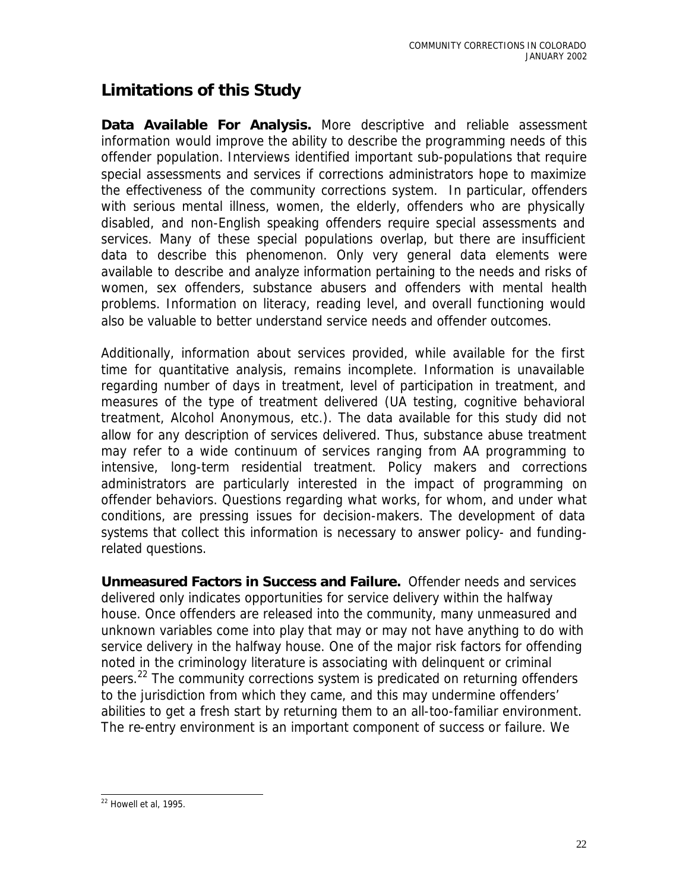## Limitations of this Study

**Data Available For Analysis.** More descriptive and reliable assessment information would improve the ability to describe the programming needs of this offender population. Interviews identified important sub-populations that require special assessments and services if corrections administrators hope to maximize the effectiveness of the community corrections system. In particular, offenders with serious mental illness, women, the elderly, offenders who are physically disabled, and non-English speaking offenders require special assessments and services. Many of these special populations overlap, but there are insufficient data to describe this phenomenon. Only very general data elements were available to describe and analyze information pertaining to the needs and risks of women, sex offenders, substance abusers and offenders with mental health problems. Information on literacy, reading level, and overall functioning would also be valuable to better understand service needs and offender outcomes.

Additionally, information about services provided, while available for the first time for quantitative analysis, remains incomplete. Information is unavailable regarding number of days in treatment, level of participation in treatment, and measures of the type of treatment delivered (UA testing, cognitive behavioral treatment, Alcohol Anonymous, etc.). The data available for this study did not allow for any description of services delivered. Thus, substance abuse treatment may refer to a wide continuum of services ranging from AA programming to intensive, long-term residential treatment. Policy makers and corrections administrators are particularly interested in the impact of programming on offender behaviors. Questions regarding what works, for whom, and under what conditions, are pressing issues for decision-makers. The development of data systems that collect this information is necessary to answer policy- and funding-related questions.

**Unmeasured Factors in Success and Failure.** Offender needs and services delivered only indicates opportunities for service delivery within the halfway house. Once offenders are released into the community, many unmeasured and unknown variables come into play that may or may not have anything to do with service delivery in the halfway house. One of the major risk factors for offending noted in the criminology literature is associating with delinquent or criminal peers.[22] The community corrections system is predicated on returning offenders to the jurisdiction from which they came, and this may undermine offenders' abilities to get a fresh start by returning them to an all-too-familiar environment. The re-entry environment is an important component of success or failure. We

[22] Howell et al, 1995.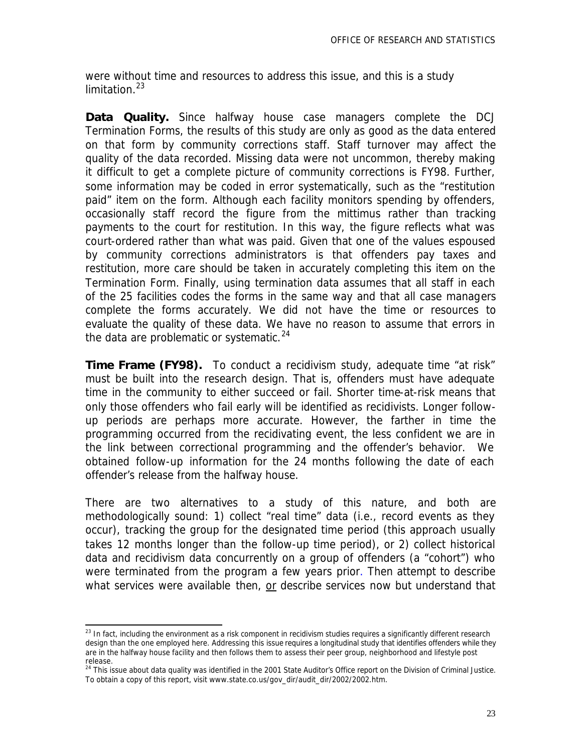were without time and resources to address this issue, and this is a study limitation.[23]

**Data Quality.** Since halfway house case managers complete the DCJ Termination Forms, the results of this study are only as good as the data entered on that form by community corrections staff. Staff turnover may affect the quality of the data recorded. Missing data were not uncommon, thereby making it difficult to get a complete picture of community corrections is FY98. Further, some information may be coded in error systematically, such as the "restitution paid" item on the form. Although each facility monitors spending by offenders, occasionally staff record the figure from the mittimus rather than tracking payments to the court for restitution. In this way, the figure reflects what was court-ordered rather than what was paid. Given that one of the values espoused by community corrections administrators is that offenders pay taxes and restitution, more care should be taken in accurately completing this item on the Termination Form. Finally, using termination data assumes that all staff in each of the 25 facilities codes the forms in the same way and that all case managers complete the forms accurately. We did not have the time or resources to evaluate the quality of these data. We have no reason to assume that errors in the data are problematic or systematic.[24]

**Time Frame (FY98).** To conduct a recidivism study, adequate time "at risk" must be built into the research design. That is, offenders must have adequate time in the community to either succeed or fail. Shorter time-at-risk means that only those offenders who fail early will be identified as recidivists. Longer follow-up periods are perhaps more accurate. However, the farther in time the programming occurred from the recidivating event, the less confident we are in the link between correctional programming and the offender's behavior. We obtained follow-up information for the 24 months following the date of each offender's release from the halfway house.

There are two alternatives to a study of this nature, and both are methodologically sound: 1) collect "real time" data (i.e., record events as they occur), tracking the group for the designated time period (this approach usually takes 12 months longer than the follow-up time period), or 2) collect historical data and recidivism data concurrently on a group of offenders (a "cohort") who were terminated from the program a few years prior. Then attempt to describe what services were available then, or describe services now but understand that

---

[23] In fact, including the environment as a risk component in recidivism studies requires a significantly different research design than the one employed here. Addressing this issue requires a longitudinal study that identifies offenders while they are in the halfway house facility and then follows them to assess their peer group, neighborhood and lifestyle post release.

[24] This issue about data quality was identified in the 2001 State Auditor's Office report on the Division of Criminal Justice. To obtain a copy of this report, visit www.state.co.us/gov_dir/audit_dir/2002/2002.htm.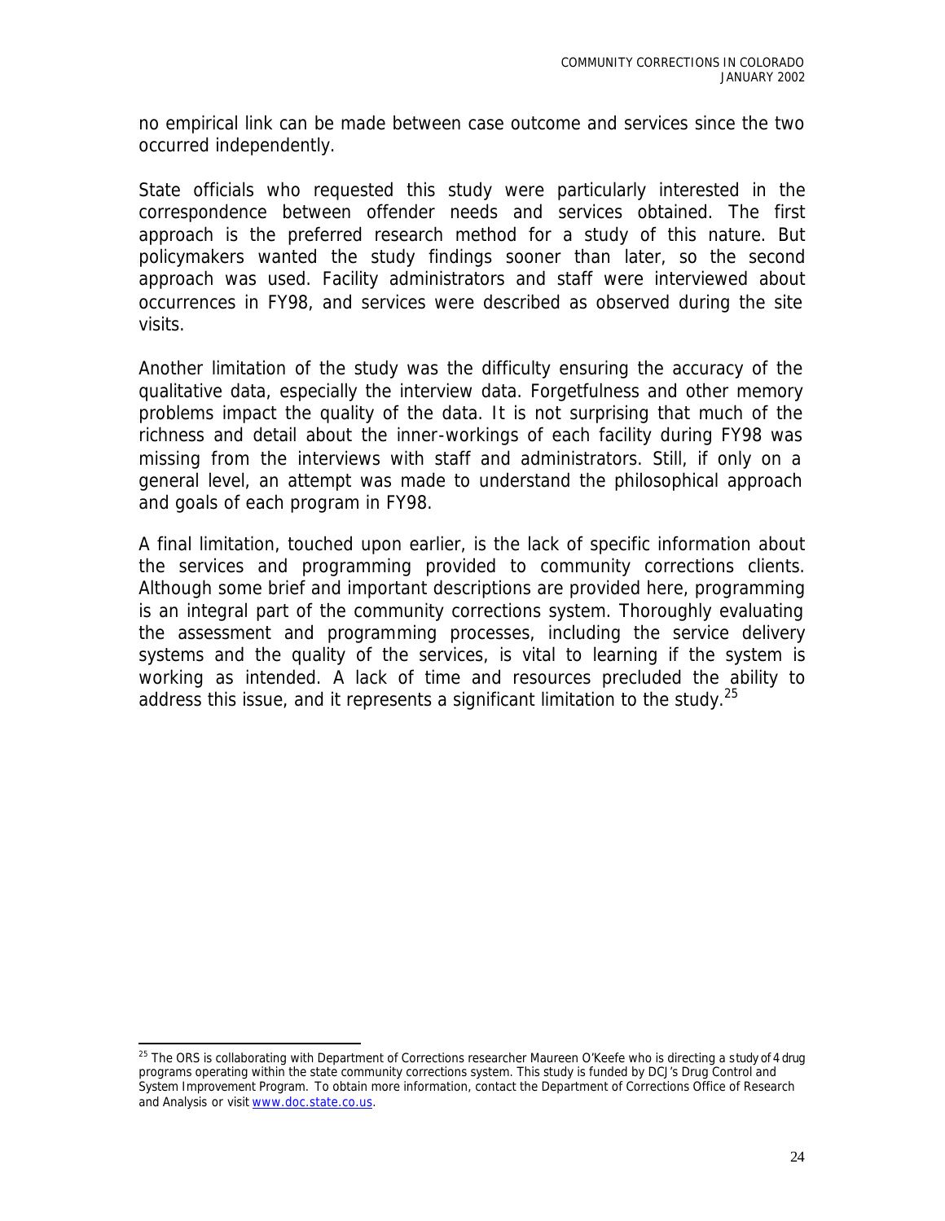no empirical link can be made between case outcome and services since the two occurred independently.

State officials who requested this study were particularly interested in the correspondence between offender needs and services obtained. The first approach is the preferred research method for a study of this nature. But policymakers wanted the study findings sooner than later, so the second approach was used. Facility administrators and staff were interviewed about occurrences in FY98, and services were described as observed during the site visits.

Another limitation of the study was the difficulty ensuring the accuracy of the qualitative data, especially the interview data. Forgetfulness and other memory problems impact the quality of the data. It is not surprising that much of the richness and detail about the inner-workings of each facility during FY98 was missing from the interviews with staff and administrators. Still, if only on a general level, an attempt was made to understand the philosophical approach and goals of each program in FY98.

A final limitation, touched upon earlier, is the lack of specific information about the services and programming provided to community corrections clients. Although some brief and important descriptions are provided here, programming is an integral part of the community corrections system. Thoroughly evaluating the assessment and programming processes, including the service delivery systems and the quality of the services, is vital to learning if the system is working as intended. A lack of time and resources precluded the ability to address this issue, and it represents a significant limitation to the study.[25]

---

[25] The ORS is collaborating with Department of Corrections researcher Maureen O'Keefe who is directing a study of 4 drug programs operating within the state community corrections system. This study is funded by DCJ's Drug Control and System Improvement Program. To obtain more information, contact the Department of Corrections Office of Research and Analysis or visit www.doc.state.co.us.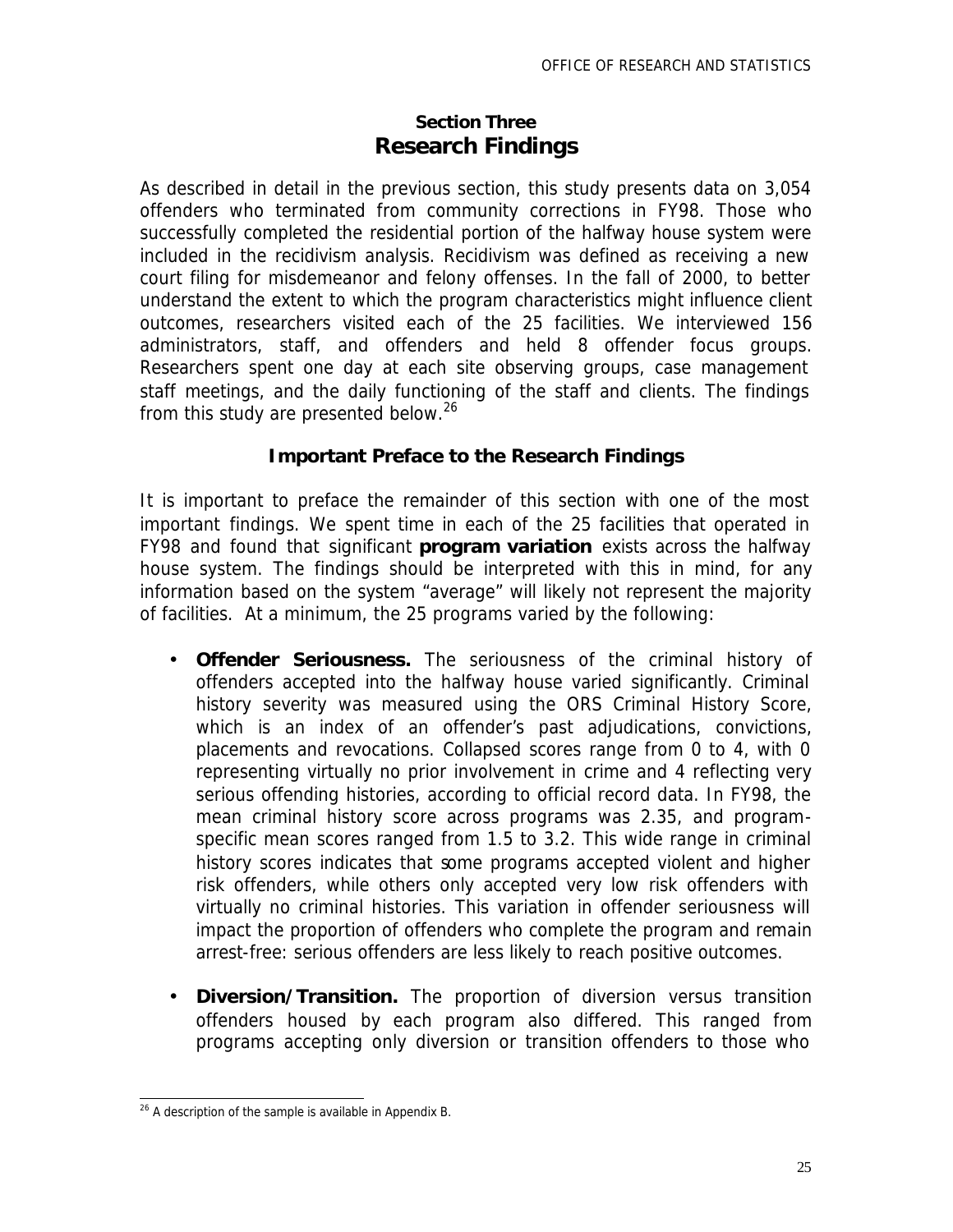## Section Three
# Research Findings

As described in detail in the previous section, this study presents data on 3,054 offenders who terminated from community corrections in FY98. Those who successfully completed the residential portion of the halfway house system were included in the recidivism analysis. Recidivism was defined as receiving a new court filing for misdemeanor and felony offenses. In the fall of 2000, to better understand the extent to which the program characteristics might influence client outcomes, researchers visited each of the 25 facilities. We interviewed 156 administrators, staff, and offenders and held 8 offender focus groups. Researchers spent one day at each site observing groups, case management staff meetings, and the daily functioning of the staff and clients. The findings from this study are presented below.[26]

### Important Preface to the Research Findings

It is important to preface the remainder of this section with one of the most important findings. We spent time in each of the 25 facilities that operated in FY98 and found that significant **program variation** exists across the halfway house system. The findings should be interpreted with this in mind, for any information based on the system "average" will likely not represent the majority of facilities. At a minimum, the 25 programs varied by the following:

- **Offender Seriousness.** The seriousness of the criminal history of offenders accepted into the halfway house varied significantly. Criminal history severity was measured using the ORS Criminal History Score, which is an index of an offender's past adjudications, convictions, placements and revocations. Collapsed scores range from 0 to 4, with 0 representing virtually no prior involvement in crime and 4 reflecting very serious offending histories, according to official record data. In FY98, the mean criminal history score across programs was 2.35, and program-specific mean scores ranged from 1.5 to 3.2. This wide range in criminal history scores indicates that some programs accepted violent and higher risk offenders, while others only accepted very low risk offenders with virtually no criminal histories. This variation in offender seriousness will impact the proportion of offenders who complete the program and remain arrest-free: serious offenders are less likely to reach positive outcomes.

- **Diversion/Transition.** The proportion of diversion versus transition offenders housed by each program also differed. This ranged from programs accepting only diversion or transition offenders to those who

[26] A description of the sample is available in Appendix B.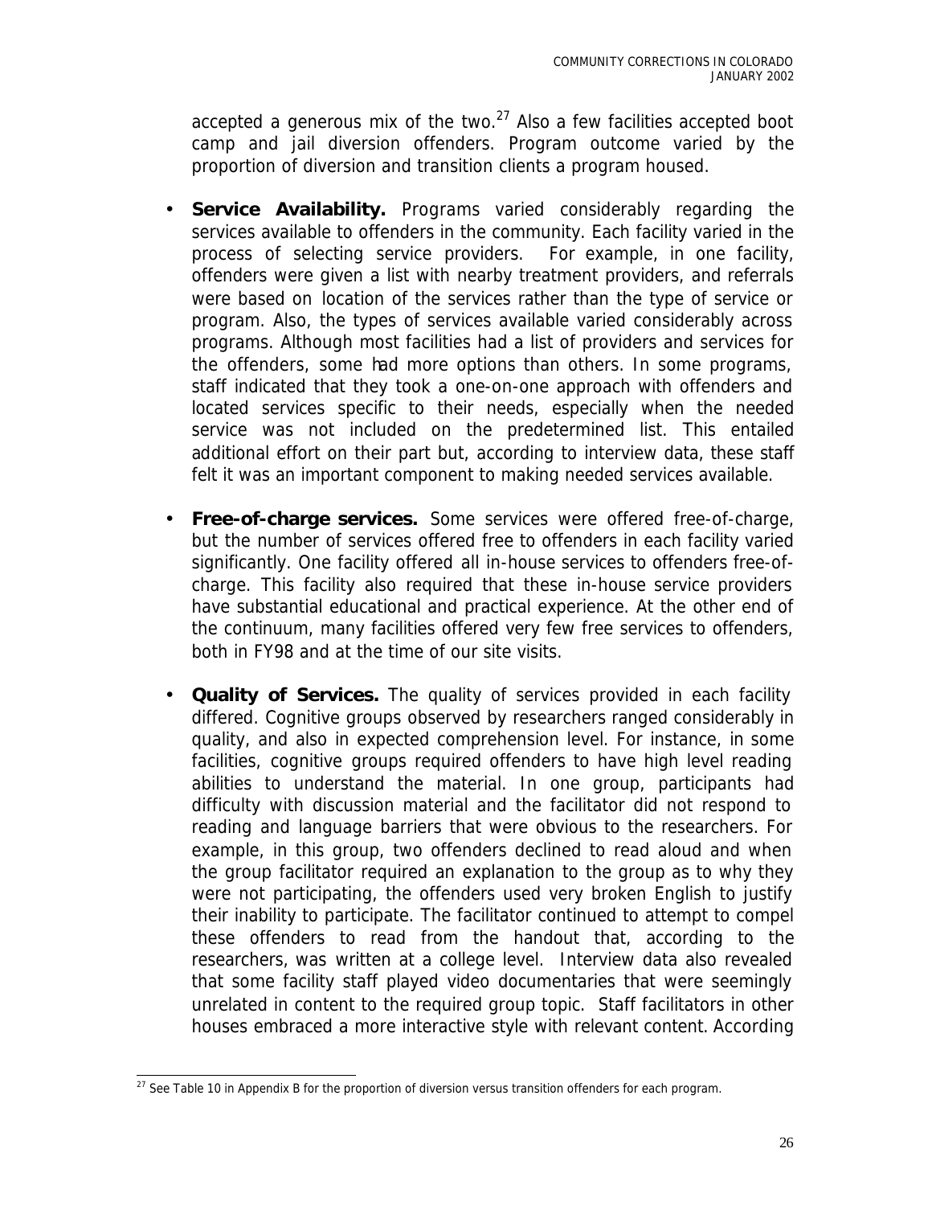accepted a generous mix of the two.[27] Also a few facilities accepted boot camp and jail diversion offenders. Program outcome varied by the proportion of diversion and transition clients a program housed.

- **Service Availability.** Programs varied considerably regarding the services available to offenders in the community. Each facility varied in the process of selecting service providers. For example, in one facility, offenders were given a list with nearby treatment providers, and referrals were based on location of the services rather than the type of service or program. Also, the types of services available varied considerably across programs. Although most facilities had a list of providers and services for the offenders, some had more options than others. In some programs, staff indicated that they took a one-on-one approach with offenders and located services specific to their needs, especially when the needed service was not included on the predetermined list. This entailed additional effort on their part but, according to interview data, these staff felt it was an important component to making needed services available.

- **Free-of-charge services.** Some services were offered free-of-charge, but the number of services offered free to offenders in each facility varied significantly. One facility offered all in-house services to offenders free-of-charge. This facility also required that these in-house service providers have substantial educational and practical experience. At the other end of the continuum, many facilities offered very few free services to offenders, both in FY98 and at the time of our site visits.

- **Quality of Services.** The quality of services provided in each facility differed. Cognitive groups observed by researchers ranged considerably in quality, and also in expected comprehension level. For instance, in some facilities, cognitive groups required offenders to have high level reading abilities to understand the material. In one group, participants had difficulty with discussion material and the facilitator did not respond to reading and language barriers that were obvious to the researchers. For example, in this group, two offenders declined to read aloud and when the group facilitator required an explanation to the group as to why they were not participating, the offenders used very broken English to justify their inability to participate. The facilitator continued to attempt to compel these offenders to read from the handout that, according to the researchers, was written at a college level. Interview data also revealed that some facility staff played video documentaries that were seemingly unrelated in content to the required group topic. Staff facilitators in other houses embraced a more interactive style with relevant content. According

[27] See Table 10 in Appendix B for the proportion of diversion versus transition offenders for each program.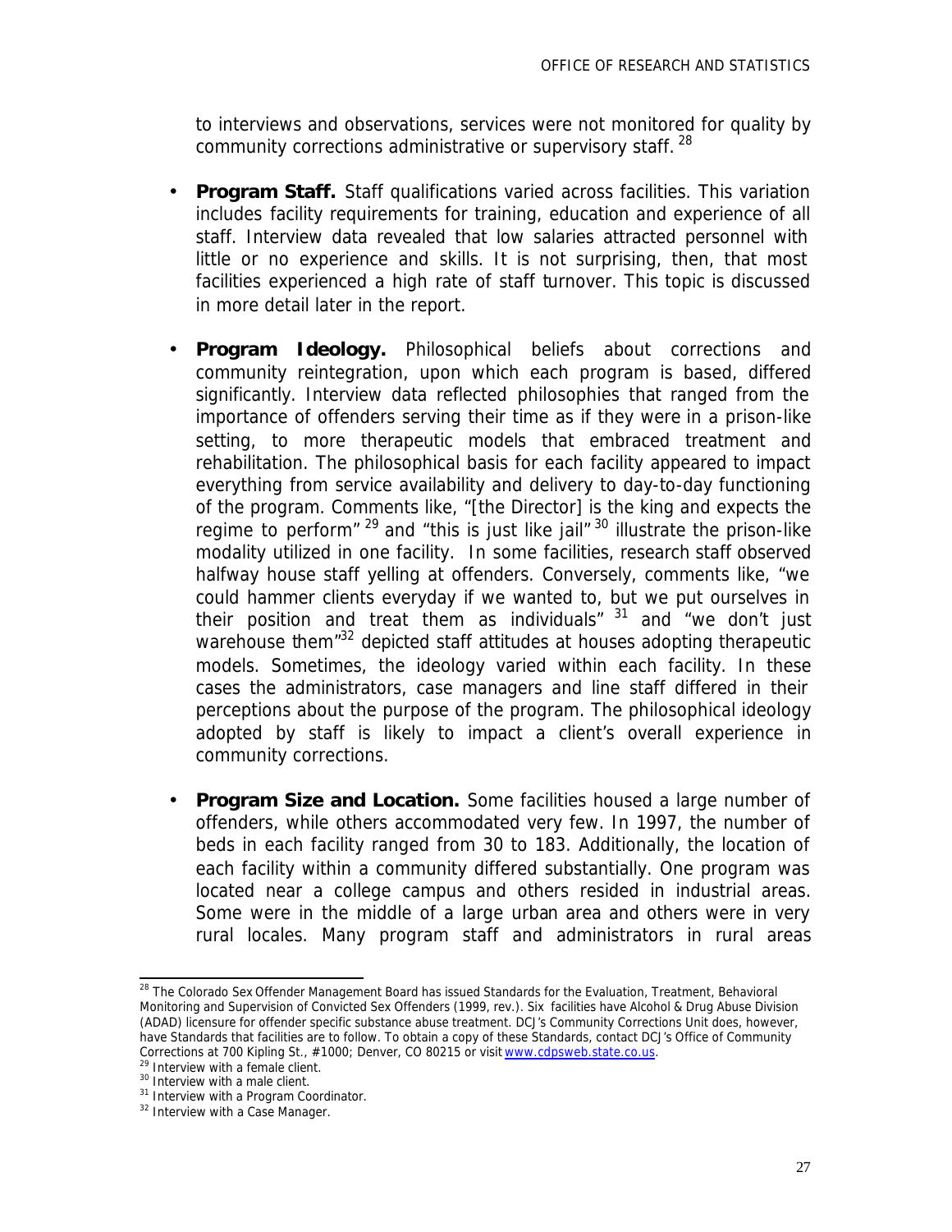to interviews and observations, services were not monitored for quality by community corrections administrative or supervisory staff.[28]

- **Program Staff.** Staff qualifications varied across facilities. This variation includes facility requirements for training, education and experience of all staff. Interview data revealed that low salaries attracted personnel with little or no experience and skills. It is not surprising, then, that most facilities experienced a high rate of staff turnover. This topic is discussed in more detail later in the report.

- **Program Ideology.** Philosophical beliefs about corrections and community reintegration, upon which each program is based, differed significantly. Interview data reflected philosophies that ranged from the importance of offenders serving their time as if they were in a prison-like setting, to more therapeutic models that embraced treatment and rehabilitation. The philosophical basis for each facility appeared to impact everything from service availability and delivery to day-to-day functioning of the program. Comments like, "[the Director] is the king and expects the regime to perform"[29] and "this is just like jail"[30] illustrate the prison-like modality utilized in one facility. In some facilities, research staff observed halfway house staff yelling at offenders. Conversely, comments like, "we could hammer clients everyday if we wanted to, but we put ourselves in their position and treat them as individuals"[31] and "we don't just warehouse them"[32] depicted staff attitudes at houses adopting therapeutic models. Sometimes, the ideology varied within each facility. In these cases the administrators, case managers and line staff differed in their perceptions about the purpose of the program. The philosophical ideology adopted by staff is likely to impact a client's overall experience in community corrections.

- **Program Size and Location.** Some facilities housed a large number of offenders, while others accommodated very few. In 1997, the number of beds in each facility ranged from 30 to 183. Additionally, the location of each facility within a community differed substantially. One program was located near a college campus and others resided in industrial areas. Some were in the middle of a large urban area and others were in very rural locales. Many program staff and administrators in rural areas

---

[28] The Colorado Sex Offender Management Board has issued Standards for the Evaluation, Treatment, Behavioral Monitoring and Supervision of Convicted Sex Offenders (1999, rev.). Six facilities have Alcohol & Drug Abuse Division (ADAD) licensure for offender specific substance abuse treatment. DCJ's Community Corrections Unit does, however, have Standards that facilities are to follow. To obtain a copy of these Standards, contact DCJ's Office of Community Corrections at 700 Kipling St., #1000; Denver, CO 80215 or visit www.cdpsweb.state.co.us.

[29] Interview with a female client.

[30] Interview with a male client.

[31] Interview with a Program Coordinator.

[32] Interview with a Case Manager.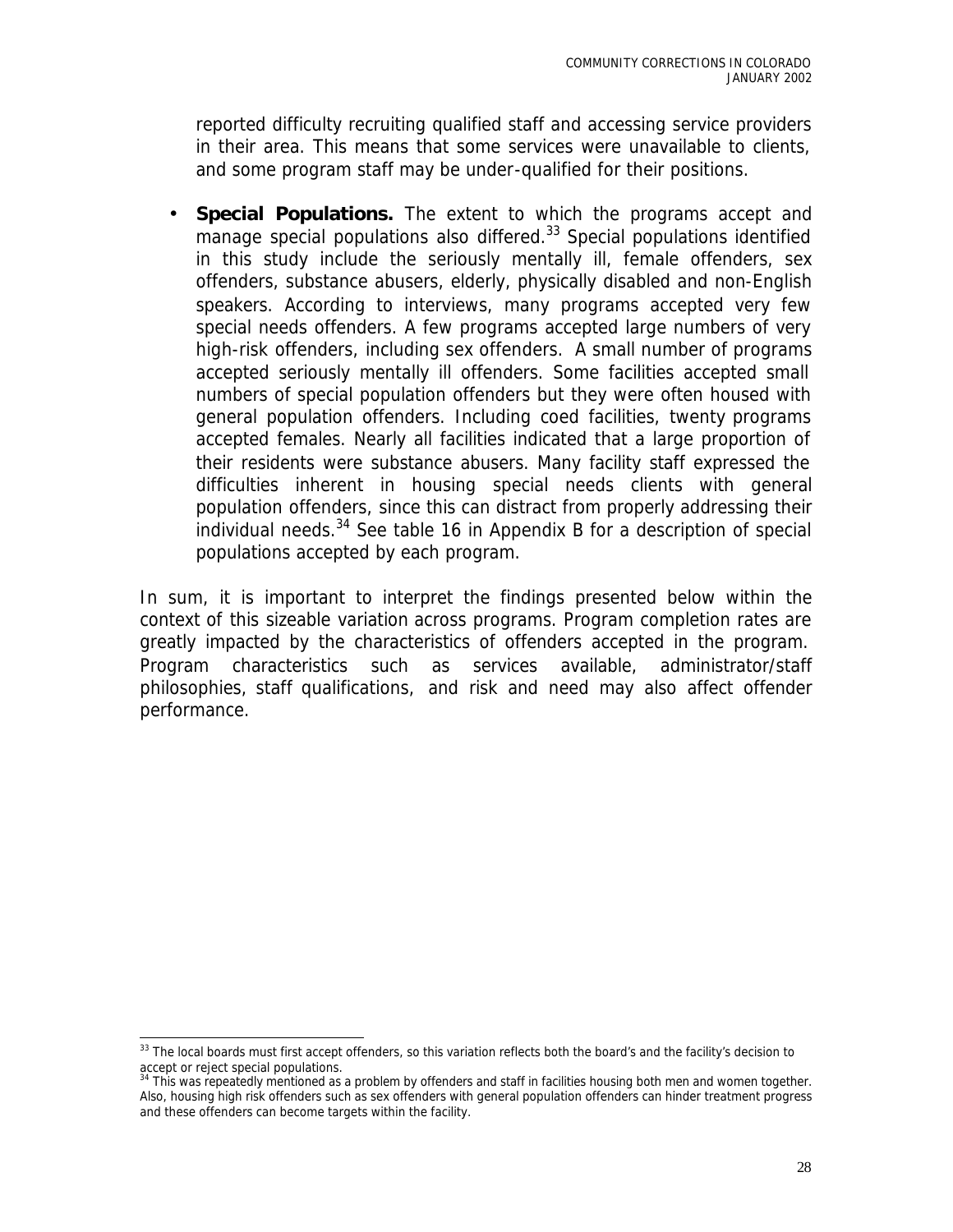reported difficulty recruiting qualified staff and accessing service providers in their area. This means that some services were unavailable to clients, and some program staff may be under-qualified for their positions.

- **Special Populations.** The extent to which the programs accept and manage special populations also differed.[33] Special populations identified in this study include the seriously mentally ill, female offenders, sex offenders, substance abusers, elderly, physically disabled and non-English speakers. According to interviews, many programs accepted very few special needs offenders. A few programs accepted large numbers of very high-risk offenders, including sex offenders. A small number of programs accepted seriously mentally ill offenders. Some facilities accepted small numbers of special population offenders but they were often housed with general population offenders. Including coed facilities, twenty programs accepted females. Nearly all facilities indicated that a large proportion of their residents were substance abusers. Many facility staff expressed the difficulties inherent in housing special needs clients with general population offenders, since this can distract from properly addressing their individual needs.[34] See table 16 in Appendix B for a description of special populations accepted by each program.

In sum, it is important to interpret the findings presented below within the context of this sizeable variation across programs. Program completion rates are greatly impacted by the characteristics of offenders accepted in the program. Program characteristics such as services available, administrator/staff philosophies, staff qualifications, and risk and need may also affect offender performance.

---

[33] The local boards must first accept offenders, so this variation reflects both the board's and the facility's decision to accept or reject special populations.

[34] This was repeatedly mentioned as a problem by offenders and staff in facilities housing both men and women together. Also, housing high risk offenders such as sex offenders with general population offenders can hinder treatment progress and these offenders can become targets within the facility.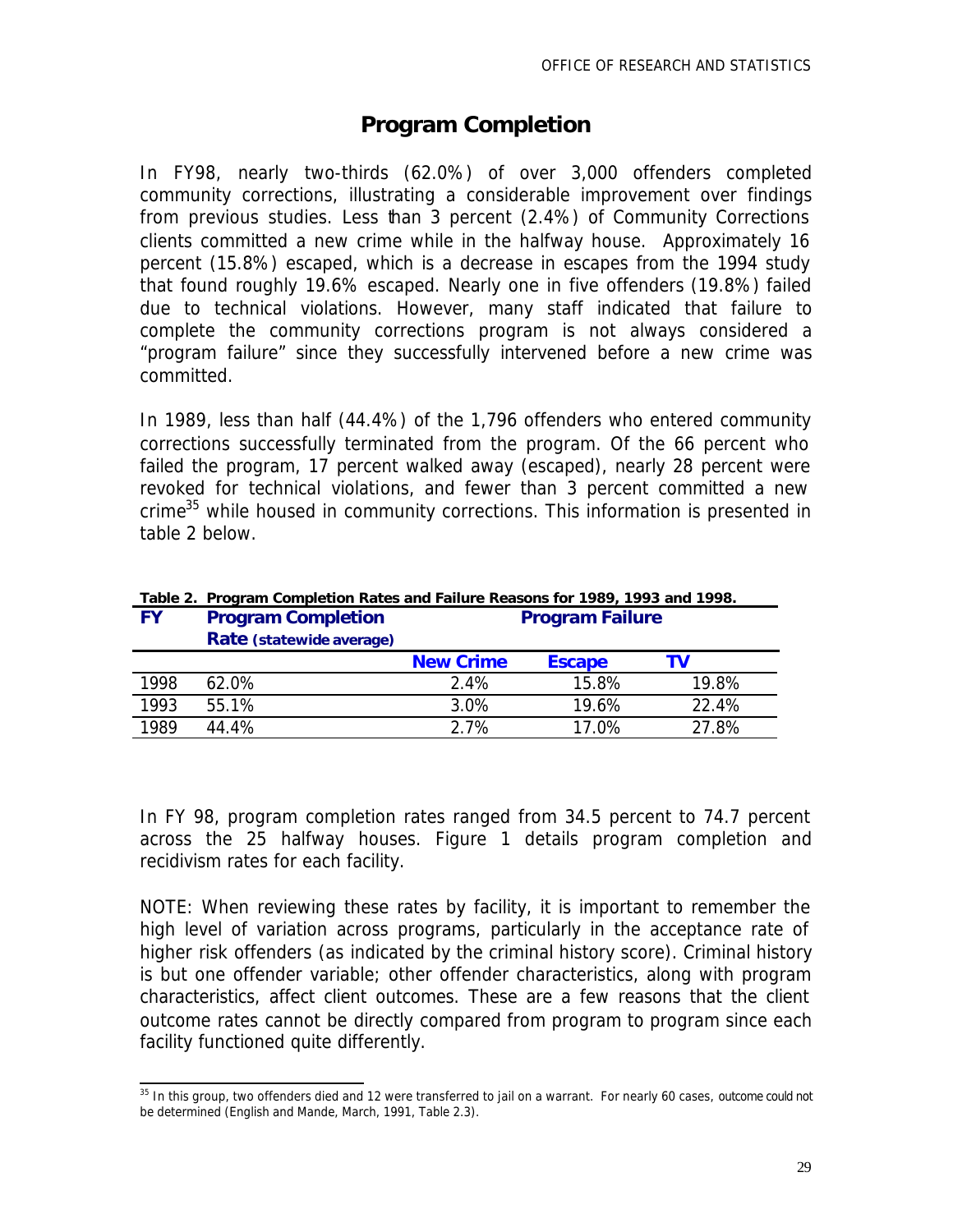## Program Completion

In FY98, nearly two-thirds (62.0%) of over 3,000 offenders completed community corrections, illustrating a considerable improvement over findings from previous studies. Less than 3 percent (2.4%) of Community Corrections clients committed a new crime while in the halfway house. Approximately 16 percent (15.8%) escaped, which is a decrease in escapes from the 1994 study that found roughly 19.6% escaped. Nearly one in five offenders (19.8%) failed due to technical violations. However, many staff indicated that failure to complete the community corrections program is not always considered a "program failure" since they successfully intervened before a new crime was committed.

In 1989, less than half (44.4%) of the 1,796 offenders who entered community corrections successfully terminated from the program. Of the 66 percent who failed the program, 17 percent walked away (escaped), nearly 28 percent were revoked for technical violations, and fewer than 3 percent committed a new crime[35] while housed in community corrections. This information is presented in table 2 below.

**Table 2. Program Completion Rates and Failure Reasons for 1989, 1993 and 1998.**

| FY | Program Completion Rate (statewide average) | Program Failure | | |
|---|---|---|---|---|
| | | New Crime | Escape | TV |
| 1998 | 62.0% | 2.4% | 15.8% | 19.8% |
| 1993 | 55.1% | 3.0% | 19.6% | 22.4% |
| 1989 | 44.4% | 2.7% | 17.0% | 27.8% |

In FY 98, program completion rates ranged from 34.5 percent to 74.7 percent across the 25 halfway houses. Figure 1 details program completion and recidivism rates for each facility.

NOTE: When reviewing these rates by facility, it is important to remember the high level of variation across programs, particularly in the acceptance rate of higher risk offenders (as indicated by the criminal history score). Criminal history is but one offender variable; other offender characteristics, along with program characteristics, affect client outcomes. These are a few reasons that the client outcome rates cannot be directly compared from program to program since each facility functioned quite differently.

[35] In this group, two offenders died and 12 were transferred to jail on a warrant. For nearly 60 cases, outcome could not be determined (English and Mande, March, 1991, Table 2.3).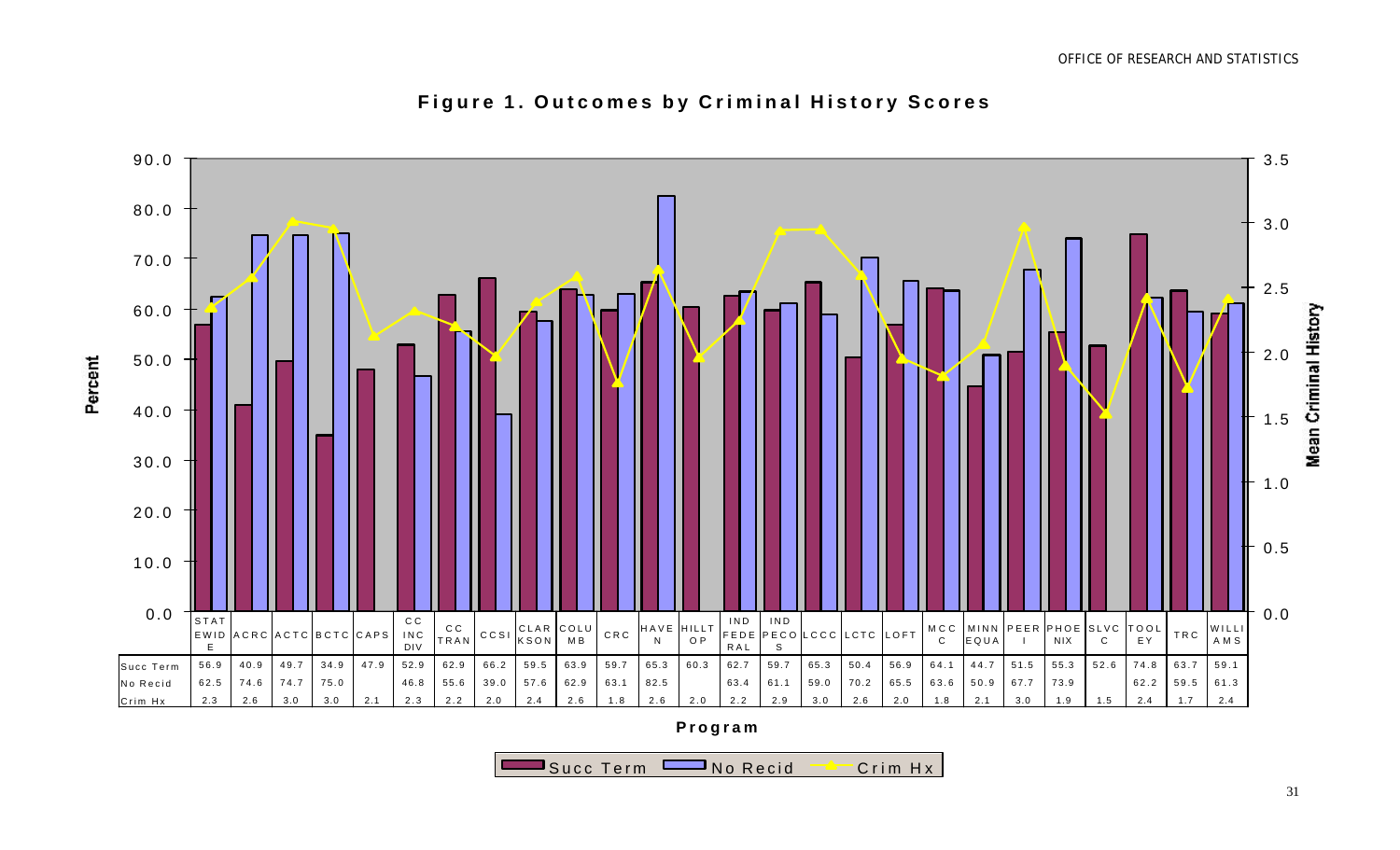# Figure 1. Outcomes by Criminal History Scores

| | STATEWIDE | ACRC | ACTC | BCTC | CAPS | CC INC DIV | CC TRAN | CCSI | CLARKSON | COLUMB | CRC | HAVEN | HILLTOP | IND FEDERAL | IND PECOS | LCCC | LCTC | LOFT | MCCC | MINN EQUA | PEERI | PHOENIX | SLVCC | TOOLEY | TRC | WILLIAMS |
|---|---|---|---|---|---|---|---|---|---|---|---|---|---|---|---|---|---|---|---|---|---|---|---|---|---|---|
| Succ Term | 56.9 | 40.9 | 49.7 | 34.9 | 47.9 | 52.9 | 62.9 | 66.2 | 59.5 | 63.9 | 59.7 | 65.3 | 60.3 | 62.7 | 59.7 | 65.3 | 50.4 | 56.9 | 64.1 | 44.7 | 51.5 | 55.3 | 52.6 | 74.8 | 63.7 | 59.1 |
| No Recid | 62.5 | 74.6 | 74.7 | 75.0 | | 46.8 | 55.6 | 39.0 | 57.6 | 62.9 | 63.1 | 82.5 | | 63.4 | 61.1 | 59.0 | 70.2 | 65.5 | 63.6 | 50.9 | 67.7 | 73.9 | | 62.2 | 59.5 | 61.3 |
| Crim Hx | 2.3 | 2.6 | 3.0 | 3.0 | 2.1 | 2.3 | 2.2 | 2.0 | 2.4 | 2.6 | 1.8 | 2.6 | 2.0 | 2.2 | 2.9 | 3.0 | 2.6 | 2.0 | 1.8 | 2.1 | 3.0 | 1.9 | 1.5 | 2.4 | 1.7 | 2.4 |

Program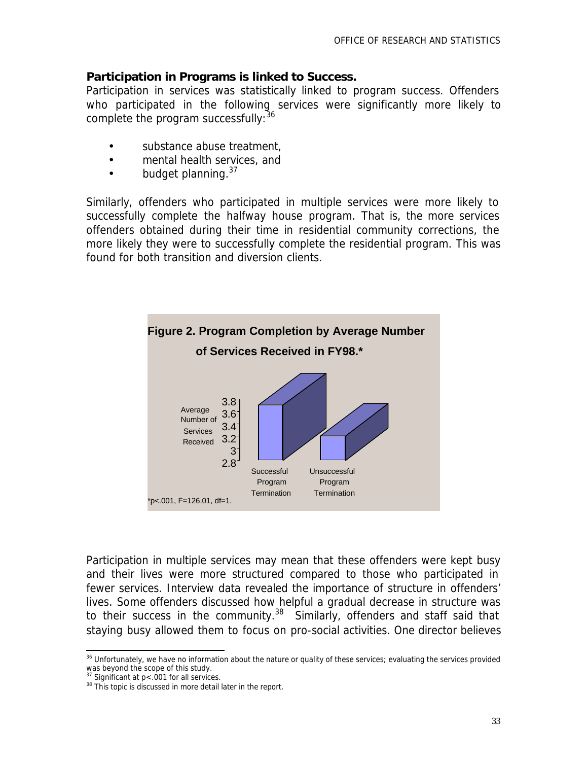**Participation in Programs is linked to Success.**
Participation in services was statistically linked to program success. Offenders who participated in the following services were significantly more likely to complete the program successfully:[36]

- substance abuse treatment,
- mental health services, and
- budget planning.[37]

Similarly, offenders who participated in multiple services were more likely to successfully complete the halfway house program. That is, the more services offenders obtained during their time in residential community corrections, the more likely they were to successfully complete the residential program. This was found for both transition and diversion clients.

**Figure 2. Program Completion by Average Number of Services Received in FY98.***

Average Number of Services Received: 2.8, 3, 3.2, 3.4, 3.6, 3.8

Successful Program Termination — Unsuccessful Program Termination

*$p<.001$, $F=126.01$, $df=1$.

Participation in multiple services may mean that these offenders were kept busy and their lives were more structured compared to those who participated in fewer services. Interview data revealed the importance of structure in offenders' lives. Some offenders discussed how helpful a gradual decrease in structure was to their success in the community.[38] Similarly, offenders and staff said that staying busy allowed them to focus on pro-social activities. One director believes

---

[36] Unfortunately, we have no information about the nature or quality of these services; evaluating the services provided was beyond the scope of this study.

[37] Significant at $p<.001$ for all services.

[38] This topic is discussed in more detail later in the report.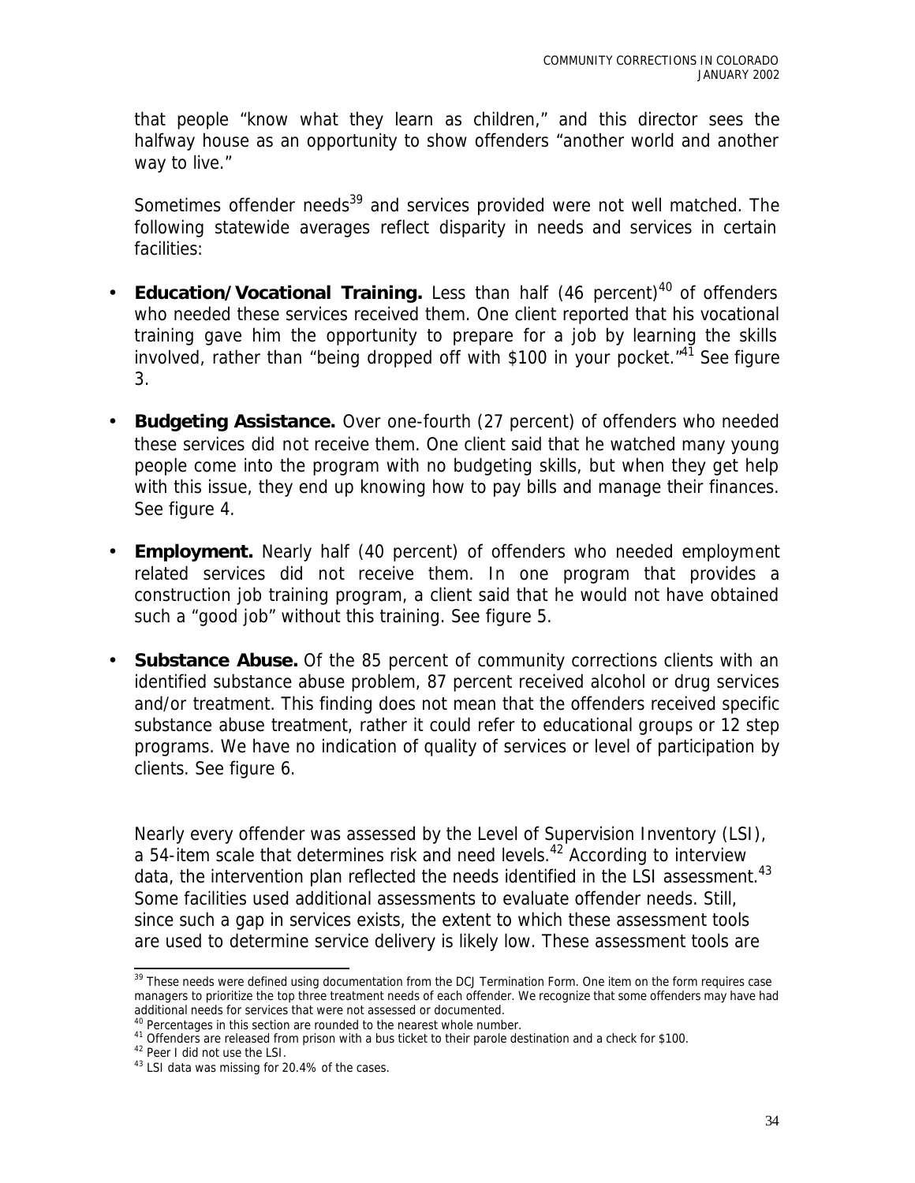that people "know what they learn as children," and this director sees the halfway house as an opportunity to show offenders "another world and another way to live."

Sometimes offender needs[39] and services provided were not well matched. The following statewide averages reflect disparity in needs and services in certain facilities:

- **Education/Vocational Training.** Less than half (46 percent)[40] of offenders who needed these services received them. One client reported that his vocational training gave him the opportunity to prepare for a job by learning the skills involved, rather than "being dropped off with $100 in your pocket."[41] See figure 3.

- **Budgeting Assistance.** Over one-fourth (27 percent) of offenders who needed these services did not receive them. One client said that he watched many young people come into the program with no budgeting skills, but when they get help with this issue, they end up knowing how to pay bills and manage their finances. See figure 4.

- **Employment.** Nearly half (40 percent) of offenders who needed employment related services did not receive them. In one program that provides a construction job training program, a client said that he would not have obtained such a "good job" without this training. See figure 5.

- **Substance Abuse.** Of the 85 percent of community corrections clients with an identified substance abuse problem, 87 percent received alcohol or drug services and/or treatment. This finding does not mean that the offenders received specific substance abuse treatment, rather it could refer to educational groups or 12 step programs. We have no indication of quality of services or level of participation by clients. See figure 6.

Nearly every offender was assessed by the Level of Supervision Inventory (LSI), a 54-item scale that determines risk and need levels.[42] According to interview data, the intervention plan reflected the needs identified in the LSI assessment.[43] Some facilities used additional assessments to evaluate offender needs. Still, since such a gap in services exists, the extent to which these assessment tools are used to determine service delivery is likely low. These assessment tools are

---

[39] These needs were defined using documentation from the DCJ Termination Form. One item on the form requires case managers to prioritize the top three treatment needs of each offender. We recognize that some offenders may have had additional needs for services that were not assessed or documented.

[40] Percentages in this section are rounded to the nearest whole number.

[41] Offenders are released from prison with a bus ticket to their parole destination and a check for $100.

[42] Peer I did not use the LSI.

[43] LSI data was missing for 20.4% of the cases.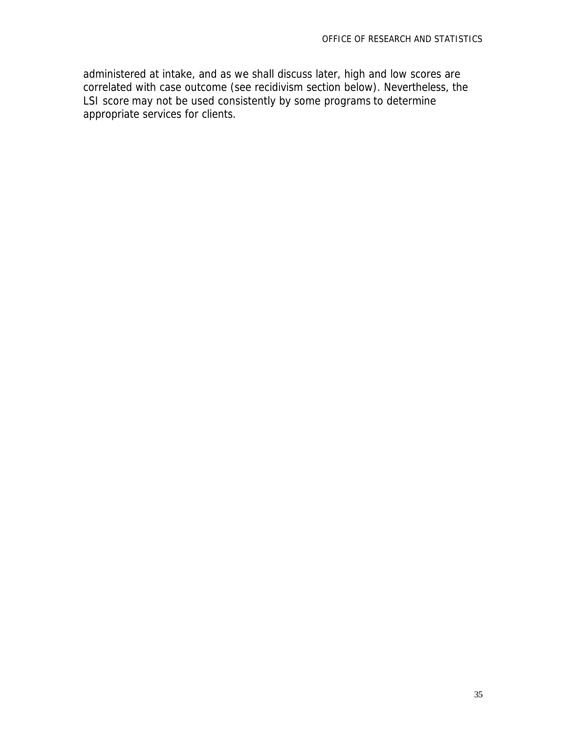administered at intake, and as we shall discuss later, high and low scores are correlated with case outcome (see recidivism section below). Nevertheless, the LSI score may not be used consistently by some programs to determine appropriate services for clients.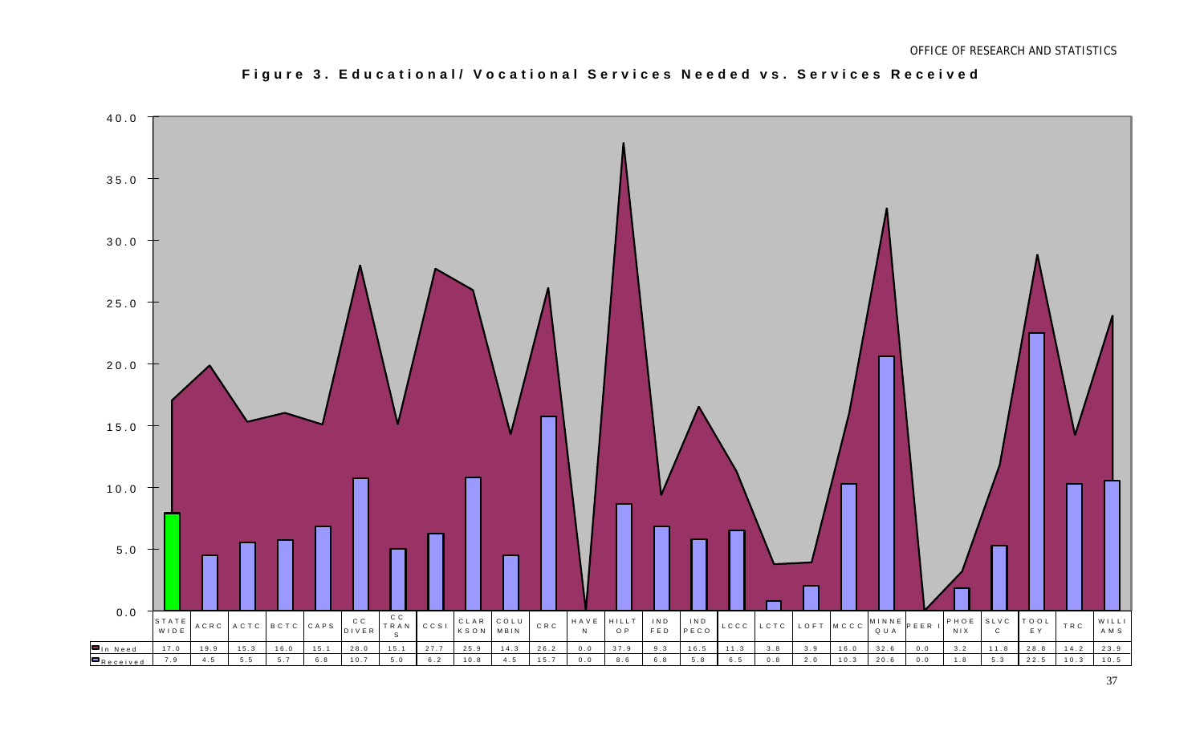**Figure 3. Educational/ Vocational Services Needed vs. Services Received**

| | STATEWIDE | ACRC | ACTC | BCTC | CAPS | CC DIVER | CC TRANS | CCSI | CLARKSON | COLUMBIN | CRC | HAVEN | HILLTOP | IND FED | IND PECO | LCCC | LCTC | LOFT | MCCC | MINNEQUA | PEER I | PHOENIX | SLVCC | TOOLEY | TRC | WILLIAMS |
|---|---|---|---|---|---|---|---|---|---|---|---|---|---|---|---|---|---|---|---|---|---|---|---|---|---|---|
| In Need | 17.0 | 19.9 | 15.3 | 16.0 | 15.1 | 28.0 | 15.1 | 27.7 | 25.9 | 14.3 | 26.2 | 0.0 | 37.9 | 9.3 | 16.5 | 11.3 | 3.8 | 3.9 | 16.0 | 32.6 | 0.0 | 3.2 | 11.8 | 28.8 | 14.2 | 23.9 |
| Received | 7.9 | 4.5 | 5.5 | 5.7 | 6.8 | 10.7 | 5.0 | 6.2 | 10.8 | 4.5 | 15.7 | 0.0 | 8.6 | 6.8 | 5.8 | 6.5 | 0.8 | 2.0 | 10.3 | 20.6 | 0.0 | 1.8 | 5.3 | 22.5 | 10.3 | 10.5 |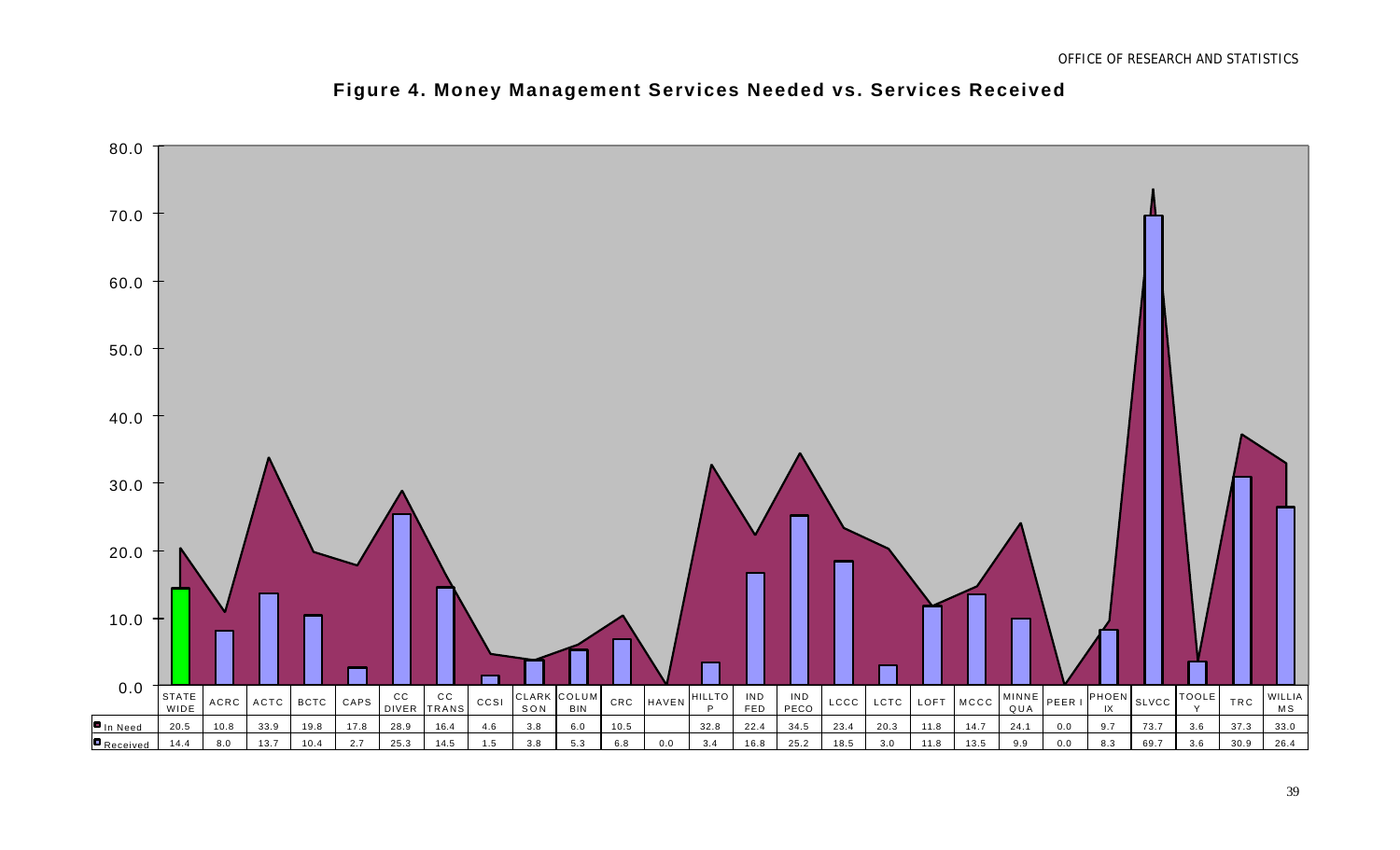# Figure 4. Money Management Services Needed vs. Services Received

| | STATE WIDE | ACRC | ACTC | BCTC | CAPS | CC DIVER | CC TRANS | CCSI | CLARK SON | COLUM BIN | CRC | HAVEN | HILLTO P | IND FED | IND PECO | LCCC | LCTC | LOFT | MCCC | MINNE QUA | PEER I | PHOEN IX | SLVCC | TOOLE Y | TRC | WILLIA MS |
|---|---|---|---|---|---|---|---|---|---|---|---|---|---|---|---|---|---|---|---|---|---|---|---|---|---|---|
| In Need | 20.5 | 10.8 | 33.9 | 19.8 | 17.8 | 28.9 | 16.4 | 4.6 | 3.8 | 6.0 | 10.5 | | 32.8 | 22.4 | 34.5 | 23.4 | 20.3 | 11.8 | 14.7 | 24.1 | 0.0 | 9.7 | 73.7 | 3.6 | 37.3 | 33.0 |
| Received | 14.4 | 8.0 | 13.7 | 10.4 | 2.7 | 25.3 | 14.5 | 1.5 | 3.8 | 5.3 | 6.8 | 0.0 | 3.4 | 16.8 | 25.2 | 18.5 | 3.0 | 11.8 | 13.5 | 9.9 | 0.0 | 8.3 | 69.7 | 3.6 | 30.9 | 26.4 |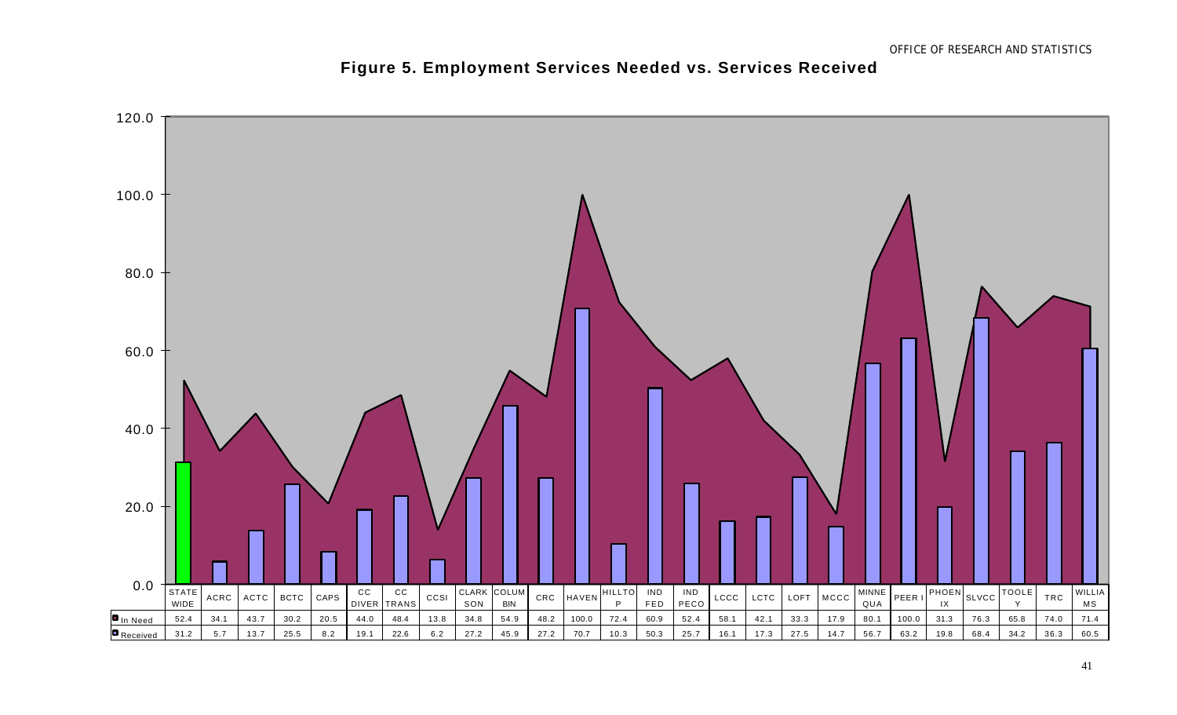# Figure 5. Employment Services Needed vs. Services Received

| | STATE WIDE | ACRC | ACTC | BCTC | CAPS | CC DIVER | CC TRANS | CCSI | CLARK SON | COLUM BIN | CRC | HAVEN | HILLTO P | IND FED | IND PECO | LCCC | LCTC | LOFT | MCCC | MINNE QUA | PEER I | PHOEN IX | SLVCC | TOOLE Y | TRC | WILLIA MS |
|---|---|---|---|---|---|---|---|---|---|---|---|---|---|---|---|---|---|---|---|---|---|---|---|---|---|---|
| In Need | 52.4 | 34.1 | 43.7 | 30.2 | 20.5 | 44.0 | 48.4 | 13.8 | 34.8 | 54.9 | 48.2 | 100.0 | 72.4 | 60.9 | 52.4 | 58.1 | 42.1 | 33.3 | 17.9 | 80.1 | 100.0 | 31.3 | 76.3 | 65.8 | 74.0 | 71.4 |
| Received | 31.2 | 5.7 | 13.7 | 25.5 | 8.2 | 19.1 | 22.6 | 6.2 | 27.2 | 45.9 | 27.2 | 70.7 | 10.3 | 50.3 | 25.7 | 16.1 | 17.3 | 27.5 | 14.7 | 56.7 | 63.2 | 19.8 | 68.4 | 34.2 | 36.3 | 60.5 |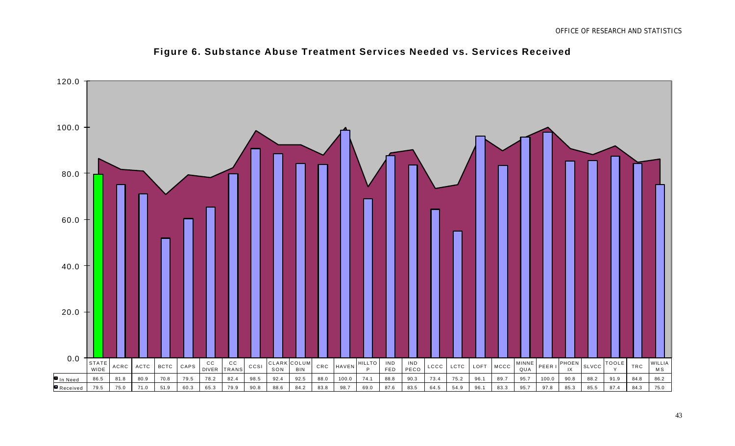**Figure 6. Substance Abuse Treatment Services Needed vs. Services Received**

| | STATE WIDE | ACRC | ACTC | BCTC | CAPS | CC DIVER | CC TRANS | CCSI | CLARKSON | COLUMBIN | CRC | HAVEN | HILLTOP | IND FED | IND PECO | LCCC | LCTC | LOFT | MCCC | MINNEQUA | PEER I | PHOENIX | SLVCC | TOOLEY | TRC | WILLIAMS |
|---|---|---|---|---|---|---|---|---|---|---|---|---|---|---|---|---|---|---|---|---|---|---|---|---|---|---|
| In Need | 86.5 | 81.8 | 80.9 | 70.8 | 79.5 | 78.2 | 82.4 | 98.5 | 92.4 | 92.5 | 88.0 | 100.0 | 74.1 | 88.8 | 90.3 | 73.4 | 75.2 | 96.1 | 89.7 | 95.7 | 100.0 | 90.8 | 88.2 | 91.9 | 84.8 | 86.2 |
| Received | 79.5 | 75.0 | 71.0 | 51.9 | 60.3 | 65.3 | 79.9 | 90.8 | 88.6 | 84.2 | 83.8 | 98.7 | 69.0 | 87.6 | 83.5 | 64.5 | 54.9 | 96.1 | 83.3 | 95.7 | 97.8 | 85.3 | 85.5 | 87.4 | 84.3 | 75.0 |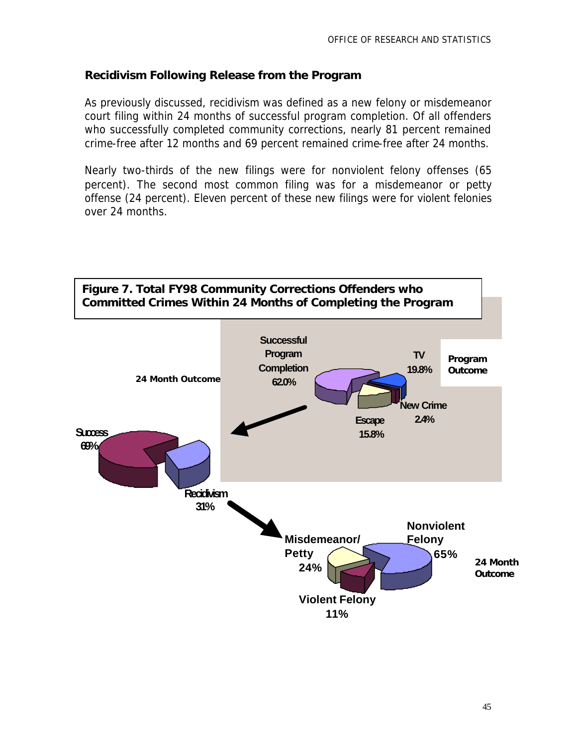## Recidivism Following Release from the Program

As previously discussed, recidivism was defined as a new felony or misdemeanor court filing within 24 months of successful program completion. Of all offenders who successfully completed community corrections, nearly 81 percent remained crime-free after 12 months and 69 percent remained crime-free after 24 months.

Nearly two-thirds of the new filings were for nonviolent felony offenses (65 percent). The second most common filing was for a misdemeanor or petty offense (24 percent). Eleven percent of these new filings were for violent felonies over 24 months.

**Figure 7. Total FY98 Community Corrections Offenders who Committed Crimes Within 24 Months of Completing the Program**

Program Outcome

- Successful Program Completion 62.0%
- TV 19.8%
- Escape 15.8%
- New Crime 2.4%

24 Month Outcome

- Success 69%
- Recidivism 31%

24 Month Outcome

- Nonviolent Felony 65%
- Misdemeanor/ Petty 24%
- Violent Felony 11%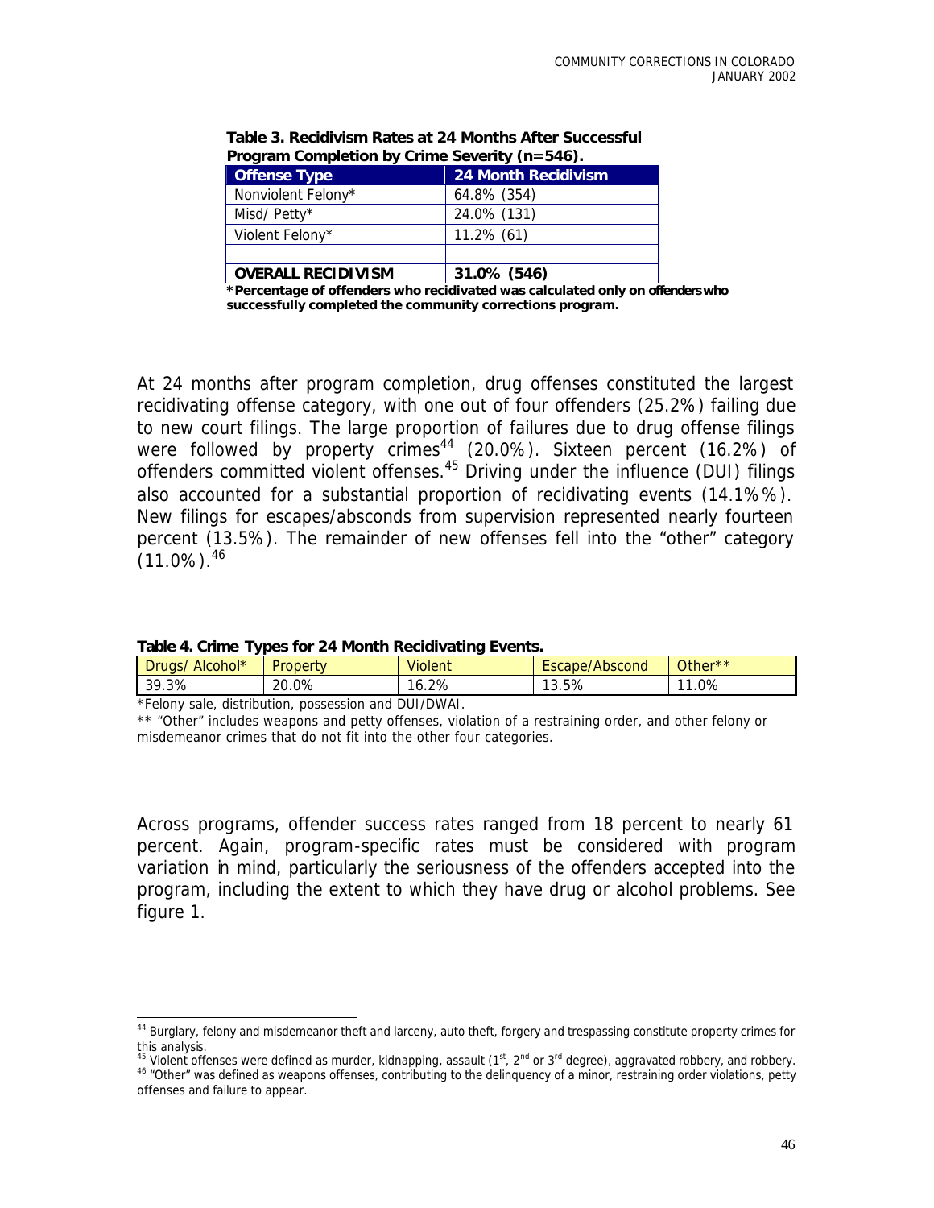**Table 3. Recidivism Rates at 24 Months After Successful Program Completion by Crime Severity (n=546).**

| Offense Type | 24 Month Recidivism |
|---|---|
| Nonviolent Felony* | 64.8% (354) |
| Misd/ Petty* | 24.0% (131) |
| Violent Felony* | 11.2% (61) |
| | |
| **OVERALL RECIDIVISM** | **31.0% (546)** |

**\*Percentage of offenders who recidivated was calculated only on offenders who successfully completed the community corrections program.**

At 24 months after program completion, drug offenses constituted the largest recidivating offense category, with one out of four offenders (25.2%) failing due to new court filings. The large proportion of failures due to drug offense filings were followed by property crimes[44] (20.0%). Sixteen percent (16.2%) of offenders committed violent offenses.[45] Driving under the influence (DUI) filings also accounted for a substantial proportion of recidivating events (14.1%%). New filings for escapes/absconds from supervision represented nearly fourteen percent (13.5%). The remainder of new offenses fell into the "other" category (11.0%).[46]

**Table 4. Crime Types for 24 Month Recidivating Events.**

| Drugs/ Alcohol* | Property | Violent | Escape/Abscond | Other** |
|---|---|---|---|---|
| 39.3% | 20.0% | 16.2% | 13.5% | 11.0% |

*Felony sale, distribution, possession and DUI/DWAI.

** "Other" includes weapons and petty offenses, violation of a restraining order, and other felony or misdemeanor crimes that do not fit into the other four categories.

Across programs, offender success rates ranged from 18 percent to nearly 61 percent. Again, program-specific rates must be considered with program variation in mind, particularly the seriousness of the offenders accepted into the program, including the extent to which they have drug or alcohol problems. See figure 1.

---

[44] Burglary, felony and misdemeanor theft and larceny, auto theft, forgery and trespassing constitute property crimes for this analysis.

[45] Violent offenses were defined as murder, kidnapping, assault (1st, 2nd or 3rd degree), aggravated robbery, and robbery.

[46] "Other" was defined as weapons offenses, contributing to the delinquency of a minor, restraining order violations, petty offenses and failure to appear.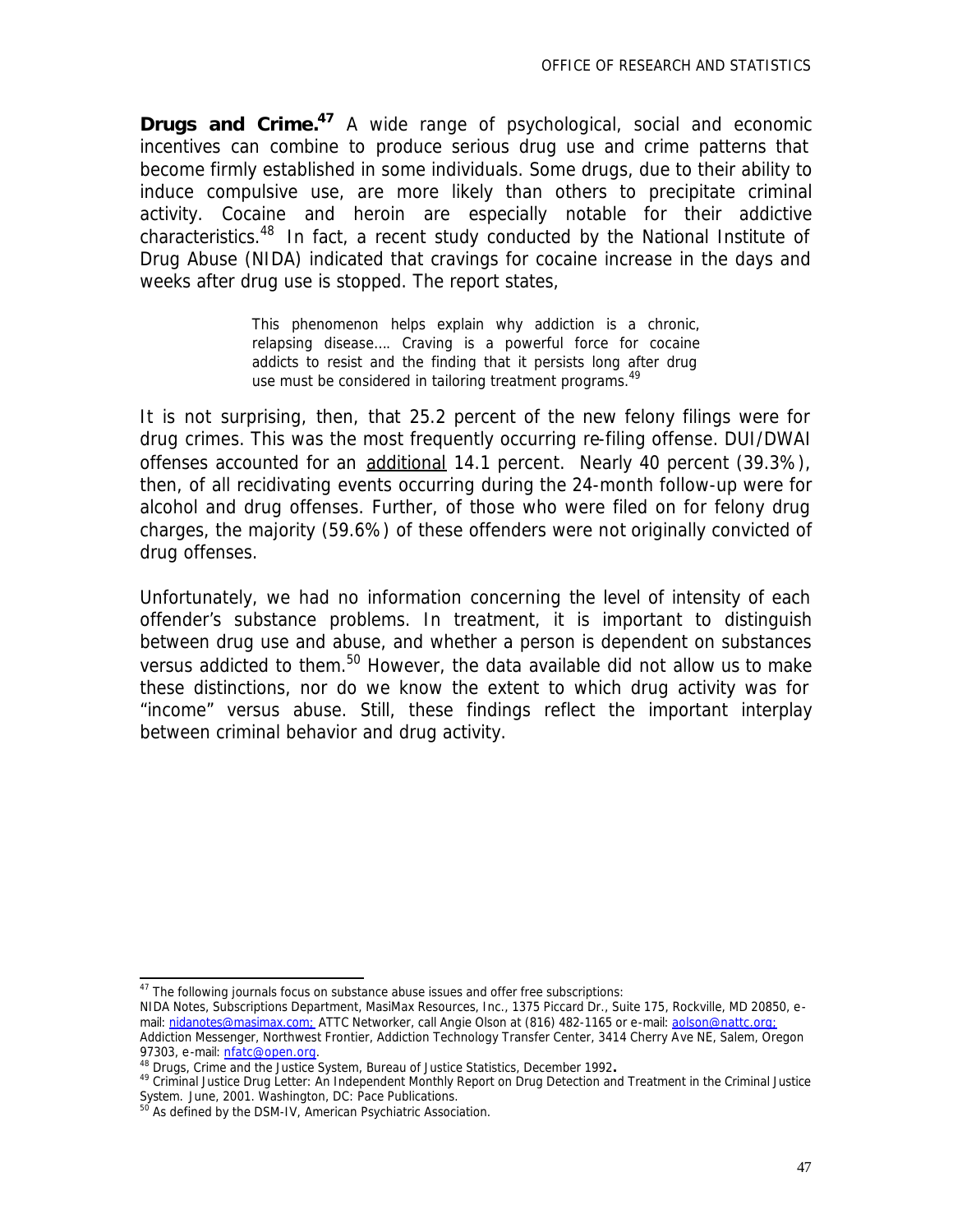**Drugs and Crime.**[47] A wide range of psychological, social and economic incentives can combine to produce serious drug use and crime patterns that become firmly established in some individuals. Some drugs, due to their ability to induce compulsive use, are more likely than others to precipitate criminal activity. Cocaine and heroin are especially notable for their addictive characteristics.[48] In fact, a recent study conducted by the National Institute of Drug Abuse (NIDA) indicated that cravings for cocaine increase in the days and weeks after drug use is stopped. The report states,

> This phenomenon helps explain why addiction is a chronic, relapsing disease…. Craving is a powerful force for cocaine addicts to resist and the finding that it persists long after drug use must be considered in tailoring treatment programs.[49]

It is not surprising, then, that 25.2 percent of the new felony filings were for drug crimes. This was the most frequently occurring re-filing offense. DUI/DWAI offenses accounted for an <u>additional</u> 14.1 percent. Nearly 40 percent (39.3%), then, of all recidivating events occurring during the 24-month follow-up were for alcohol and drug offenses. Further, of those who were filed on for felony drug charges, the majority (59.6%) of these offenders were not originally convicted of drug offenses.

Unfortunately, we had no information concerning the level of intensity of each offender's substance problems. In treatment, it is important to distinguish between drug use and abuse, and whether a person is dependent on substances versus addicted to them.[50] However, the data available did not allow us to make these distinctions, nor do we know the extent to which drug activity was for "income" versus abuse. Still, these findings reflect the important interplay between criminal behavior and drug activity.

---

[47] The following journals focus on substance abuse issues and offer free subscriptions:
NIDA Notes, Subscriptions Department, MasiMax Resources, Inc., 1375 Piccard Dr., Suite 175, Rockville, MD 20850, e-mail: nidanotes@masimax.com; ATTC Networker, call Angie Olson at (816) 482-1165 or e-mail: aolson@nattc.org; Addiction Messenger, Northwest Frontier, Addiction Technology Transfer Center, 3414 Cherry Ave NE, Salem, Oregon 97303, e-mail: nfatc@open.org.

[48] Drugs, Crime and the Justice System, Bureau of Justice Statistics, December 1992.

[49] Criminal Justice Drug Letter: An Independent Monthly Report on Drug Detection and Treatment in the Criminal Justice System. June, 2001. Washington, DC: Pace Publications.

[50] As defined by the DSM-IV, American Psychiatric Association.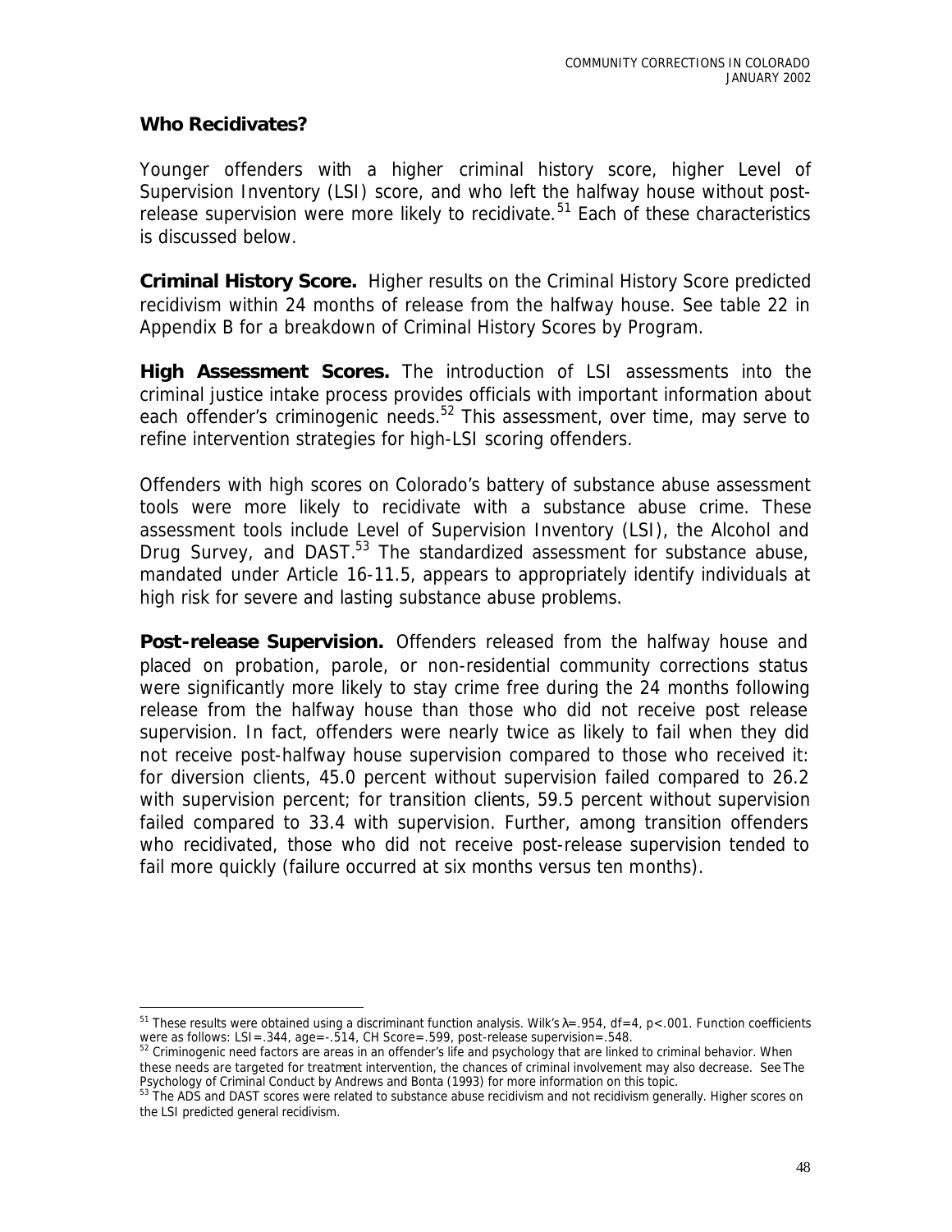## Who Recidivates?

Younger offenders with a higher criminal history score, higher Level of Supervision Inventory (LSI) score, and who left the halfway house without post-release supervision were more likely to recidivate.[51] Each of these characteristics is discussed below.

**Criminal History Score.** Higher results on the Criminal History Score predicted recidivism within 24 months of release from the halfway house. See table 22 in Appendix B for a breakdown of Criminal History Scores by Program.

**High Assessment Scores.** The introduction of LSI assessments into the criminal justice intake process provides officials with important information about each offender's criminogenic needs.[52] This assessment, over time, may serve to refine intervention strategies for high-LSI scoring offenders.

Offenders with high scores on Colorado's battery of substance abuse assessment tools were more likely to recidivate with a substance abuse crime. These assessment tools include Level of Supervision Inventory (LSI), the Alcohol and Drug Survey, and DAST.[53] The standardized assessment for substance abuse, mandated under Article 16-11.5, appears to appropriately identify individuals at high risk for severe and lasting substance abuse problems.

**Post-release Supervision.** Offenders released from the halfway house and placed on probation, parole, or non-residential community corrections status were significantly more likely to stay crime free during the 24 months following release from the halfway house than those who did not receive post release supervision. In fact, offenders were nearly twice as likely to fail when they did not receive post-halfway house supervision compared to those who received it: for diversion clients, 45.0 percent without supervision failed compared to 26.2 with supervision percent; for transition clients, 59.5 percent without supervision failed compared to 33.4 with supervision. Further, among transition offenders who recidivated, those who did not receive post-release supervision tended to fail more quickly (failure occurred at six months versus ten months).

---

[51] These results were obtained using a discriminant function analysis. Wilk's $\lambda$=.954, df=4, p<.001. Function coefficients were as follows: LSI=.344, age=-.514, CH Score=.599, post-release supervision=.548.

[52] Criminogenic need factors are areas in an offender's life and psychology that are linked to criminal behavior. When these needs are targeted for treatment intervention, the chances of criminal involvement may also decrease. See *The Psychology of Criminal Conduct* by Andrews and Bonta (1993) for more information on this topic.

[53] The ADS and DAST scores were related to substance abuse recidivism and not recidivism generally. Higher scores on the LSI predicted general recidivism.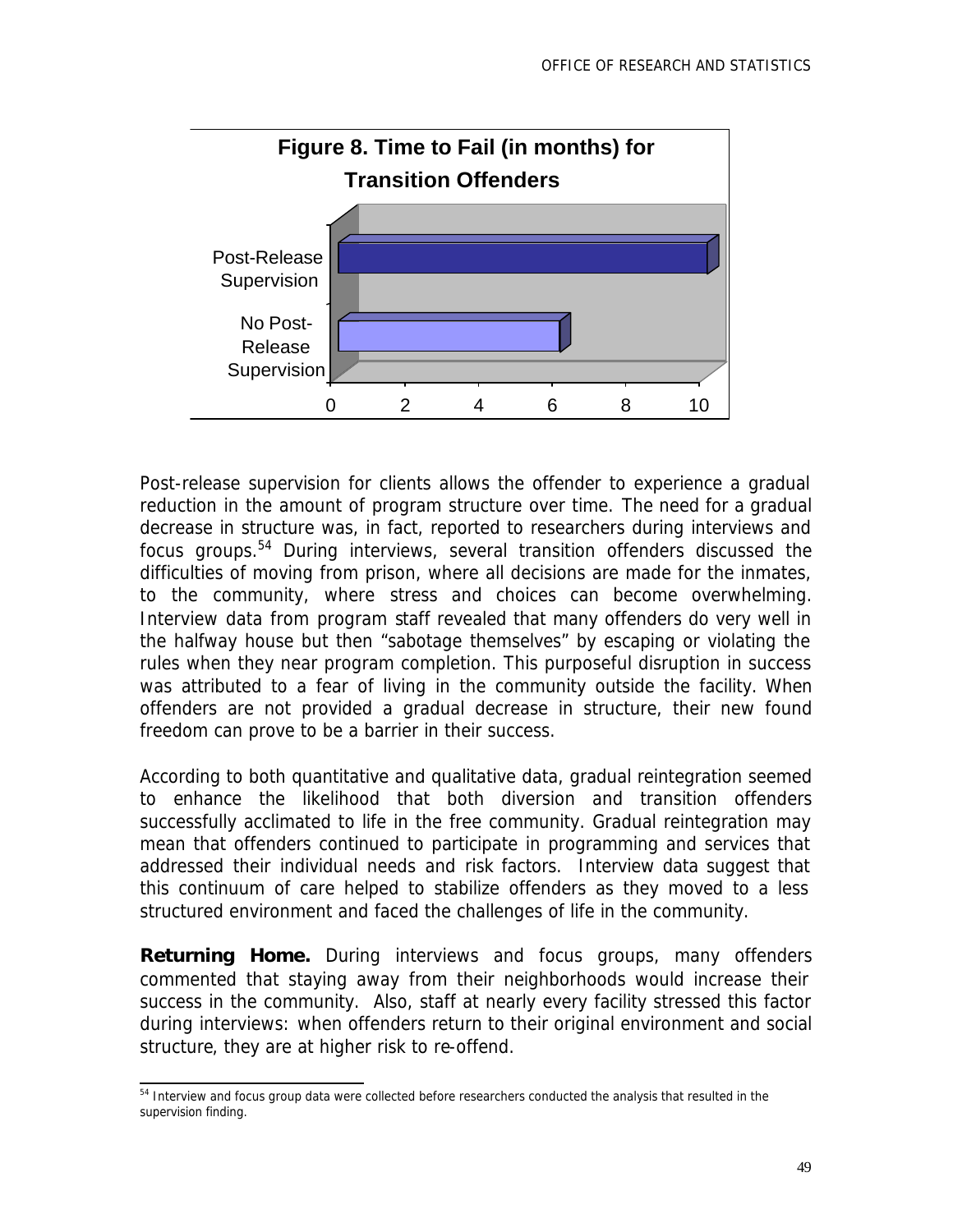**Figure 8. Time to Fail (in months) for Transition Offenders**

| | Time to Fail (months) |
|---|---|
| Post-Release Supervision | ~10 |
| No Post-Release Supervision | ~6 |

Post-release supervision for clients allows the offender to experience a gradual reduction in the amount of program structure over time. The need for a gradual decrease in structure was, in fact, reported to researchers during interviews and focus groups.[54] During interviews, several transition offenders discussed the difficulties of moving from prison, where all decisions are made for the inmates, to the community, where stress and choices can become overwhelming. Interview data from program staff revealed that many offenders do very well in the halfway house but then "sabotage themselves" by escaping or violating the rules when they near program completion. This purposeful disruption in success was attributed to a fear of living in the community outside the facility. When offenders are not provided a gradual decrease in structure, their new found freedom can prove to be a barrier in their success.

According to both quantitative and qualitative data, gradual reintegration seemed to enhance the likelihood that both diversion and transition offenders successfully acclimated to life in the free community. Gradual reintegration may mean that offenders continued to participate in programming and services that addressed their individual needs and risk factors. Interview data suggest that this continuum of care helped to stabilize offenders as they moved to a less structured environment and faced the challenges of life in the community.

**Returning Home.** During interviews and focus groups, many offenders commented that staying away from their neighborhoods would increase their success in the community. Also, staff at nearly every facility stressed this factor during interviews: when offenders return to their original environment and social structure, they are at higher risk to re-offend.

[54] Interview and focus group data were collected before researchers conducted the analysis that resulted in the supervision finding.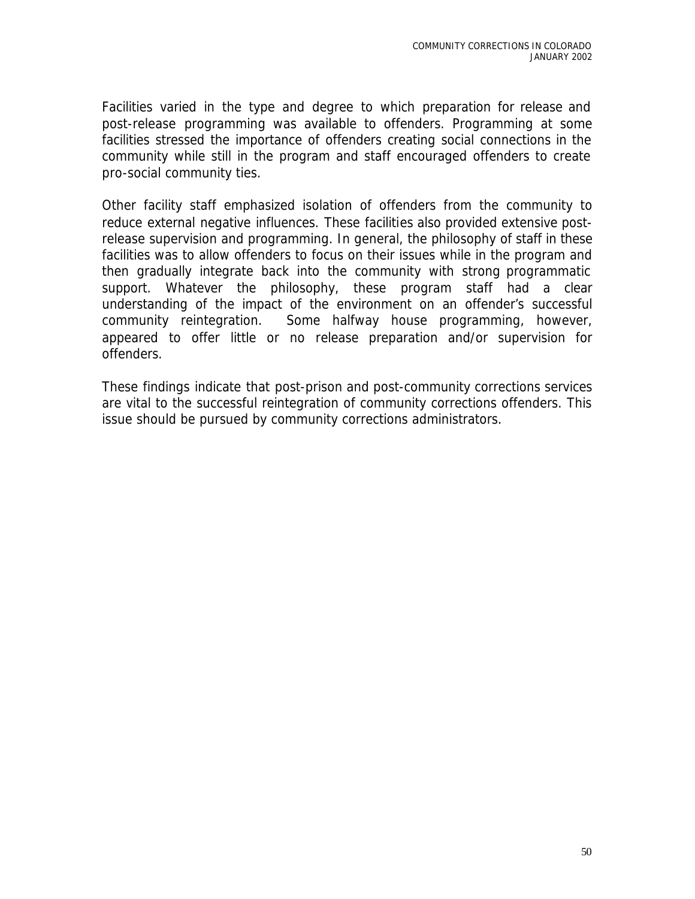Facilities varied in the type and degree to which preparation for release and post-release programming was available to offenders. Programming at some facilities stressed the importance of offenders creating social connections in the community while still in the program and staff encouraged offenders to create pro-social community ties.

Other facility staff emphasized isolation of offenders from the community to reduce external negative influences. These facilities also provided extensive post-release supervision and programming. In general, the philosophy of staff in these facilities was to allow offenders to focus on their issues while in the program and then gradually integrate back into the community with strong programmatic support. Whatever the philosophy, these program staff had a clear understanding of the impact of the environment on an offender's successful community reintegration. Some halfway house programming, however, appeared to offer little or no release preparation and/or supervision for offenders.

These findings indicate that post-prison and post-community corrections services are vital to the successful reintegration of community corrections offenders. This issue should be pursued by community corrections administrators.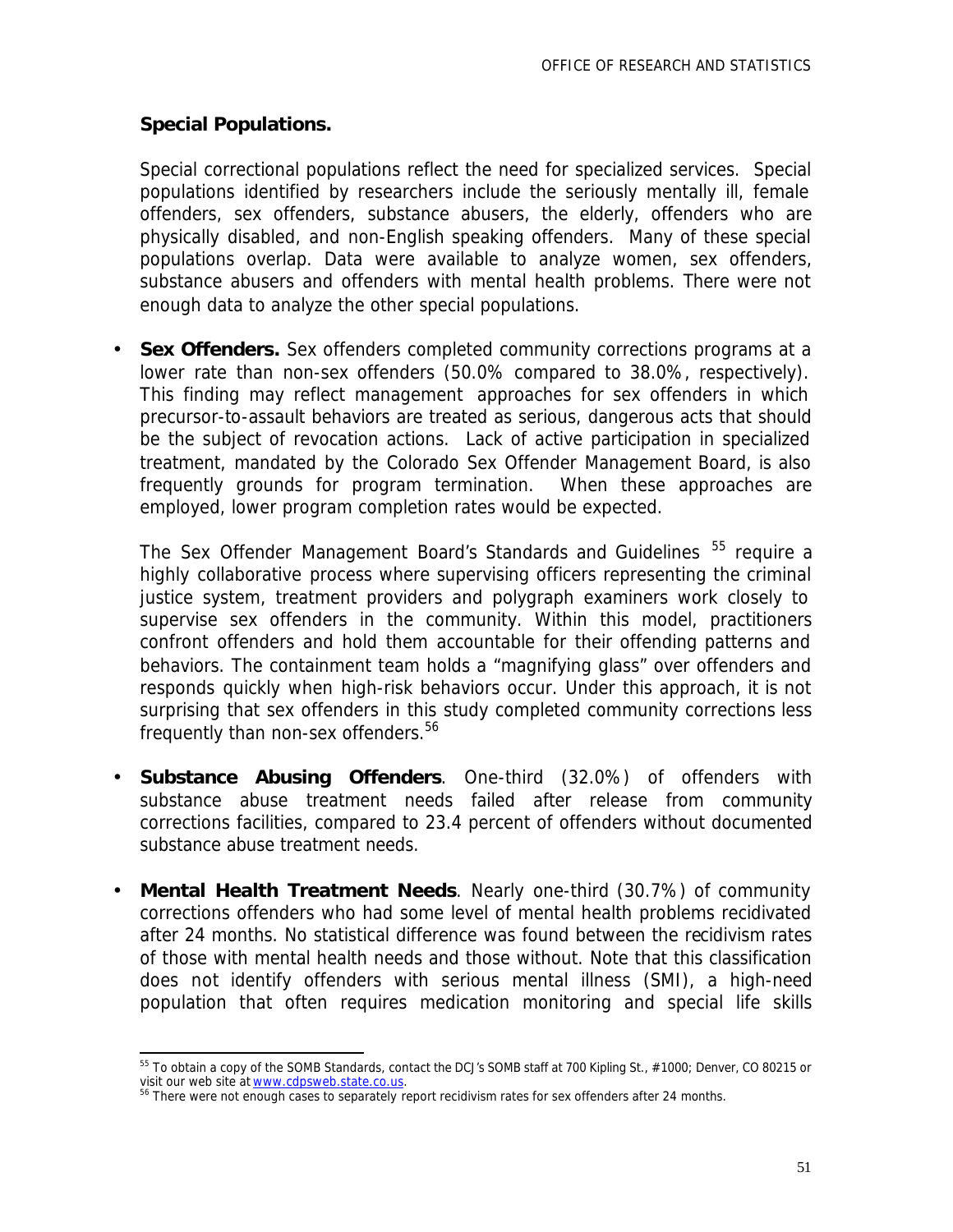**Special Populations.**

Special correctional populations reflect the need for specialized services. Special populations identified by researchers include the seriously mentally ill, female offenders, sex offenders, substance abusers, the elderly, offenders who are physically disabled, and non-English speaking offenders. Many of these special populations overlap. Data were available to analyze women, sex offenders, substance abusers and offenders with mental health problems. There were not enough data to analyze the other special populations.

- **Sex Offenders.** Sex offenders completed community corrections programs at a lower rate than non-sex offenders (50.0% compared to 38.0%, respectively). This finding may reflect management approaches for sex offenders in which precursor-to-assault behaviors are treated as serious, dangerous acts that should be the subject of revocation actions. Lack of active participation in specialized treatment, mandated by the Colorado Sex Offender Management Board, is also frequently grounds for program termination. When these approaches are employed, lower program completion rates would be expected.

  The Sex Offender Management Board's Standards and Guidelines [55] require a highly collaborative process where supervising officers representing the criminal justice system, treatment providers and polygraph examiners work closely to supervise sex offenders in the community. Within this model, practitioners confront offenders and hold them accountable for their offending patterns and behaviors. The containment team holds a "magnifying glass" over offenders and responds quickly when high-risk behaviors occur. Under this approach, it is not surprising that sex offenders in this study completed community corrections less frequently than non-sex offenders.[56]

- **Substance Abusing Offenders**. One-third (32.0%) of offenders with substance abuse treatment needs failed after release from community corrections facilities, compared to 23.4 percent of offenders without documented substance abuse treatment needs.

- **Mental Health Treatment Needs**. Nearly one-third (30.7%) of community corrections offenders who had some level of mental health problems recidivated after 24 months. No statistical difference was found between the recidivism rates of those with mental health needs and those without. Note that this classification does not identify offenders with serious mental illness (SMI), a high-need population that often requires medication monitoring and special life skills

---

[55] To obtain a copy of the SOMB Standards, contact the DCJ's SOMB staff at 700 Kipling St., #1000; Denver, CO 80215 or visit our web site at www.cdpsweb.state.co.us.

[56] There were not enough cases to separately report recidivism rates for sex offenders after 24 months.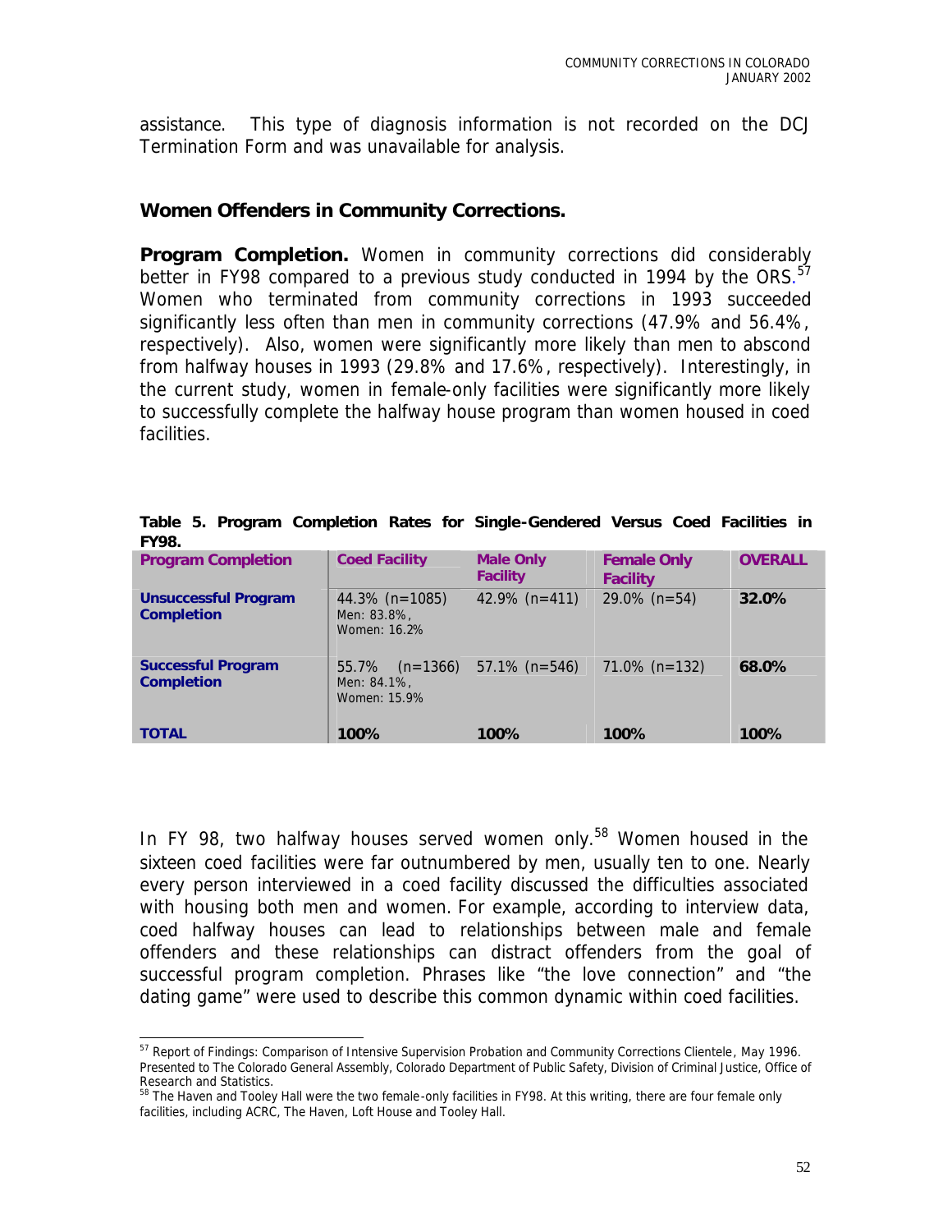assistance. This type of diagnosis information is not recorded on the DCJ Termination Form and was unavailable for analysis.

### Women Offenders in Community Corrections.

**Program Completion.** Women in community corrections did considerably better in FY98 compared to a previous study conducted in 1994 by the ORS.[57] Women who terminated from community corrections in 1993 succeeded significantly less often than men in community corrections (47.9% and 56.4%, respectively). Also, women were significantly more likely than men to abscond from halfway houses in 1993 (29.8% and 17.6%, respectively). Interestingly, in the current study, women in female-only facilities were significantly more likely to successfully complete the halfway house program than women housed in coed facilities.

**Table 5. Program Completion Rates for Single-Gendered Versus Coed Facilities in FY98.**

| Program Completion | Coed Facility | Male Only Facility | Female Only Facility | OVERALL |
|---|---|---|---|---|
| **Unsuccessful Program Completion** | 44.3% (n=1085) Men: 83.8%, Women: 16.2% | 42.9% (n=411) | 29.0% (n=54) | **32.0%** |
| **Successful Program Completion** | 55.7% (n=1366) Men: 84.1%, Women: 15.9% | 57.1% (n=546) | 71.0% (n=132) | **68.0%** |
| **TOTAL** | **100%** | **100%** | **100%** | **100%** |

In FY 98, two halfway houses served women only.[58] Women housed in the sixteen coed facilities were far outnumbered by men, usually ten to one. Nearly every person interviewed in a coed facility discussed the difficulties associated with housing both men and women. For example, according to interview data, coed halfway houses can lead to relationships between male and female offenders and these relationships can distract offenders from the goal of successful program completion. Phrases like "the love connection" and "the dating game" were used to describe this common dynamic within coed facilities.

---

[57] Report of Findings: Comparison of Intensive Supervision Probation and Community Corrections Clientele, May 1996. Presented to The Colorado General Assembly, Colorado Department of Public Safety, Division of Criminal Justice, Office of Research and Statistics.

[58] The Haven and Tooley Hall were the two female-only facilities in FY98. At this writing, there are four female only facilities, including ACRC, The Haven, Loft House and Tooley Hall.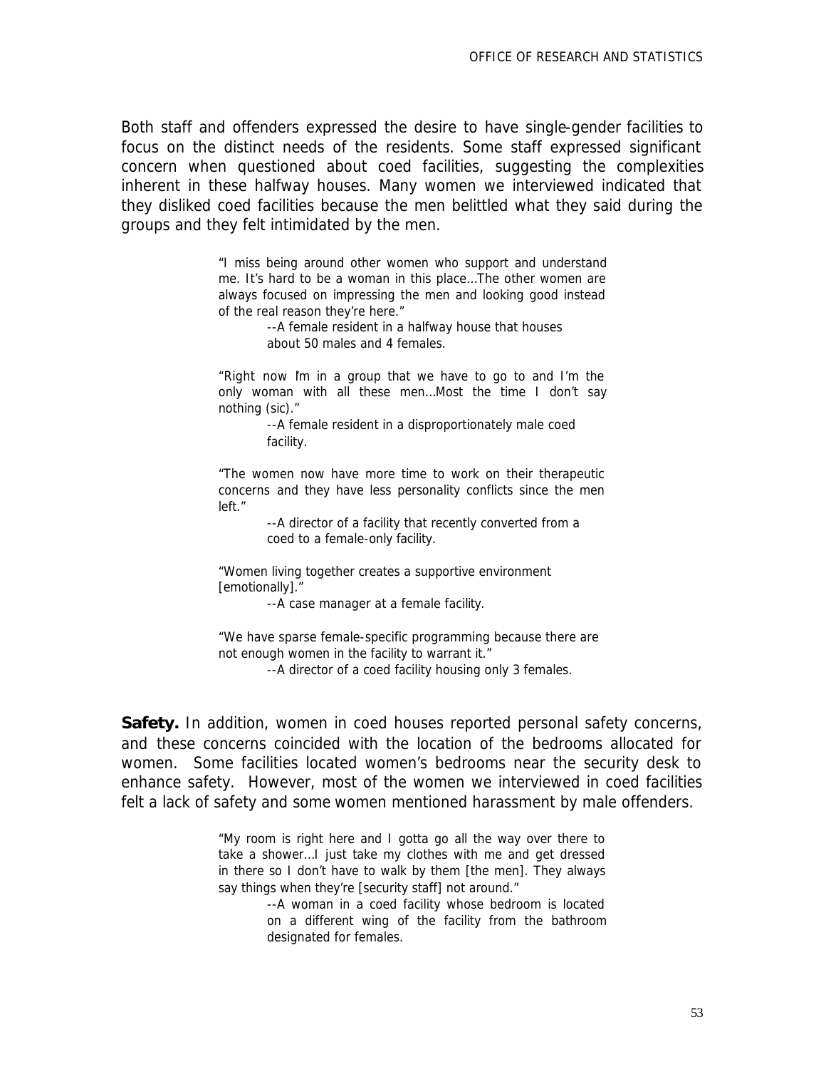Both staff and offenders expressed the desire to have single-gender facilities to focus on the distinct needs of the residents. Some staff expressed significant concern when questioned about coed facilities, suggesting the complexities inherent in these halfway houses. Many women we interviewed indicated that they disliked coed facilities because the men belittled what they said during the groups and they felt intimidated by the men.

> "I miss being around other women who support and understand me. It's hard to be a woman in this place…The other women are always focused on impressing the men and looking good instead of the real reason they're here."
>
> --A female resident in a halfway house that houses about 50 males and 4 females.

> "Right now I'm in a group that we have to go to and I'm the only woman with all these men…Most the time I don't say nothing (sic)."
>
> --A female resident in a disproportionately male coed facility.

> "The women now have more time to work on their therapeutic concerns and they have less personality conflicts since the men left."
>
> --A director of a facility that recently converted from a coed to a female-only facility.

> "Women living together creates a supportive environment [emotionally]."
>
> --A case manager at a female facility.

> "We have sparse female-specific programming because there are not enough women in the facility to warrant it."
>
> --A director of a coed facility housing only 3 females.

**Safety.** In addition, women in coed houses reported personal safety concerns, and these concerns coincided with the location of the bedrooms allocated for women. Some facilities located women's bedrooms near the security desk to enhance safety. However, most of the women we interviewed in coed facilities felt a lack of safety and some women mentioned harassment by male offenders.

> "My room is right here and I gotta go all the way over there to take a shower…I just take my clothes with me and get dressed in there so I don't have to walk by them [the men]. They always say things when they're [security staff] not around."
>
> --A woman in a coed facility whose bedroom is located on a different wing of the facility from the bathroom designated for females.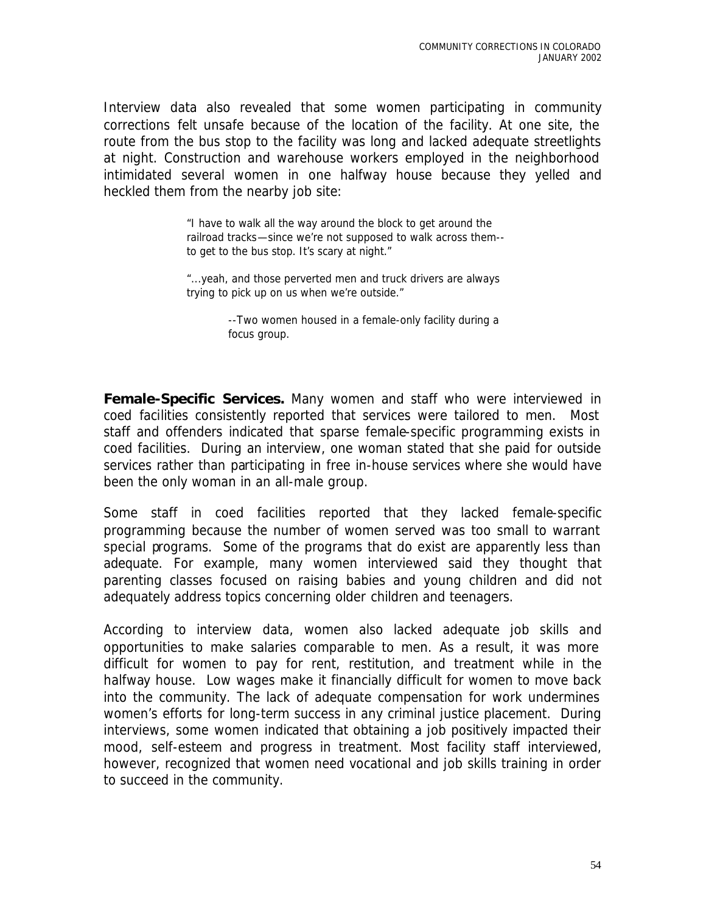Interview data also revealed that some women participating in community corrections felt unsafe because of the location of the facility. At one site, the route from the bus stop to the facility was long and lacked adequate streetlights at night. Construction and warehouse workers employed in the neighborhood intimidated several women in one halfway house because they yelled and heckled them from the nearby job site:

> "I have to walk all the way around the block to get around the railroad tracks—since we're not supposed to walk across them--to get to the bus stop. It's scary at night."
>
> "…yeah, and those perverted men and truck drivers are always trying to pick up on us when we're outside."
>
> --Two women housed in a female-only facility during a focus group.

**Female-Specific Services.** Many women and staff who were interviewed in coed facilities consistently reported that services were tailored to men. Most staff and offenders indicated that sparse female-specific programming exists in coed facilities. During an interview, one woman stated that she paid for outside services rather than participating in free in-house services where she would have been the only woman in an all-male group.

Some staff in coed facilities reported that they lacked female-specific programming because the number of women served was too small to warrant special programs. Some of the programs that do exist are apparently less than adequate. For example, many women interviewed said they thought that parenting classes focused on raising babies and young children and did not adequately address topics concerning older children and teenagers.

According to interview data, women also lacked adequate job skills and opportunities to make salaries comparable to men. As a result, it was more difficult for women to pay for rent, restitution, and treatment while in the halfway house. Low wages make it financially difficult for women to move back into the community. The lack of adequate compensation for work undermines women's efforts for long-term success in any criminal justice placement. During interviews, some women indicated that obtaining a job positively impacted their mood, self-esteem and progress in treatment. Most facility staff interviewed, however, recognized that women need vocational and job skills training in order to succeed in the community.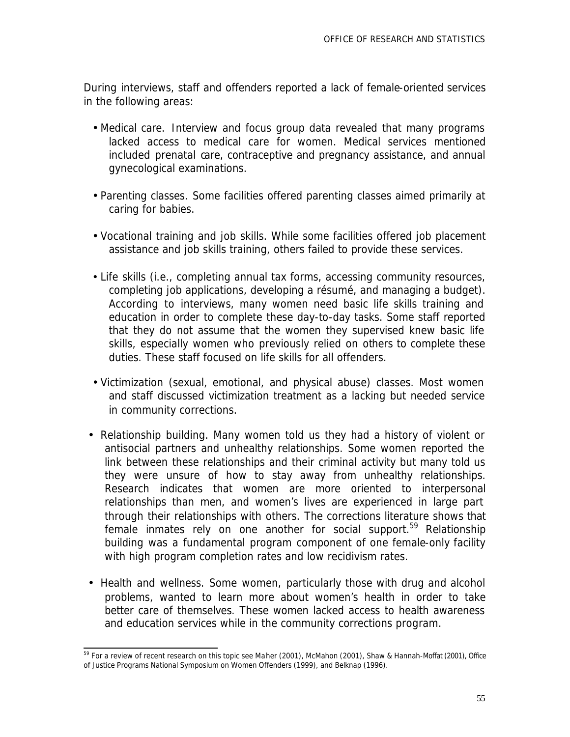During interviews, staff and offenders reported a lack of female-oriented services in the following areas:

- Medical care. Interview and focus group data revealed that many programs lacked access to medical care for women. Medical services mentioned included prenatal care, contraceptive and pregnancy assistance, and annual gynecological examinations.

- Parenting classes. Some facilities offered parenting classes aimed primarily at caring for babies.

- Vocational training and job skills. While some facilities offered job placement assistance and job skills training, others failed to provide these services.

- Life skills (i.e., completing annual tax forms, accessing community resources, completing job applications, developing a résumé, and managing a budget). According to interviews, many women need basic life skills training and education in order to complete these day-to-day tasks. Some staff reported that they do not assume that the women they supervised knew basic life skills, especially women who previously relied on others to complete these duties. These staff focused on life skills for all offenders.

- Victimization (sexual, emotional, and physical abuse) classes. Most women and staff discussed victimization treatment as a lacking but needed service in community corrections.

- Relationship building. Many women told us they had a history of violent or antisocial partners and unhealthy relationships. Some women reported the link between these relationships and their criminal activity but many told us they were unsure of how to stay away from unhealthy relationships. Research indicates that women are more oriented to interpersonal relationships than men, and women's lives are experienced in large part through their relationships with others. The corrections literature shows that female inmates rely on one another for social support.[59] Relationship building was a fundamental program component of one female-only facility with high program completion rates and low recidivism rates.

- Health and wellness. Some women, particularly those with drug and alcohol problems, wanted to learn more about women's health in order to take better care of themselves. These women lacked access to health awareness and education services while in the community corrections program.

[59] For a review of recent research on this topic see Maher (2001), McMahon (2001), Shaw & Hannah-Moffat (2001), Office of Justice Programs National Symposium on Women Offenders (1999), and Belknap (1996).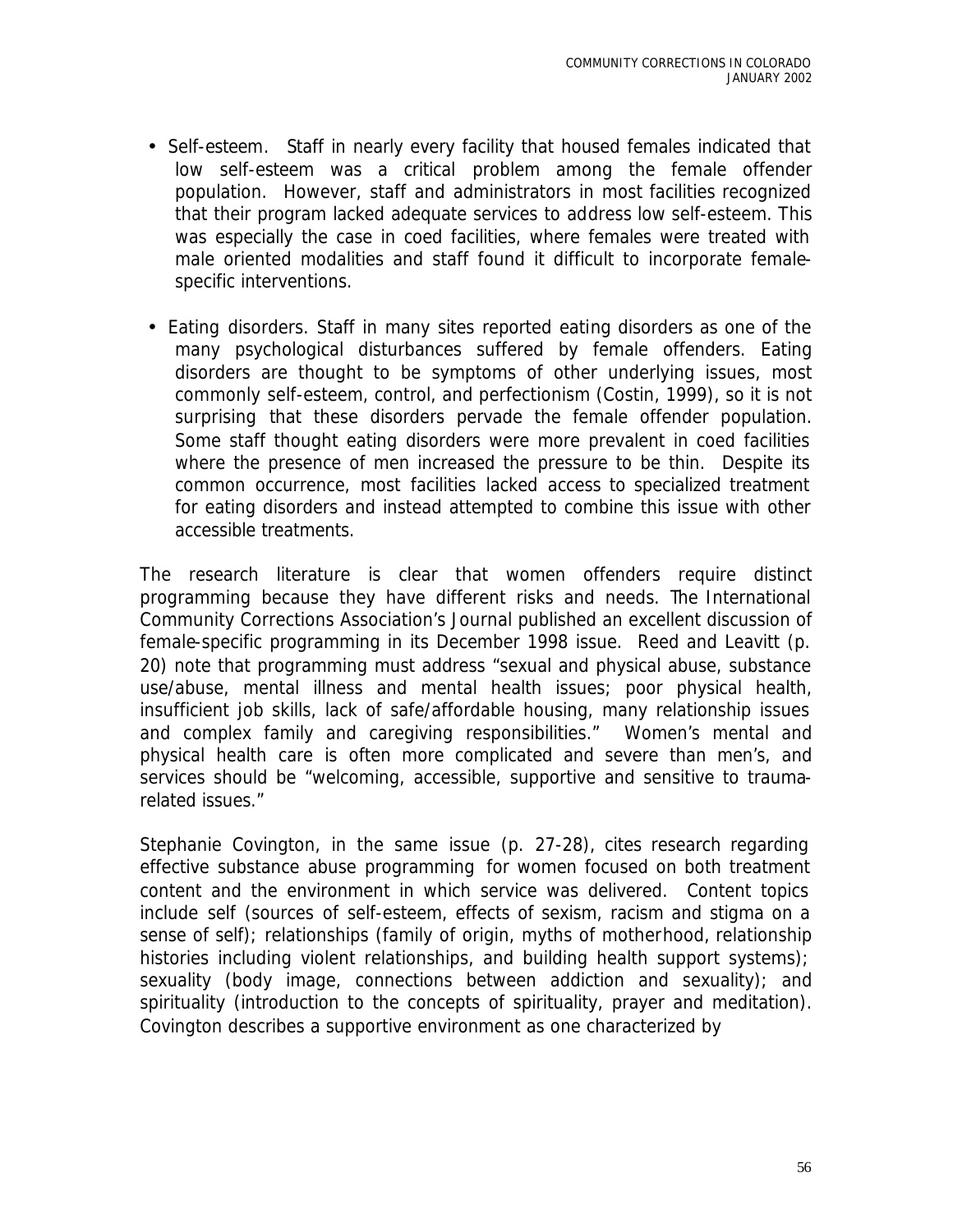- Self-esteem. Staff in nearly every facility that housed females indicated that low self-esteem was a critical problem among the female offender population. However, staff and administrators in most facilities recognized that their program lacked adequate services to address low self-esteem. This was especially the case in coed facilities, where females were treated with male oriented modalities and staff found it difficult to incorporate female-specific interventions.

- Eating disorders. Staff in many sites reported eating disorders as one of the many psychological disturbances suffered by female offenders. Eating disorders are thought to be symptoms of other underlying issues, most commonly self-esteem, control, and perfectionism (Costin, 1999), so it is not surprising that these disorders pervade the female offender population. Some staff thought eating disorders were more prevalent in coed facilities where the presence of men increased the pressure to be thin. Despite its common occurrence, most facilities lacked access to specialized treatment for eating disorders and instead attempted to combine this issue with other accessible treatments.

The research literature is clear that women offenders require distinct programming because they have different risks and needs. The International Community Corrections Association's Journal published an excellent discussion of female-specific programming in its December 1998 issue. Reed and Leavitt (p. 20) note that programming must address "sexual and physical abuse, substance use/abuse, mental illness and mental health issues; poor physical health, insufficient job skills, lack of safe/affordable housing, many relationship issues and complex family and caregiving responsibilities." Women's mental and physical health care is often more complicated and severe than men's, and services should be "welcoming, accessible, supportive and sensitive to trauma-related issues."

Stephanie Covington, in the same issue (p. 27-28), cites research regarding effective substance abuse programming for women focused on both treatment content and the environment in which service was delivered. Content topics include self (sources of self-esteem, effects of sexism, racism and stigma on a sense of self); relationships (family of origin, myths of motherhood, relationship histories including violent relationships, and building health support systems); sexuality (body image, connections between addiction and sexuality); and spirituality (introduction to the concepts of spirituality, prayer and meditation). Covington describes a supportive environment as one characterized by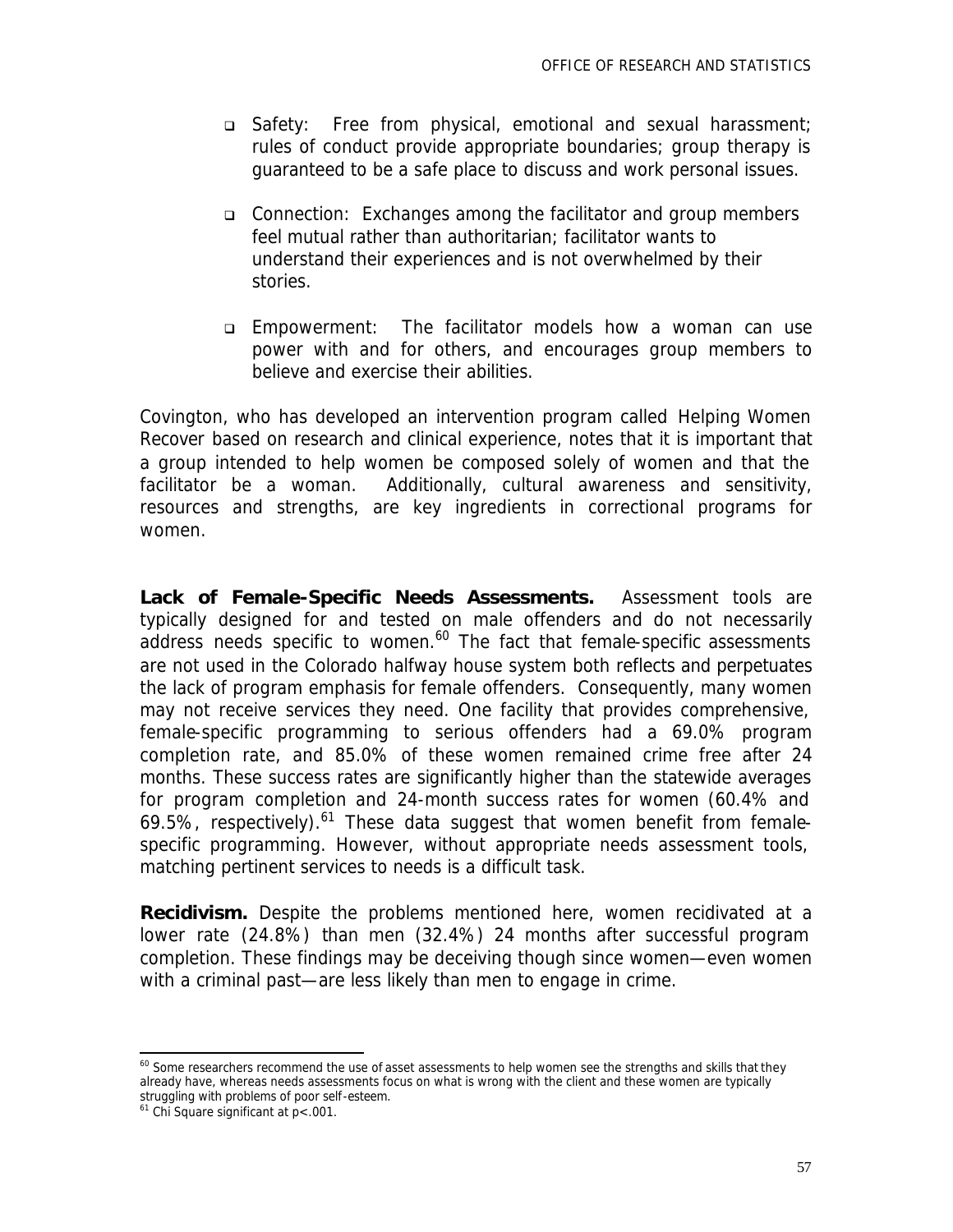- Safety: Free from physical, emotional and sexual harassment; rules of conduct provide appropriate boundaries; group therapy is guaranteed to be a safe place to discuss and work personal issues.

- Connection: Exchanges among the facilitator and group members feel mutual rather than authoritarian; facilitator wants to understand their experiences and is not overwhelmed by their stories.

- Empowerment: The facilitator models how a woman can use power with and for others, and encourages group members to believe and exercise their abilities.

Covington, who has developed an intervention program called Helping Women Recover based on research and clinical experience, notes that it is important that a group intended to help women be composed solely of women and that the facilitator be a woman. Additionally, cultural awareness and sensitivity, resources and strengths, are key ingredients in correctional programs for women.

**Lack of Female-Specific Needs Assessments.** Assessment tools are typically designed for and tested on male offenders and do not necessarily address needs specific to women.[60] The fact that female-specific assessments are not used in the Colorado halfway house system both reflects and perpetuates the lack of program emphasis for female offenders. Consequently, many women may not receive services they need. One facility that provides comprehensive, female-specific programming to serious offenders had a 69.0% program completion rate, and 85.0% of these women remained crime free after 24 months. These success rates are significantly higher than the statewide averages for program completion and 24-month success rates for women (60.4% and 69.5%, respectively).[61] These data suggest that women benefit from female-specific programming. However, without appropriate needs assessment tools, matching pertinent services to needs is a difficult task.

**Recidivism.** Despite the problems mentioned here, women recidivated at a lower rate (24.8%) than men (32.4%) 24 months after successful program completion. These findings may be deceiving though since women—even women with a criminal past—are less likely than men to engage in crime.

---

[60] Some researchers recommend the use of asset assessments to help women see the strengths and skills that they already have, whereas needs assessments focus on what is wrong with the client and these women are typically struggling with problems of poor self-esteem.

[61] Chi Square significant at $p<.001$.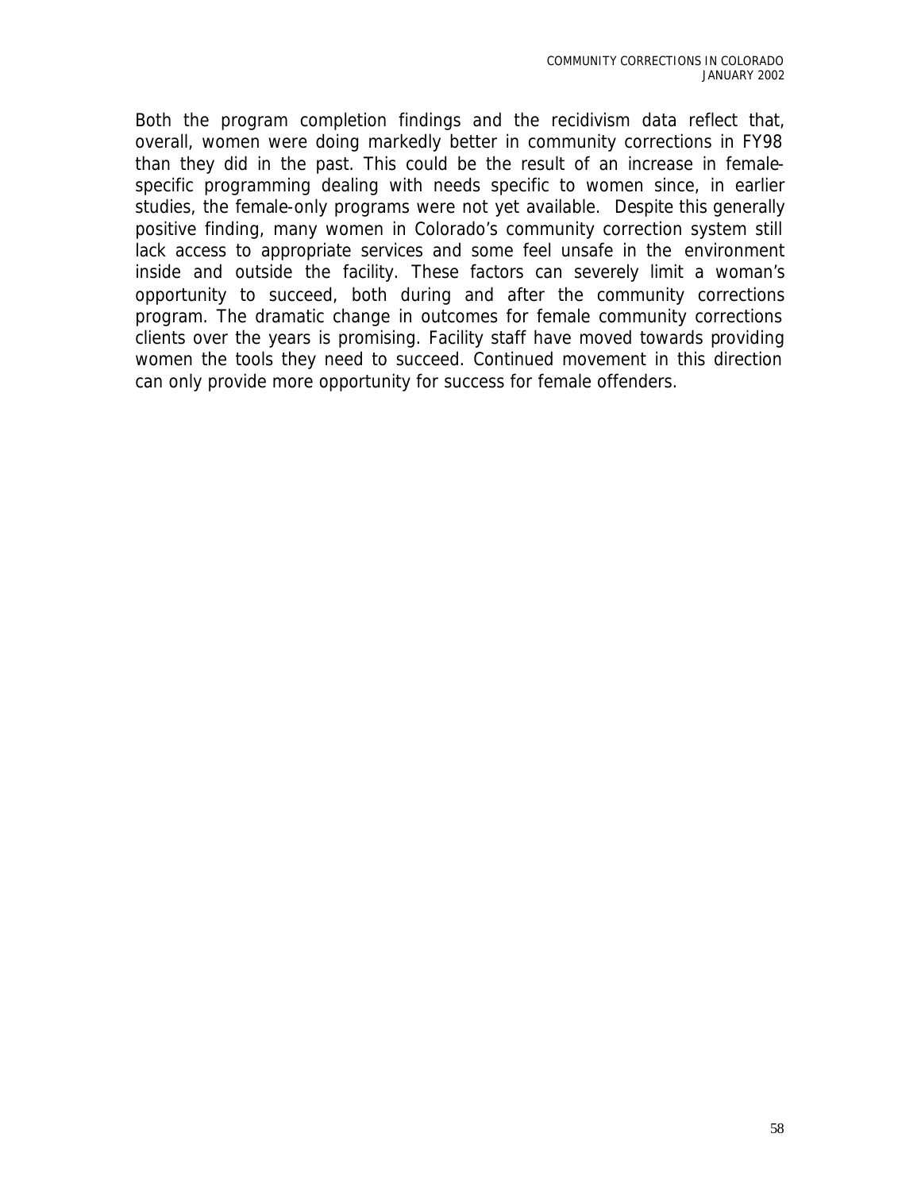Both the program completion findings and the recidivism data reflect that, overall, women were doing markedly better in community corrections in FY98 than they did in the past. This could be the result of an increase in female-specific programming dealing with needs specific to women since, in earlier studies, the female-only programs were not yet available. Despite this generally positive finding, many women in Colorado's community correction system still lack access to appropriate services and some feel unsafe in the environment inside and outside the facility. These factors can severely limit a woman's opportunity to succeed, both during and after the community corrections program. The dramatic change in outcomes for female community corrections clients over the years is promising. Facility staff have moved towards providing women the tools they need to succeed. Continued movement in this direction can only provide more opportunity for success for female offenders.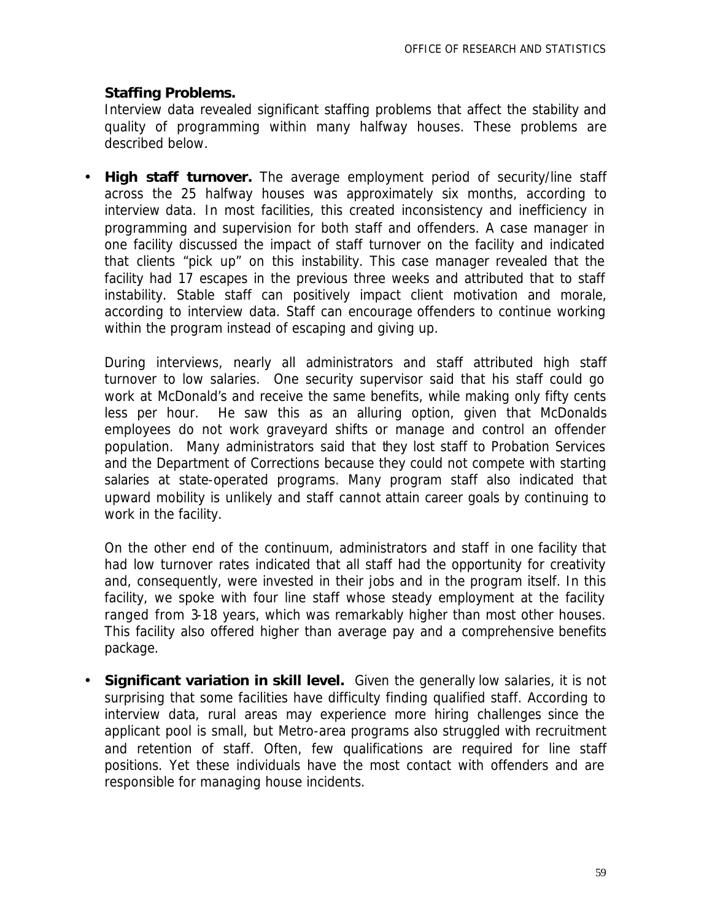**Staffing Problems.**

Interview data revealed significant staffing problems that affect the stability and quality of programming within many halfway houses. These problems are described below.

- **High staff turnover.** The average employment period of security/line staff across the 25 halfway houses was approximately six months, according to interview data. In most facilities, this created inconsistency and inefficiency in programming and supervision for both staff and offenders. A case manager in one facility discussed the impact of staff turnover on the facility and indicated that clients "pick up" on this instability. This case manager revealed that the facility had 17 escapes in the previous three weeks and attributed that to staff instability. Stable staff can positively impact client motivation and morale, according to interview data. Staff can encourage offenders to continue working within the program instead of escaping and giving up.

  During interviews, nearly all administrators and staff attributed high staff turnover to low salaries. One security supervisor said that his staff could go work at McDonald's and receive the same benefits, while making only fifty cents less per hour. He saw this as an alluring option, given that McDonalds employees do not work graveyard shifts or manage and control an offender population. Many administrators said that they lost staff to Probation Services and the Department of Corrections because they could not compete with starting salaries at state-operated programs. Many program staff also indicated that upward mobility is unlikely and staff cannot attain career goals by continuing to work in the facility.

  On the other end of the continuum, administrators and staff in one facility that had low turnover rates indicated that all staff had the opportunity for creativity and, consequently, were invested in their jobs and in the program itself. In this facility, we spoke with four line staff whose steady employment at the facility ranged from 3-18 years, which was remarkably higher than most other houses. This facility also offered higher than average pay and a comprehensive benefits package.

- **Significant variation in skill level.** Given the generally low salaries, it is not surprising that some facilities have difficulty finding qualified staff. According to interview data, rural areas may experience more hiring challenges since the applicant pool is small, but Metro-area programs also struggled with recruitment and retention of staff. Often, few qualifications are required for line staff positions. Yet these individuals have the most contact with offenders and are responsible for managing house incidents.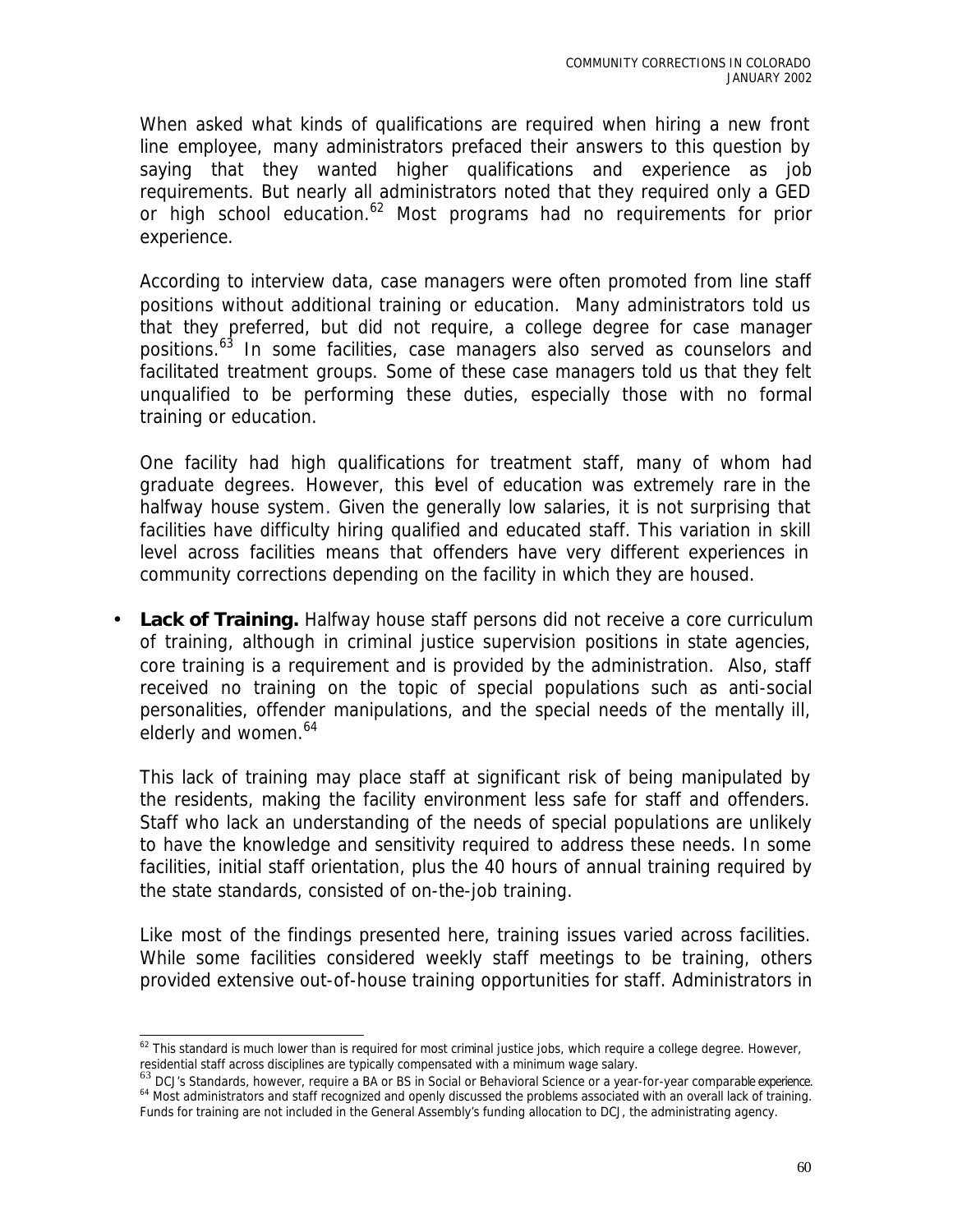When asked what kinds of qualifications are required when hiring a new front line employee, many administrators prefaced their answers to this question by saying that they wanted higher qualifications and experience as job requirements. But nearly all administrators noted that they required only a GED or high school education.[62] Most programs had no requirements for prior experience.

According to interview data, case managers were often promoted from line staff positions without additional training or education. Many administrators told us that they preferred, but did not require, a college degree for case manager positions.[63] In some facilities, case managers also served as counselors and facilitated treatment groups. Some of these case managers told us that they felt unqualified to be performing these duties, especially those with no formal training or education.

One facility had high qualifications for treatment staff, many of whom had graduate degrees. However, this level of education was extremely rare in the halfway house system. Given the generally low salaries, it is not surprising that facilities have difficulty hiring qualified and educated staff. This variation in skill level across facilities means that offenders have very different experiences in community corrections depending on the facility in which they are housed.

- **Lack of Training.** Halfway house staff persons did not receive a core curriculum of training, although in criminal justice supervision positions in state agencies, core training is a requirement and is provided by the administration. Also, staff received no training on the topic of special populations such as anti-social personalities, offender manipulations, and the special needs of the mentally ill, elderly and women.[64]

  This lack of training may place staff at significant risk of being manipulated by the residents, making the facility environment less safe for staff and offenders. Staff who lack an understanding of the needs of special populations are unlikely to have the knowledge and sensitivity required to address these needs. In some facilities, initial staff orientation, plus the 40 hours of annual training required by the state standards, consisted of on-the-job training.

  Like most of the findings presented here, training issues varied across facilities. While some facilities considered weekly staff meetings to be training, others provided extensive out-of-house training opportunities for staff. Administrators in

---

[62] This standard is much lower than is required for most criminal justice jobs, which require a college degree. However, residential staff across disciplines are typically compensated with a minimum wage salary.

[63] DCJ's Standards, however, require a BA or BS in Social or Behavioral Science or a year-for-year comparable experience.

[64] Most administrators and staff recognized and openly discussed the problems associated with an overall lack of training. Funds for training are not included in the General Assembly's funding allocation to DCJ, the administrating agency.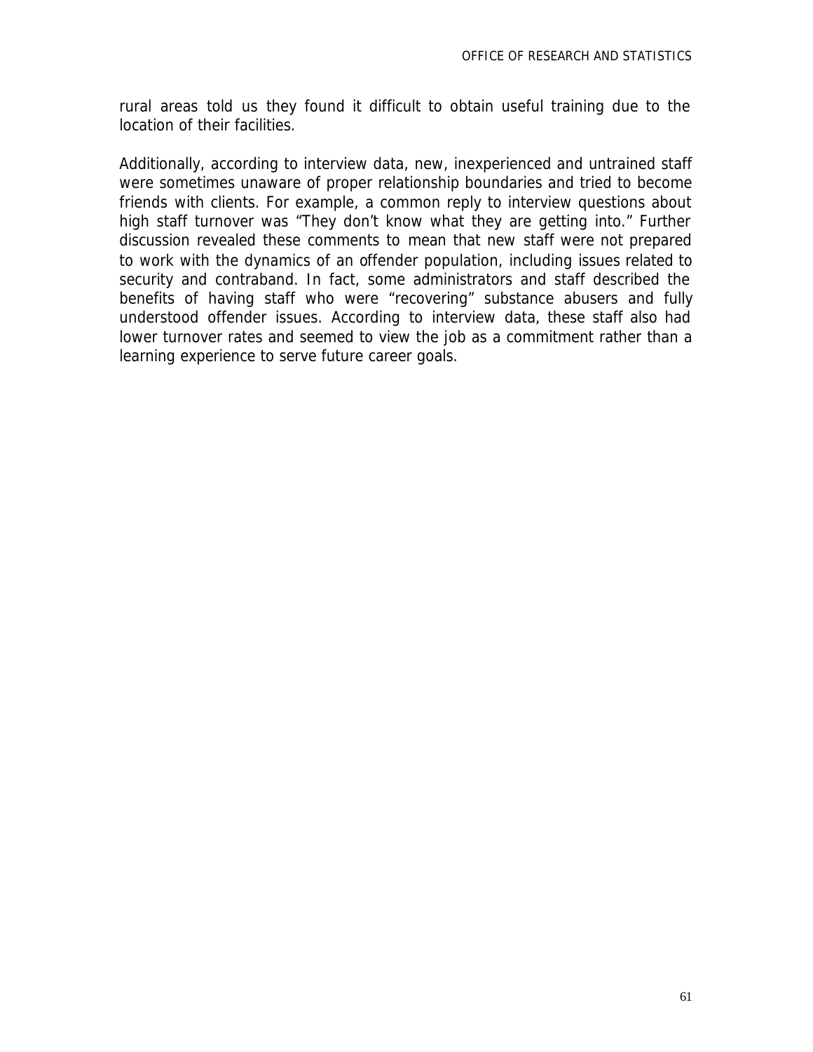rural areas told us they found it difficult to obtain useful training due to the location of their facilities.

Additionally, according to interview data, new, inexperienced and untrained staff were sometimes unaware of proper relationship boundaries and tried to become friends with clients. For example, a common reply to interview questions about high staff turnover was "They don't know what they are getting into." Further discussion revealed these comments to mean that new staff were not prepared to work with the dynamics of an offender population, including issues related to security and contraband. In fact, some administrators and staff described the benefits of having staff who were "recovering" substance abusers and fully understood offender issues. According to interview data, these staff also had lower turnover rates and seemed to view the job as a commitment rather than a learning experience to serve future career goals.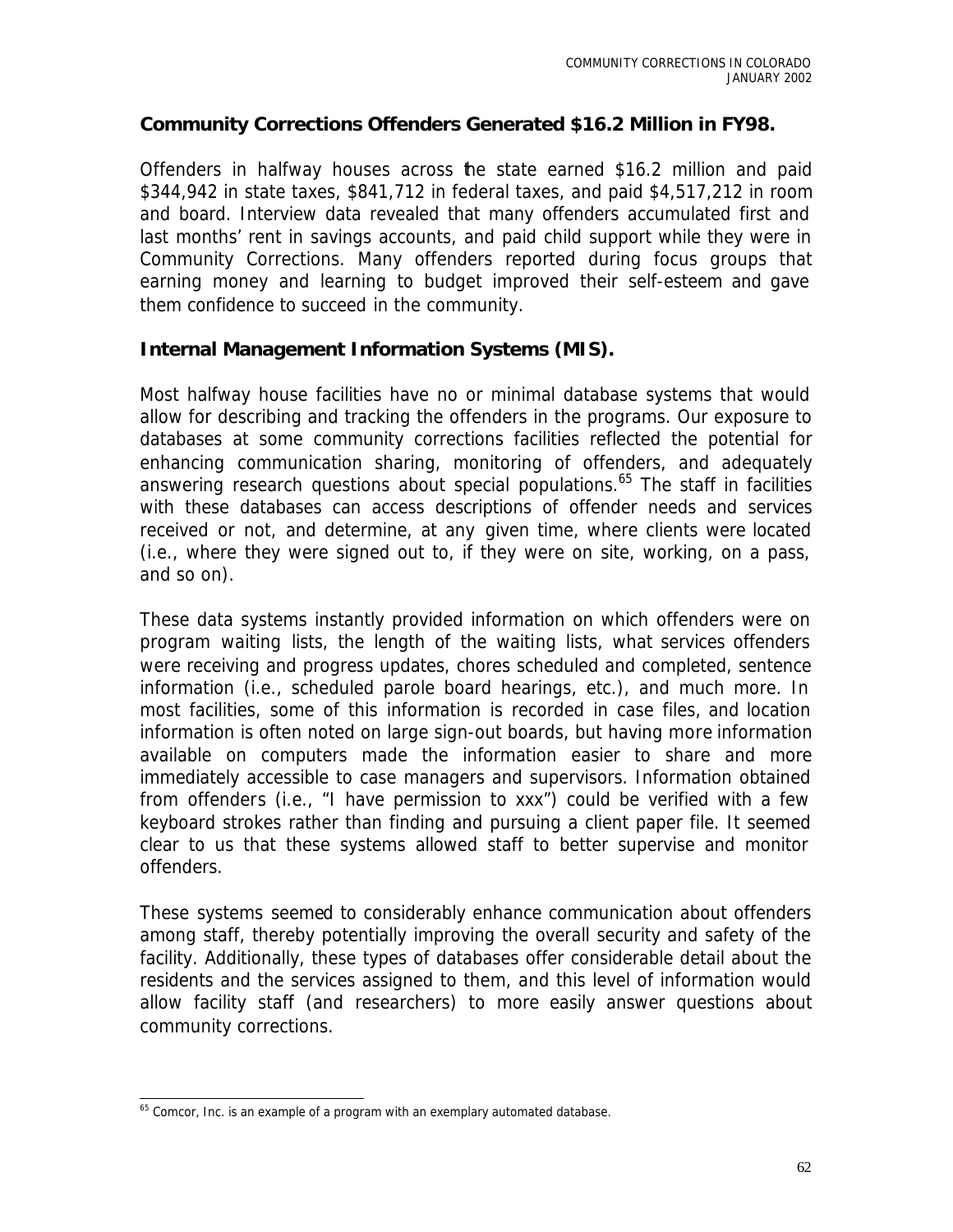**Community Corrections Offenders Generated $16.2 Million in FY98.**

Offenders in halfway houses across the state earned $16.2 million and paid $344,942 in state taxes, $841,712 in federal taxes, and paid $4,517,212 in room and board. Interview data revealed that many offenders accumulated first and last months' rent in savings accounts, and paid child support while they were in Community Corrections. Many offenders reported during focus groups that earning money and learning to budget improved their self-esteem and gave them confidence to succeed in the community.

**Internal Management Information Systems (MIS).**

Most halfway house facilities have no or minimal database systems that would allow for describing and tracking the offenders in the programs. Our exposure to databases at some community corrections facilities reflected the potential for enhancing communication sharing, monitoring of offenders, and adequately answering research questions about special populations.[65] The staff in facilities with these databases can access descriptions of offender needs and services received or not, and determine, at any given time, where clients were located (i.e., where they were signed out to, if they were on site, working, on a pass, and so on).

These data systems instantly provided information on which offenders were on program waiting lists, the length of the waiting lists, what services offenders were receiving and progress updates, chores scheduled and completed, sentence information (i.e., scheduled parole board hearings, etc.), and much more. In most facilities, some of this information is recorded in case files, and location information is often noted on large sign-out boards, but having more information available on computers made the information easier to share and more immediately accessible to case managers and supervisors. Information obtained from offenders (i.e., "I have permission to xxx") could be verified with a few keyboard strokes rather than finding and pursuing a client paper file. It seemed clear to us that these systems allowed staff to better supervise and monitor offenders.

These systems seemed to considerably enhance communication about offenders among staff, thereby potentially improving the overall security and safety of the facility. Additionally, these types of databases offer considerable detail about the residents and the services assigned to them, and this level of information would allow facility staff (and researchers) to more easily answer questions about community corrections.

[65] Comcor, Inc. is an example of a program with an exemplary automated database.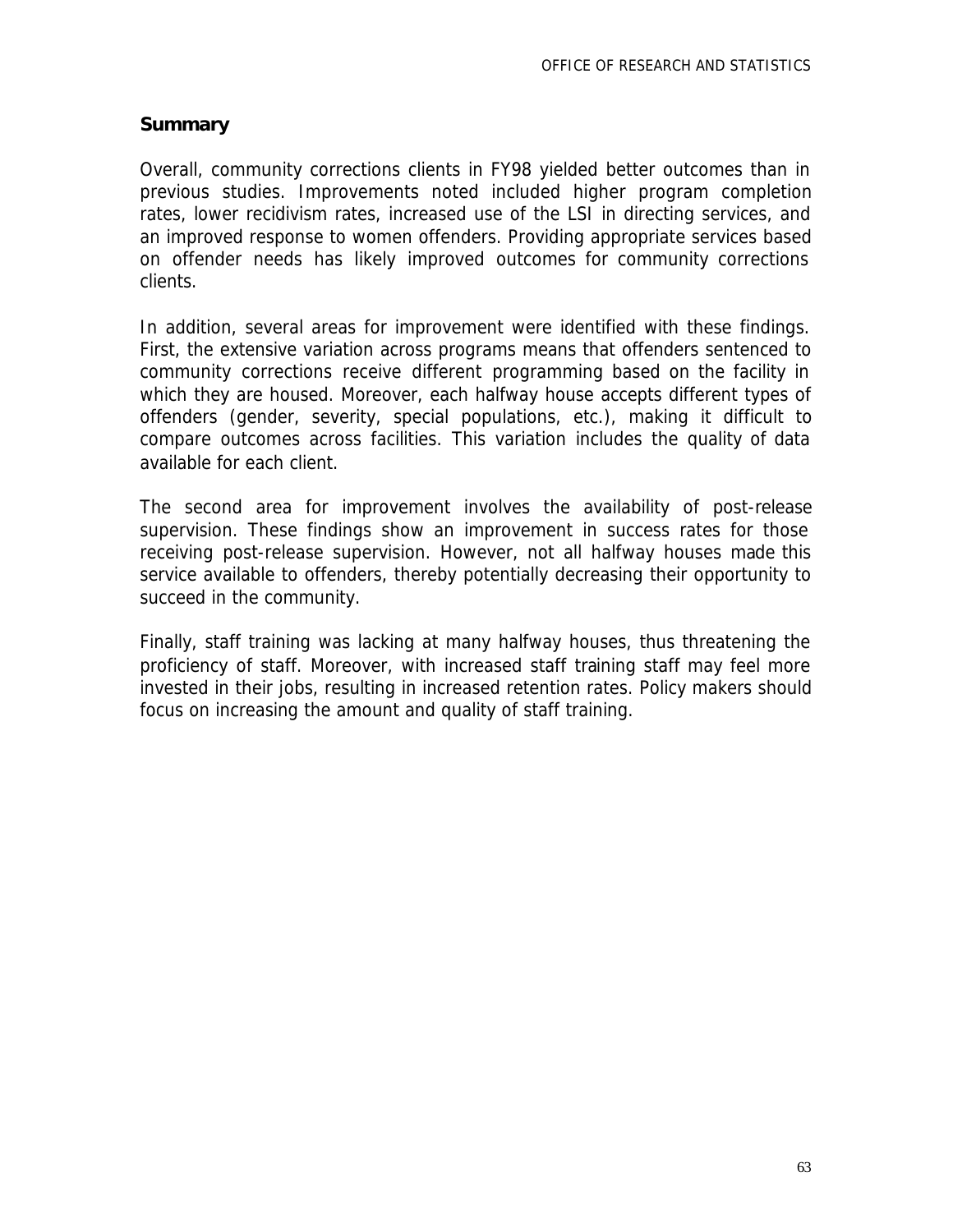## Summary

Overall, community corrections clients in FY98 yielded better outcomes than in previous studies. Improvements noted included higher program completion rates, lower recidivism rates, increased use of the LSI in directing services, and an improved response to women offenders. Providing appropriate services based on offender needs has likely improved outcomes for community corrections clients.

In addition, several areas for improvement were identified with these findings. First, the extensive variation across programs means that offenders sentenced to community corrections receive different programming based on the facility in which they are housed. Moreover, each halfway house accepts different types of offenders (gender, severity, special populations, etc.), making it difficult to compare outcomes across facilities. This variation includes the quality of data available for each client.

The second area for improvement involves the availability of post-release supervision. These findings show an improvement in success rates for those receiving post-release supervision. However, not all halfway houses made this service available to offenders, thereby potentially decreasing their opportunity to succeed in the community.

Finally, staff training was lacking at many halfway houses, thus threatening the proficiency of staff. Moreover, with increased staff training staff may feel more invested in their jobs, resulting in increased retention rates. Policy makers should focus on increasing the amount and quality of staff training.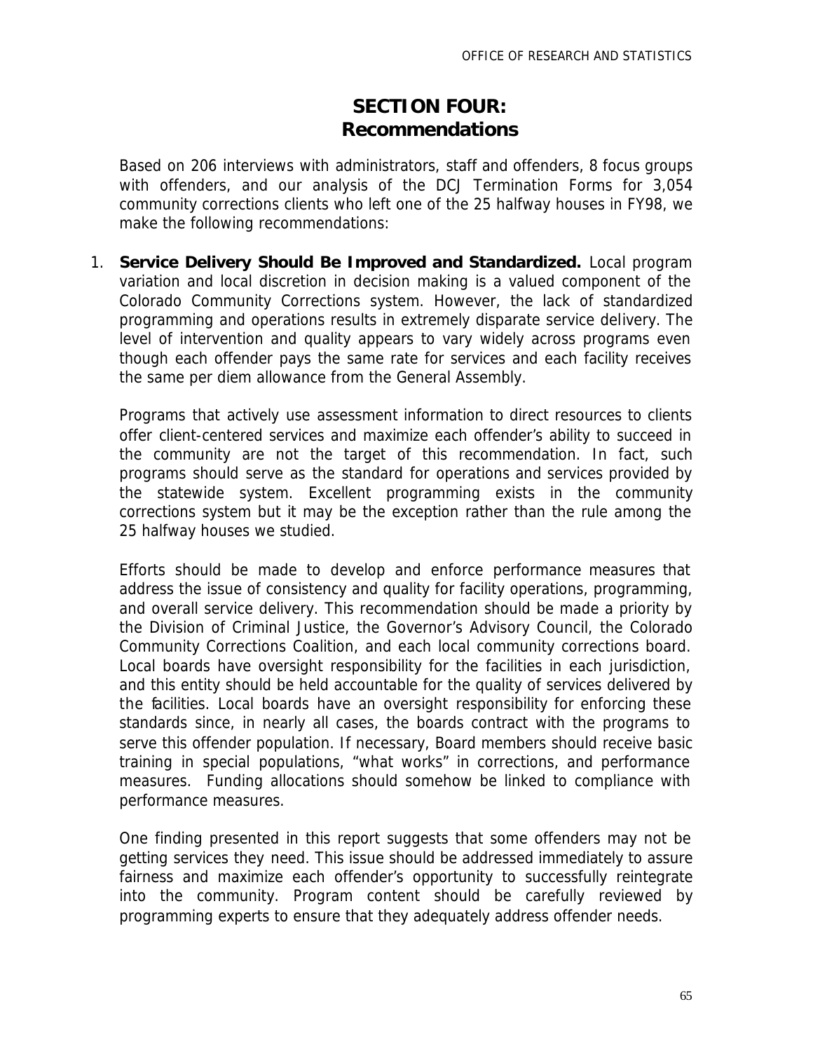# SECTION FOUR: Recommendations

Based on 206 interviews with administrators, staff and offenders, 8 focus groups with offenders, and our analysis of the DCJ Termination Forms for 3,054 community corrections clients who left one of the 25 halfway houses in FY98, we make the following recommendations:

1. **Service Delivery Should Be Improved and Standardized.** Local program variation and local discretion in decision making is a valued component of the Colorado Community Corrections system. However, the lack of standardized programming and operations results in extremely disparate service delivery. The level of intervention and quality appears to vary widely across programs even though each offender pays the same rate for services and each facility receives the same per diem allowance from the General Assembly.

   Programs that actively use assessment information to direct resources to clients offer client-centered services and maximize each offender's ability to succeed in the community are not the target of this recommendation. In fact, such programs should serve as the standard for operations and services provided by the statewide system. Excellent programming exists in the community corrections system but it may be the exception rather than the rule among the 25 halfway houses we studied.

   Efforts should be made to develop and enforce performance measures that address the issue of consistency and quality for facility operations, programming, and overall service delivery. This recommendation should be made a priority by the Division of Criminal Justice, the Governor's Advisory Council, the Colorado Community Corrections Coalition, and each local community corrections board. Local boards have oversight responsibility for the facilities in each jurisdiction, and this entity should be held accountable for the quality of services delivered by the facilities. Local boards have an oversight responsibility for enforcing these standards since, in nearly all cases, the boards contract with the programs to serve this offender population. If necessary, Board members should receive basic training in special populations, "what works" in corrections, and performance measures. Funding allocations should somehow be linked to compliance with performance measures.

   One finding presented in this report suggests that some offenders may not be getting services they need. This issue should be addressed immediately to assure fairness and maximize each offender's opportunity to successfully reintegrate into the community. Program content should be carefully reviewed by programming experts to ensure that they adequately address offender needs.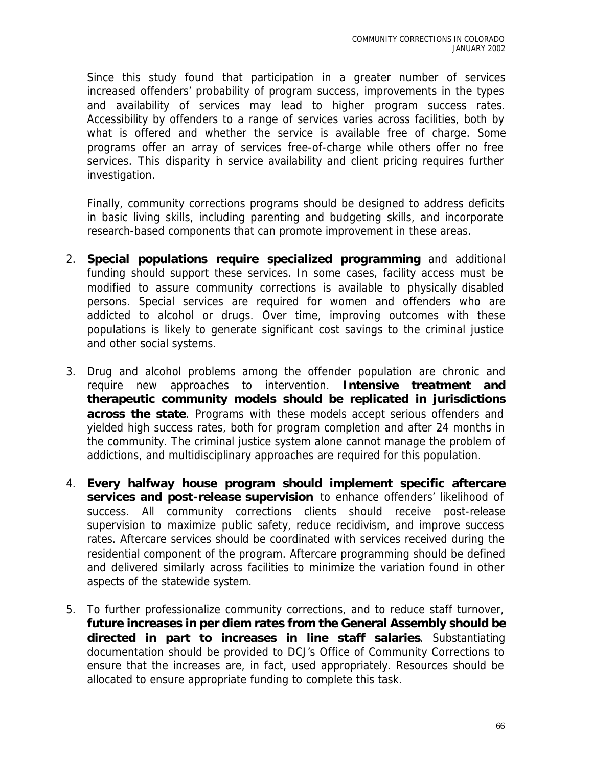Since this study found that participation in a greater number of services increased offenders' probability of program success, improvements in the types and availability of services may lead to higher program success rates. Accessibility by offenders to a range of services varies across facilities, both by what is offered and whether the service is available free of charge. Some programs offer an array of services free-of-charge while others offer no free services. This disparity in service availability and client pricing requires further investigation.

Finally, community corrections programs should be designed to address deficits in basic living skills, including parenting and budgeting skills, and incorporate research-based components that can promote improvement in these areas.

2. **Special populations require specialized programming** and additional funding should support these services. In some cases, facility access must be modified to assure community corrections is available to physically disabled persons. Special services are required for women and offenders who are addicted to alcohol or drugs. Over time, improving outcomes with these populations is likely to generate significant cost savings to the criminal justice and other social systems.

3. Drug and alcohol problems among the offender population are chronic and require new approaches to intervention. **Intensive treatment and therapeutic community models should be replicated in jurisdictions across the state**. Programs with these models accept serious offenders and yielded high success rates, both for program completion and after 24 months in the community. The criminal justice system alone cannot manage the problem of addictions, and multidisciplinary approaches are required for this population.

4. **Every halfway house program should implement specific aftercare services and post-release supervision** to enhance offenders' likelihood of success. All community corrections clients should receive post-release supervision to maximize public safety, reduce recidivism, and improve success rates. Aftercare services should be coordinated with services received during the residential component of the program. Aftercare programming should be defined and delivered similarly across facilities to minimize the variation found in other aspects of the statewide system.

5. To further professionalize community corrections, and to reduce staff turnover, **future increases in per diem rates from the General Assembly should be directed in part to increases in line staff salaries**. Substantiating documentation should be provided to DCJ's Office of Community Corrections to ensure that the increases are, in fact, used appropriately. Resources should be allocated to ensure appropriate funding to complete this task.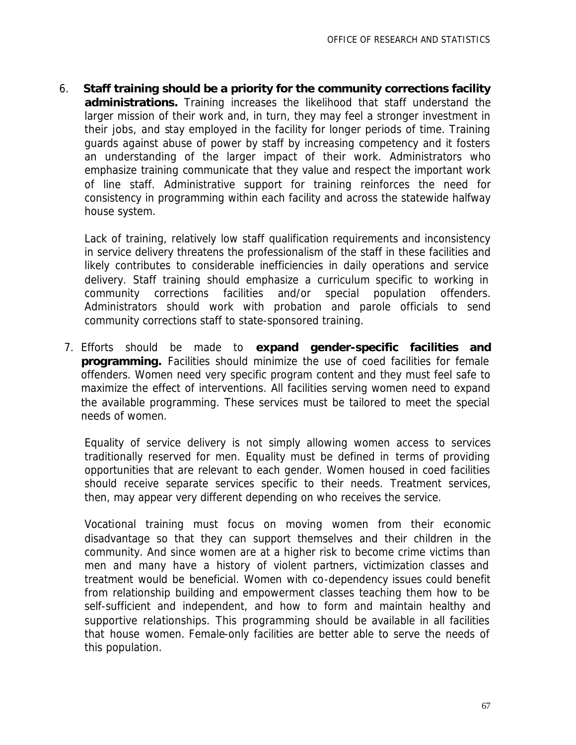6. **Staff training should be a priority for the community corrections facility administrations.** Training increases the likelihood that staff understand the larger mission of their work and, in turn, they may feel a stronger investment in their jobs, and stay employed in the facility for longer periods of time. Training guards against abuse of power by staff by increasing competency and it fosters an understanding of the larger impact of their work. Administrators who emphasize training communicate that they value and respect the important work of line staff. Administrative support for training reinforces the need for consistency in programming within each facility and across the statewide halfway house system.

   Lack of training, relatively low staff qualification requirements and inconsistency in service delivery threatens the professionalism of the staff in these facilities and likely contributes to considerable inefficiencies in daily operations and service delivery. Staff training should emphasize a curriculum specific to working in community corrections facilities and/or special population offenders. Administrators should work with probation and parole officials to send community corrections staff to state-sponsored training.

7. Efforts should be made to **expand gender-specific facilities and programming.** Facilities should minimize the use of coed facilities for female offenders. Women need very specific program content and they must feel safe to maximize the effect of interventions. All facilities serving women need to expand the available programming. These services must be tailored to meet the special needs of women.

   Equality of service delivery is not simply allowing women access to services traditionally reserved for men. Equality must be defined in terms of providing opportunities that are relevant to each gender. Women housed in coed facilities should receive separate services specific to their needs. Treatment services, then, may appear very different depending on who receives the service.

   Vocational training must focus on moving women from their economic disadvantage so that they can support themselves and their children in the community. And since women are at a higher risk to become crime victims than men and many have a history of violent partners, victimization classes and treatment would be beneficial. Women with co-dependency issues could benefit from relationship building and empowerment classes teaching them how to be self-sufficient and independent, and how to form and maintain healthy and supportive relationships. This programming should be available in all facilities that house women. Female-only facilities are better able to serve the needs of this population.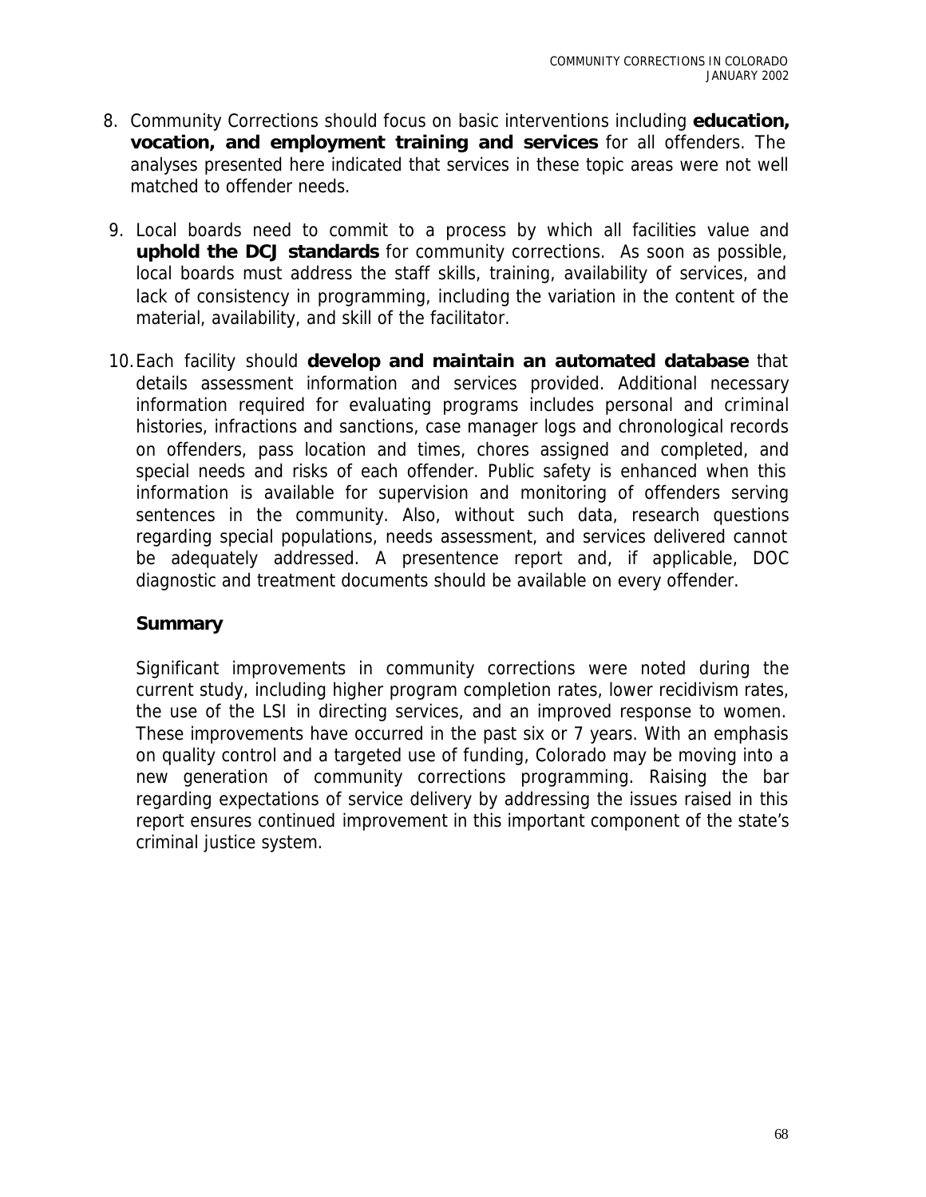8. Community Corrections should focus on basic interventions including **education, vocation, and employment training and services** for all offenders. The analyses presented here indicated that services in these topic areas were not well matched to offender needs.

9. Local boards need to commit to a process by which all facilities value and **uphold the DCJ standards** for community corrections. As soon as possible, local boards must address the staff skills, training, availability of services, and lack of consistency in programming, including the variation in the content of the material, availability, and skill of the facilitator.

10. Each facility should **develop and maintain an automated database** that details assessment information and services provided. Additional necessary information required for evaluating programs includes personal and criminal histories, infractions and sanctions, case manager logs and chronological records on offenders, pass location and times, chores assigned and completed, and special needs and risks of each offender. Public safety is enhanced when this information is available for supervision and monitoring of offenders serving sentences in the community. Also, without such data, research questions regarding special populations, needs assessment, and services delivered cannot be adequately addressed. A presentence report and, if applicable, DOC diagnostic and treatment documents should be available on every offender.

### Summary

Significant improvements in community corrections were noted during the current study, including higher program completion rates, lower recidivism rates, the use of the LSI in directing services, and an improved response to women. These improvements have occurred in the past six or 7 years. With an emphasis on quality control and a targeted use of funding, Colorado may be moving into a new generation of community corrections programming. Raising the bar regarding expectations of service delivery by addressing the issues raised in this report ensures continued improvement in this important component of the state's criminal justice system.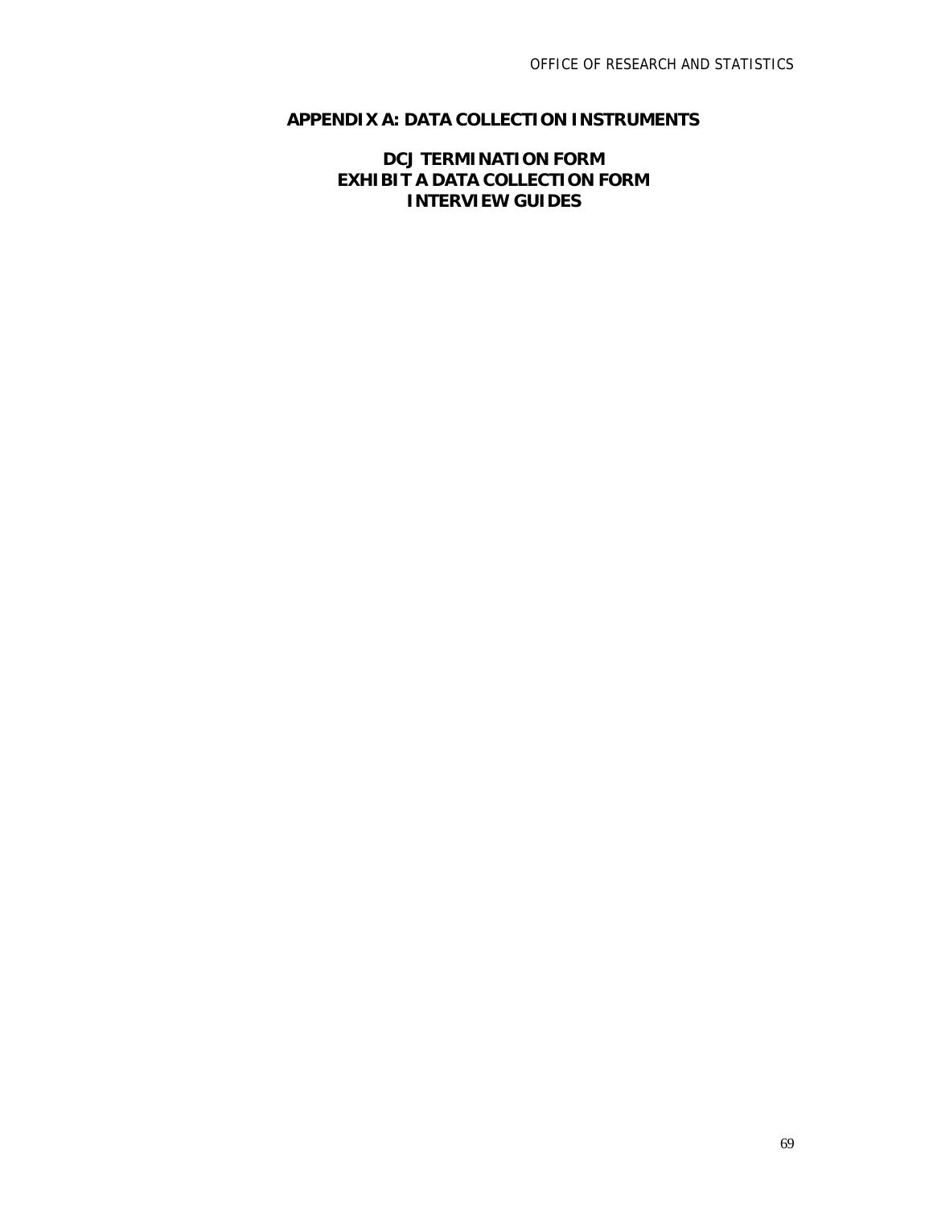# APPENDIX A: DATA COLLECTION INSTRUMENTS

## DCJ TERMINATION FORM
## EXHIBIT A DATA COLLECTION FORM
## INTERVIEW GUIDES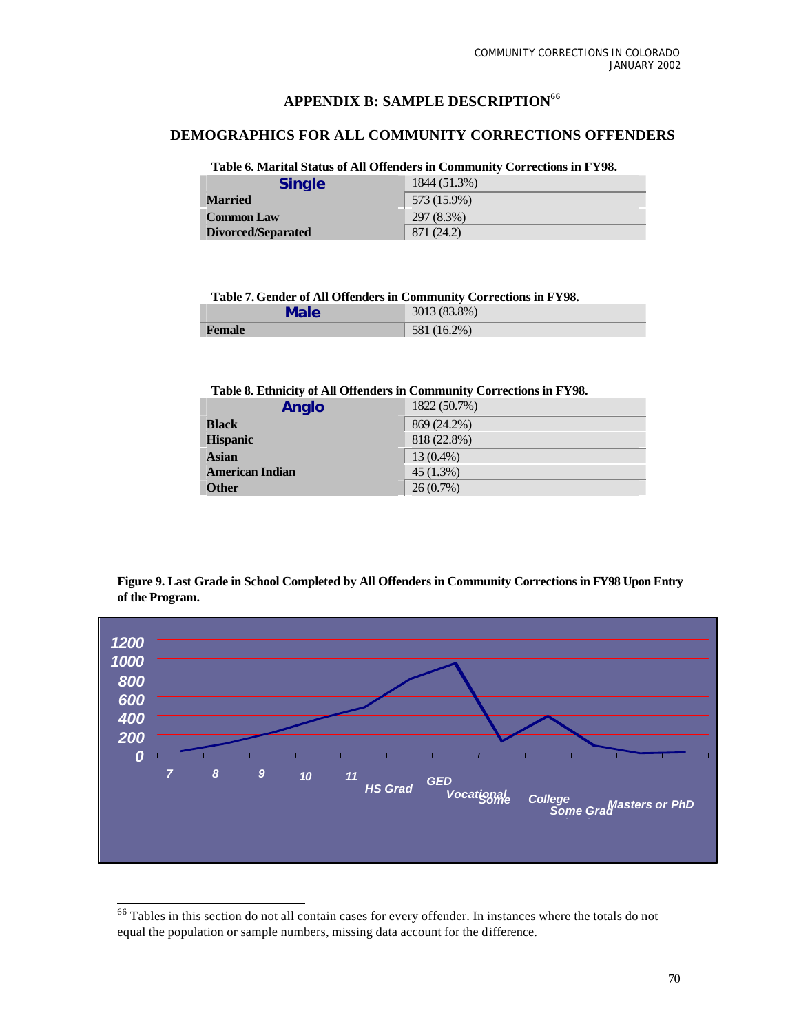## APPENDIX B: SAMPLE DESCRIPTION[66]

### DEMOGRAPHICS FOR ALL COMMUNITY CORRECTIONS OFFENDERS

**Table 6. Marital Status of All Offenders in Community Corrections in FY98.**

| Single | 1844 (51.3%) |
|---|---|
| **Married** | 573 (15.9%) |
| **Common Law** | 297 (8.3%) |
| **Divorced/Separated** | 871 (24.2) |

**Table 7. Gender of All Offenders in Community Corrections in FY98.**

| Male | 3013 (83.8%) |
|---|---|
| **Female** | 581 (16.2%) |

**Table 8. Ethnicity of All Offenders in Community Corrections in FY98.**

| Anglo | 1822 (50.7%) |
|---|---|
| **Black** | 869 (24.2%) |
| **Hispanic** | 818 (22.8%) |
| **Asian** | 13 (0.4%) |
| **American Indian** | 45 (1.3%) |
| **Other** | 26 (0.7%) |

**Figure 9. Last Grade in School Completed by All Offenders in Community Corrections in FY98 Upon Entry of the Program.**

[Line chart: y-axis 0–1200; x-axis categories: 7, 8, 9, 10, 11, HS Grad, GED, Vocational, Some College, College, Some Grad, Masters or PhD]

[66] Tables in this section do not all contain cases for every offender. In instances where the totals do not equal the population or sample numbers, missing data account for the difference.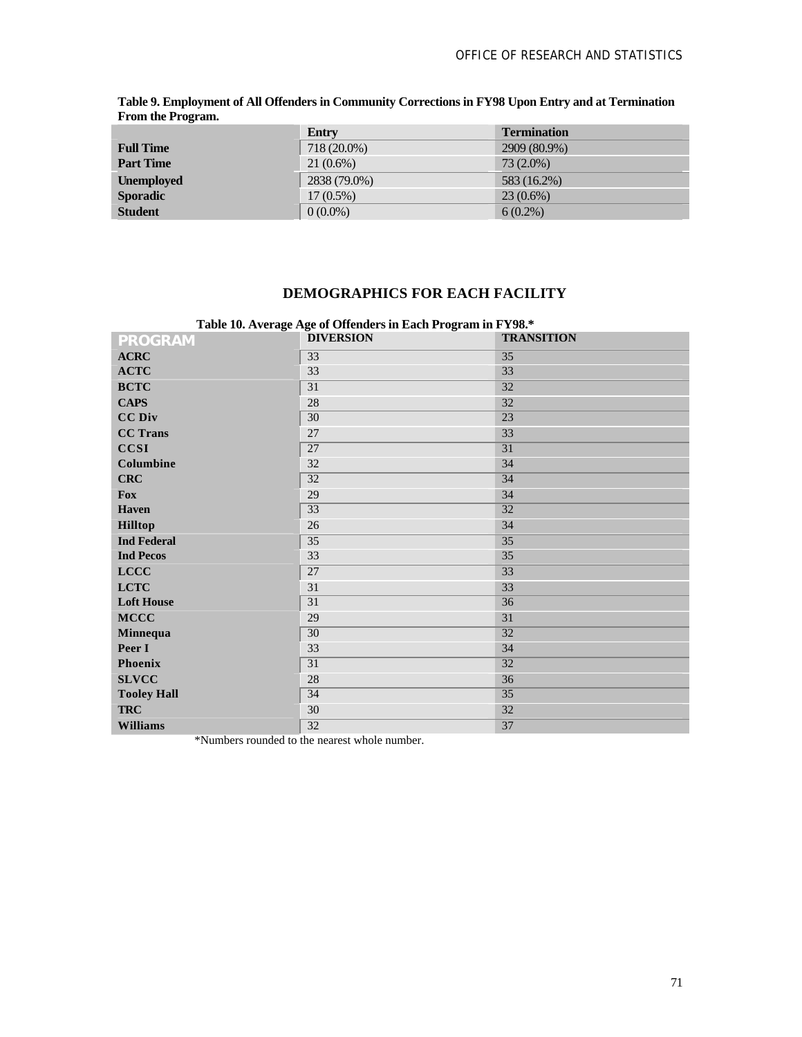**Table 9. Employment of All Offenders in Community Corrections in FY98 Upon Entry and at Termination From the Program.**

| | Entry | Termination |
|---|---|---|
| **Full Time** | 718 (20.0%) | 2909 (80.9%) |
| **Part Time** | 21 (0.6%) | 73 (2.0%) |
| **Unemployed** | 2838 (79.0%) | 583 (16.2%) |
| **Sporadic** | 17 (0.5%) | 23 (0.6%) |
| **Student** | 0 (0.0%) | 6 (0.2%) |

## DEMOGRAPHICS FOR EACH FACILITY

**Table 10. Average Age of Offenders in Each Program in FY98.***

| PROGRAM | DIVERSION | TRANSITION |
|---|---|---|
| **ACRC** | 33 | 35 |
| **ACTC** | 33 | 33 |
| **BCTC** | 31 | 32 |
| **CAPS** | 28 | 32 |
| **CC Div** | 30 | 23 |
| **CC Trans** | 27 | 33 |
| **CCSI** | 27 | 31 |
| **Columbine** | 32 | 34 |
| **CRC** | 32 | 34 |
| **Fox** | 29 | 34 |
| **Haven** | 33 | 32 |
| **Hilltop** | 26 | 34 |
| **Ind Federal** | 35 | 35 |
| **Ind Pecos** | 33 | 35 |
| **LCCC** | 27 | 33 |
| **LCTC** | 31 | 33 |
| **Loft House** | 31 | 36 |
| **MCCC** | 29 | 31 |
| **Minnequa** | 30 | 32 |
| **Peer I** | 33 | 34 |
| **Phoenix** | 31 | 32 |
| **SLVCC** | 28 | 36 |
| **Tooley Hall** | 34 | 35 |
| **TRC** | 30 | 32 |
| **Williams** | 32 | 37 |

*Numbers rounded to the nearest whole number.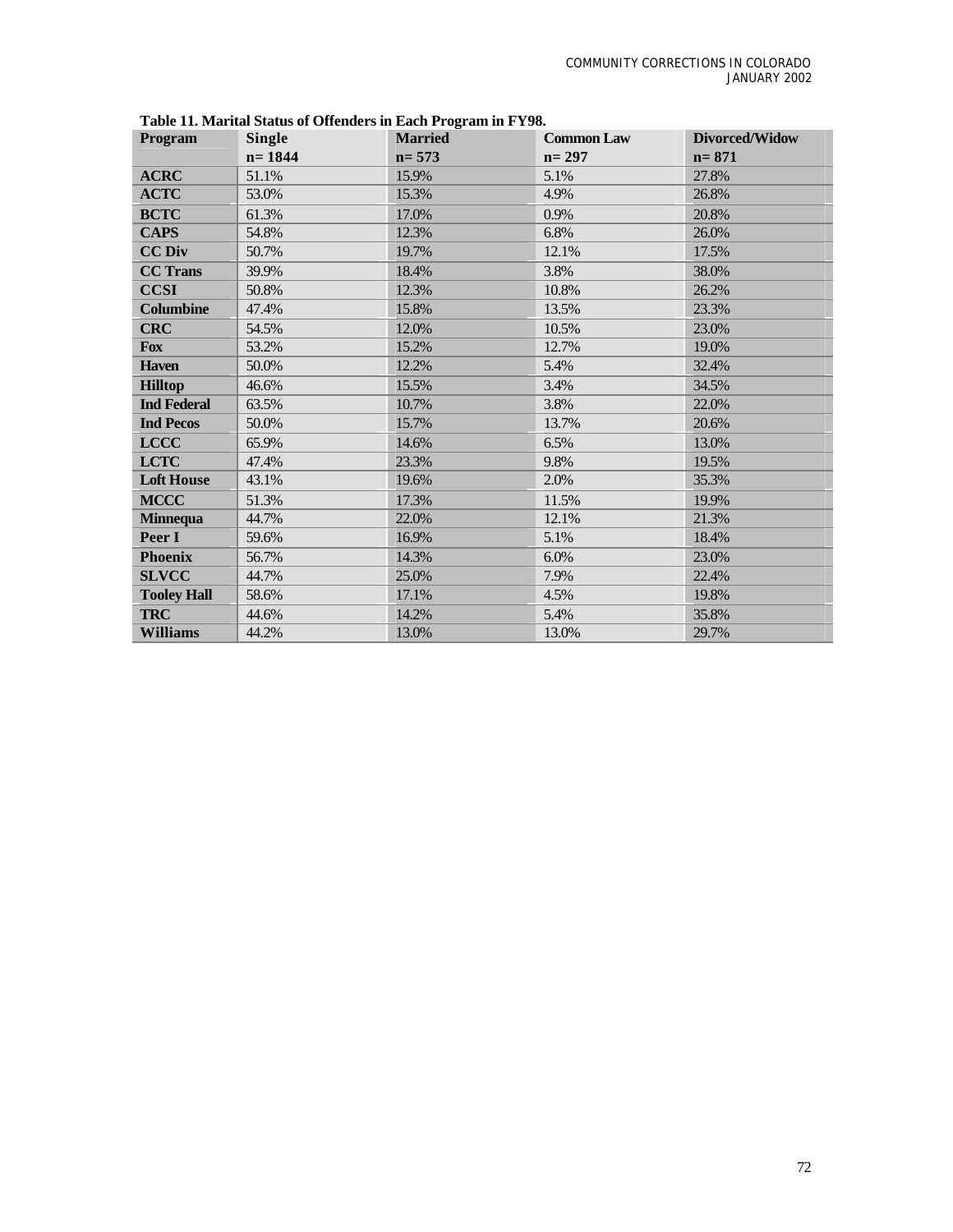**Table 11. Marital Status of Offenders in Each Program in FY98.**

| Program | Single n= 1844 | Married n= 573 | Common Law n= 297 | Divorced/Widow n= 871 |
|---|---|---|---|---|
| **ACRC** | 51.1% | 15.9% | 5.1% | 27.8% |
| **ACTC** | 53.0% | 15.3% | 4.9% | 26.8% |
| **BCTC** | 61.3% | 17.0% | 0.9% | 20.8% |
| **CAPS** | 54.8% | 12.3% | 6.8% | 26.0% |
| **CC Div** | 50.7% | 19.7% | 12.1% | 17.5% |
| **CC Trans** | 39.9% | 18.4% | 3.8% | 38.0% |
| **CCSI** | 50.8% | 12.3% | 10.8% | 26.2% |
| **Columbine** | 47.4% | 15.8% | 13.5% | 23.3% |
| **CRC** | 54.5% | 12.0% | 10.5% | 23.0% |
| **Fox** | 53.2% | 15.2% | 12.7% | 19.0% |
| **Haven** | 50.0% | 12.2% | 5.4% | 32.4% |
| **Hilltop** | 46.6% | 15.5% | 3.4% | 34.5% |
| **Ind Federal** | 63.5% | 10.7% | 3.8% | 22.0% |
| **Ind Pecos** | 50.0% | 15.7% | 13.7% | 20.6% |
| **LCCC** | 65.9% | 14.6% | 6.5% | 13.0% |
| **LCTC** | 47.4% | 23.3% | 9.8% | 19.5% |
| **Loft House** | 43.1% | 19.6% | 2.0% | 35.3% |
| **MCCC** | 51.3% | 17.3% | 11.5% | 19.9% |
| **Minnequa** | 44.7% | 22.0% | 12.1% | 21.3% |
| **Peer I** | 59.6% | 16.9% | 5.1% | 18.4% |
| **Phoenix** | 56.7% | 14.3% | 6.0% | 23.0% |
| **SLVCC** | 44.7% | 25.0% | 7.9% | 22.4% |
| **Tooley Hall** | 58.6% | 17.1% | 4.5% | 19.8% |
| **TRC** | 44.6% | 14.2% | 5.4% | 35.8% |
| **Williams** | 44.2% | 13.0% | 13.0% | 29.7% |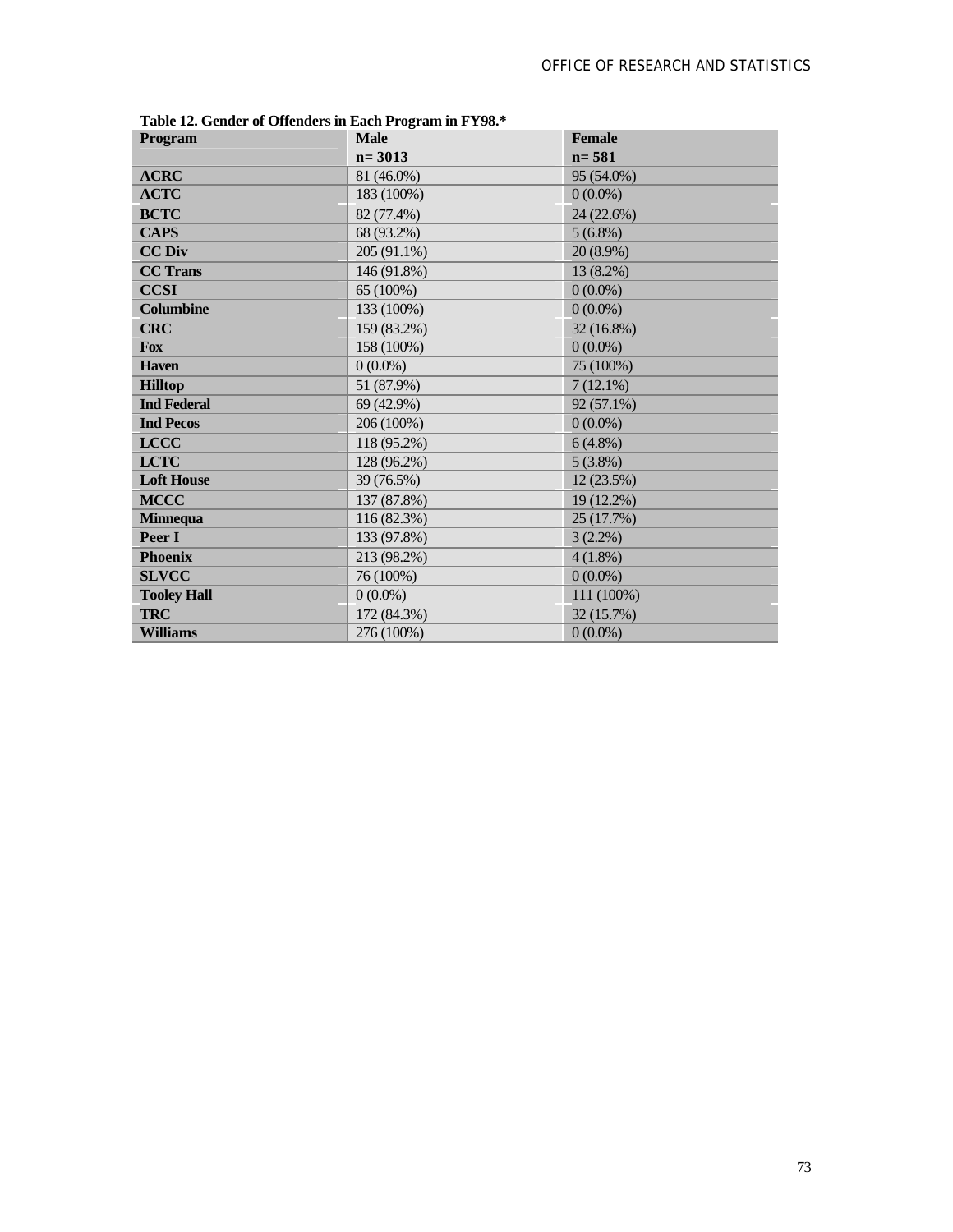**Table 12. Gender of Offenders in Each Program in FY98.***

| Program | Male<br>n= 3013 | Female<br>n= 581 |
|---|---|---|
| **ACRC** | 81 (46.0%) | 95 (54.0%) |
| **ACTC** | 183 (100%) | 0 (0.0%) |
| **BCTC** | 82 (77.4%) | 24 (22.6%) |
| **CAPS** | 68 (93.2%) | 5 (6.8%) |
| **CC Div** | 205 (91.1%) | 20 (8.9%) |
| **CC Trans** | 146 (91.8%) | 13 (8.2%) |
| **CCSI** | 65 (100%) | 0 (0.0%) |
| **Columbine** | 133 (100%) | 0 (0.0%) |
| **CRC** | 159 (83.2%) | 32 (16.8%) |
| **Fox** | 158 (100%) | 0 (0.0%) |
| **Haven** | 0 (0.0%) | 75 (100%) |
| **Hilltop** | 51 (87.9%) | 7 (12.1%) |
| **Ind Federal** | 69 (42.9%) | 92 (57.1%) |
| **Ind Pecos** | 206 (100%) | 0 (0.0%) |
| **LCCC** | 118 (95.2%) | 6 (4.8%) |
| **LCTC** | 128 (96.2%) | 5 (3.8%) |
| **Loft House** | 39 (76.5%) | 12 (23.5%) |
| **MCCC** | 137 (87.8%) | 19 (12.2%) |
| **Minnequa** | 116 (82.3%) | 25 (17.7%) |
| **Peer I** | 133 (97.8%) | 3 (2.2%) |
| **Phoenix** | 213 (98.2%) | 4 (1.8%) |
| **SLVCC** | 76 (100%) | 0 (0.0%) |
| **Tooley Hall** | 0 (0.0%) | 111 (100%) |
| **TRC** | 172 (84.3%) | 32 (15.7%) |
| **Williams** | 276 (100%) | 0 (0.0%) |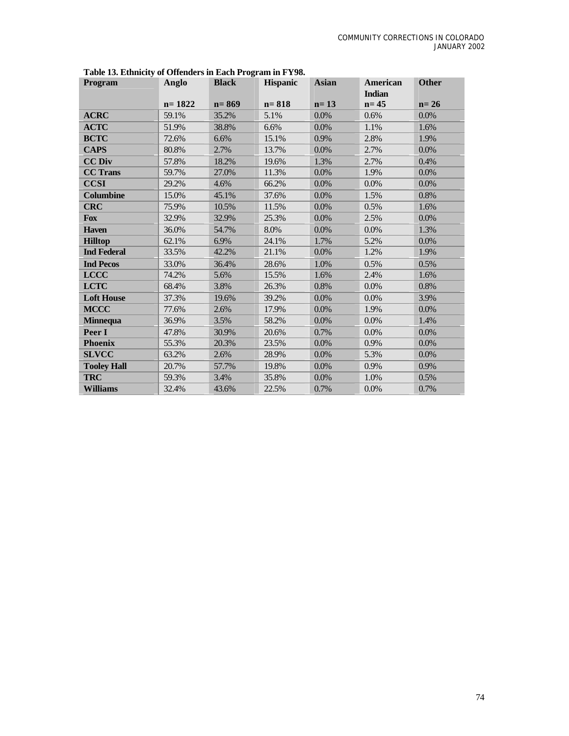**Table 13. Ethnicity of Offenders in Each Program in FY98.**

| Program | Anglo<br>n= 1822 | Black<br>n= 869 | Hispanic<br>n= 818 | Asian<br>n= 13 | American Indian<br>n= 45 | Other<br>n= 26 |
|---|---|---|---|---|---|---|
| **ACRC** | 59.1% | 35.2% | 5.1% | 0.0% | 0.6% | 0.0% |
| **ACTC** | 51.9% | 38.8% | 6.6% | 0.0% | 1.1% | 1.6% |
| **BCTC** | 72.6% | 6.6% | 15.1% | 0.9% | 2.8% | 1.9% |
| **CAPS** | 80.8% | 2.7% | 13.7% | 0.0% | 2.7% | 0.0% |
| **CC Div** | 57.8% | 18.2% | 19.6% | 1.3% | 2.7% | 0.4% |
| **CC Trans** | 59.7% | 27.0% | 11.3% | 0.0% | 1.9% | 0.0% |
| **CCSI** | 29.2% | 4.6% | 66.2% | 0.0% | 0.0% | 0.0% |
| **Columbine** | 15.0% | 45.1% | 37.6% | 0.0% | 1.5% | 0.8% |
| **CRC** | 75.9% | 10.5% | 11.5% | 0.0% | 0.5% | 1.6% |
| **Fox** | 32.9% | 32.9% | 25.3% | 0.0% | 2.5% | 0.0% |
| **Haven** | 36.0% | 54.7% | 8.0% | 0.0% | 0.0% | 1.3% |
| **Hilltop** | 62.1% | 6.9% | 24.1% | 1.7% | 5.2% | 0.0% |
| **Ind Federal** | 33.5% | 42.2% | 21.1% | 0.0% | 1.2% | 1.9% |
| **Ind Pecos** | 33.0% | 36.4% | 28.6% | 1.0% | 0.5% | 0.5% |
| **LCCC** | 74.2% | 5.6% | 15.5% | 1.6% | 2.4% | 1.6% |
| **LCTC** | 68.4% | 3.8% | 26.3% | 0.8% | 0.0% | 0.8% |
| **Loft House** | 37.3% | 19.6% | 39.2% | 0.0% | 0.0% | 3.9% |
| **MCCC** | 77.6% | 2.6% | 17.9% | 0.0% | 1.9% | 0.0% |
| **Minnequa** | 36.9% | 3.5% | 58.2% | 0.0% | 0.0% | 1.4% |
| **Peer I** | 47.8% | 30.9% | 20.6% | 0.7% | 0.0% | 0.0% |
| **Phoenix** | 55.3% | 20.3% | 23.5% | 0.0% | 0.9% | 0.0% |
| **SLVCC** | 63.2% | 2.6% | 28.9% | 0.0% | 5.3% | 0.0% |
| **Tooley Hall** | 20.7% | 57.7% | 19.8% | 0.0% | 0.9% | 0.9% |
| **TRC** | 59.3% | 3.4% | 35.8% | 0.0% | 1.0% | 0.5% |
| **Williams** | 32.4% | 43.6% | 22.5% | 0.7% | 0.0% | 0.7% |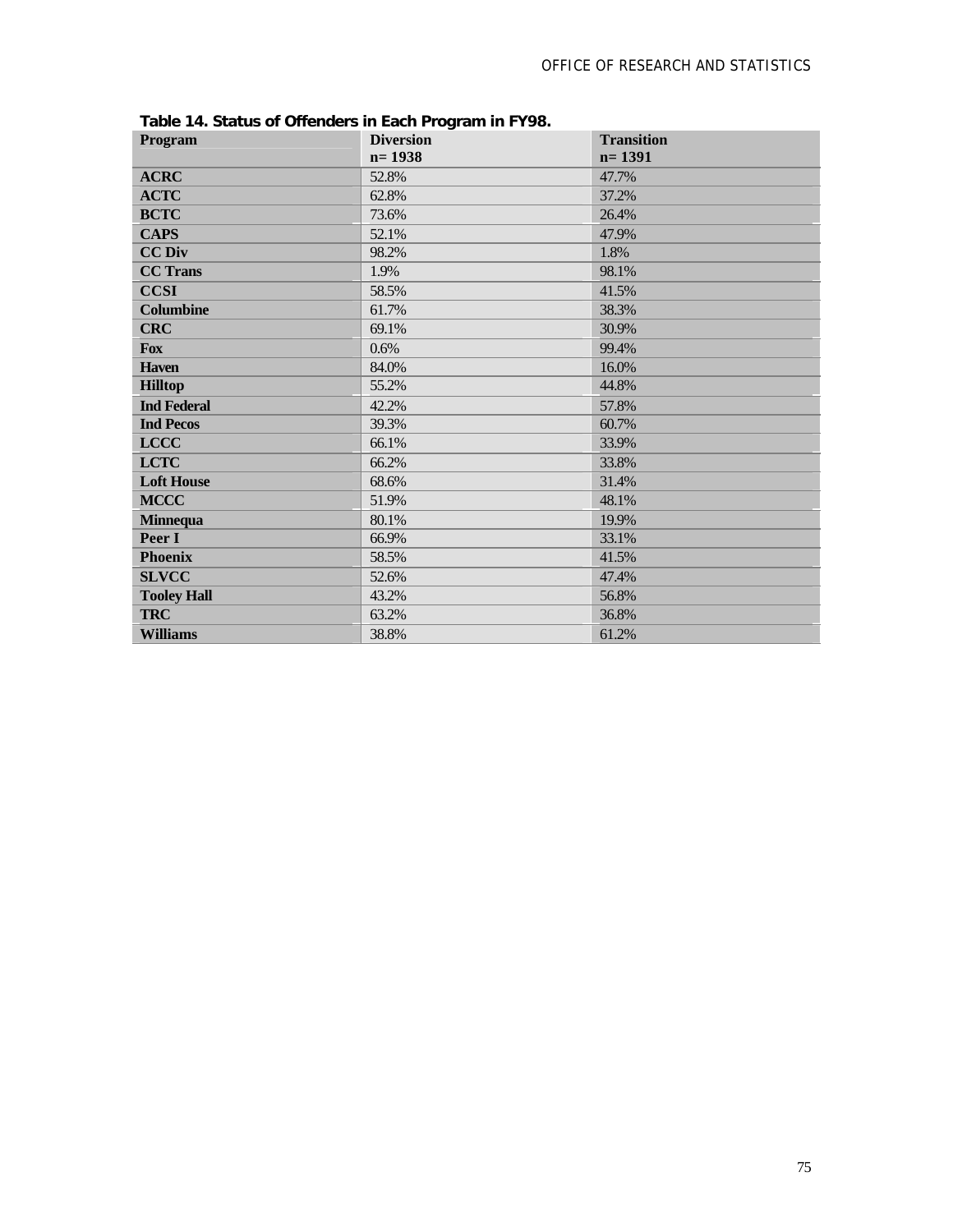**Table 14. Status of Offenders in Each Program in FY98.**

| Program | Diversion n= 1938 | Transition n= 1391 |
|---|---|---|
| ACRC | 52.8% | 47.7% |
| ACTC | 62.8% | 37.2% |
| BCTC | 73.6% | 26.4% |
| CAPS | 52.1% | 47.9% |
| CC Div | 98.2% | 1.8% |
| CC Trans | 1.9% | 98.1% |
| CCSI | 58.5% | 41.5% |
| Columbine | 61.7% | 38.3% |
| CRC | 69.1% | 30.9% |
| Fox | 0.6% | 99.4% |
| Haven | 84.0% | 16.0% |
| Hilltop | 55.2% | 44.8% |
| Ind Federal | 42.2% | 57.8% |
| Ind Pecos | 39.3% | 60.7% |
| LCCC | 66.1% | 33.9% |
| LCTC | 66.2% | 33.8% |
| Loft House | 68.6% | 31.4% |
| MCCC | 51.9% | 48.1% |
| Minnequa | 80.1% | 19.9% |
| Peer I | 66.9% | 33.1% |
| Phoenix | 58.5% | 41.5% |
| SLVCC | 52.6% | 47.4% |
| Tooley Hall | 43.2% | 56.8% |
| TRC | 63.2% | 36.8% |
| Williams | 38.8% | 61.2% |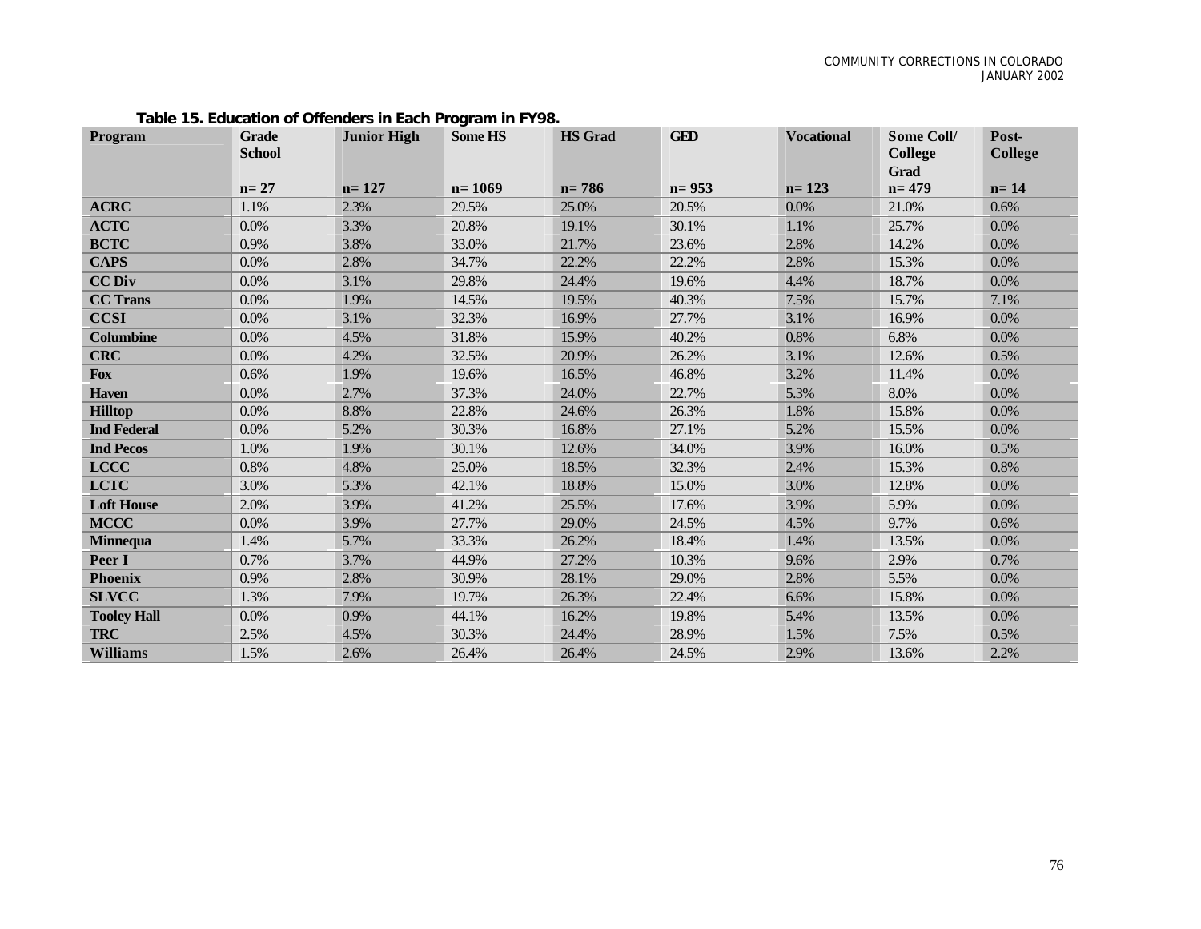**Table 15. Education of Offenders in Each Program in FY98.**

| Program | Grade School n= 27 | Junior High n= 127 | Some HS n= 1069 | HS Grad n= 786 | GED n= 953 | Vocational n= 123 | Some Coll/ College Grad n= 479 | Post-College n= 14 |
|---|---|---|---|---|---|---|---|---|
| **ACRC** | 1.1% | 2.3% | 29.5% | 25.0% | 20.5% | 0.0% | 21.0% | 0.6% |
| **ACTC** | 0.0% | 3.3% | 20.8% | 19.1% | 30.1% | 1.1% | 25.7% | 0.0% |
| **BCTC** | 0.9% | 3.8% | 33.0% | 21.7% | 23.6% | 2.8% | 14.2% | 0.0% |
| **CAPS** | 0.0% | 2.8% | 34.7% | 22.2% | 22.2% | 2.8% | 15.3% | 0.0% |
| **CC Div** | 0.0% | 3.1% | 29.8% | 24.4% | 19.6% | 4.4% | 18.7% | 0.0% |
| **CC Trans** | 0.0% | 1.9% | 14.5% | 19.5% | 40.3% | 7.5% | 15.7% | 7.1% |
| **CCSI** | 0.0% | 3.1% | 32.3% | 16.9% | 27.7% | 3.1% | 16.9% | 0.0% |
| **Columbine** | 0.0% | 4.5% | 31.8% | 15.9% | 40.2% | 0.8% | 6.8% | 0.0% |
| **CRC** | 0.0% | 4.2% | 32.5% | 20.9% | 26.2% | 3.1% | 12.6% | 0.5% |
| **Fox** | 0.6% | 1.9% | 19.6% | 16.5% | 46.8% | 3.2% | 11.4% | 0.0% |
| **Haven** | 0.0% | 2.7% | 37.3% | 24.0% | 22.7% | 5.3% | 8.0% | 0.0% |
| **Hilltop** | 0.0% | 8.8% | 22.8% | 24.6% | 26.3% | 1.8% | 15.8% | 0.0% |
| **Ind Federal** | 0.0% | 5.2% | 30.3% | 16.8% | 27.1% | 5.2% | 15.5% | 0.0% |
| **Ind Pecos** | 1.0% | 1.9% | 30.1% | 12.6% | 34.0% | 3.9% | 16.0% | 0.5% |
| **LCCC** | 0.8% | 4.8% | 25.0% | 18.5% | 32.3% | 2.4% | 15.3% | 0.8% |
| **LCTC** | 3.0% | 5.3% | 42.1% | 18.8% | 15.0% | 3.0% | 12.8% | 0.0% |
| **Loft House** | 2.0% | 3.9% | 41.2% | 25.5% | 17.6% | 3.9% | 5.9% | 0.0% |
| **MCCC** | 0.0% | 3.9% | 27.7% | 29.0% | 24.5% | 4.5% | 9.7% | 0.6% |
| **Minnequa** | 1.4% | 5.7% | 33.3% | 26.2% | 18.4% | 1.4% | 13.5% | 0.0% |
| **Peer I** | 0.7% | 3.7% | 44.9% | 27.2% | 10.3% | 9.6% | 2.9% | 0.7% |
| **Phoenix** | 0.9% | 2.8% | 30.9% | 28.1% | 29.0% | 2.8% | 5.5% | 0.0% |
| **SLVCC** | 1.3% | 7.9% | 19.7% | 26.3% | 22.4% | 6.6% | 15.8% | 0.0% |
| **Tooley Hall** | 0.0% | 0.9% | 44.1% | 16.2% | 19.8% | 5.4% | 13.5% | 0.0% |
| **TRC** | 2.5% | 4.5% | 30.3% | 24.4% | 28.9% | 1.5% | 7.5% | 0.5% |
| **Williams** | 1.5% | 2.6% | 26.4% | 26.4% | 24.5% | 2.9% | 13.6% | 2.2% |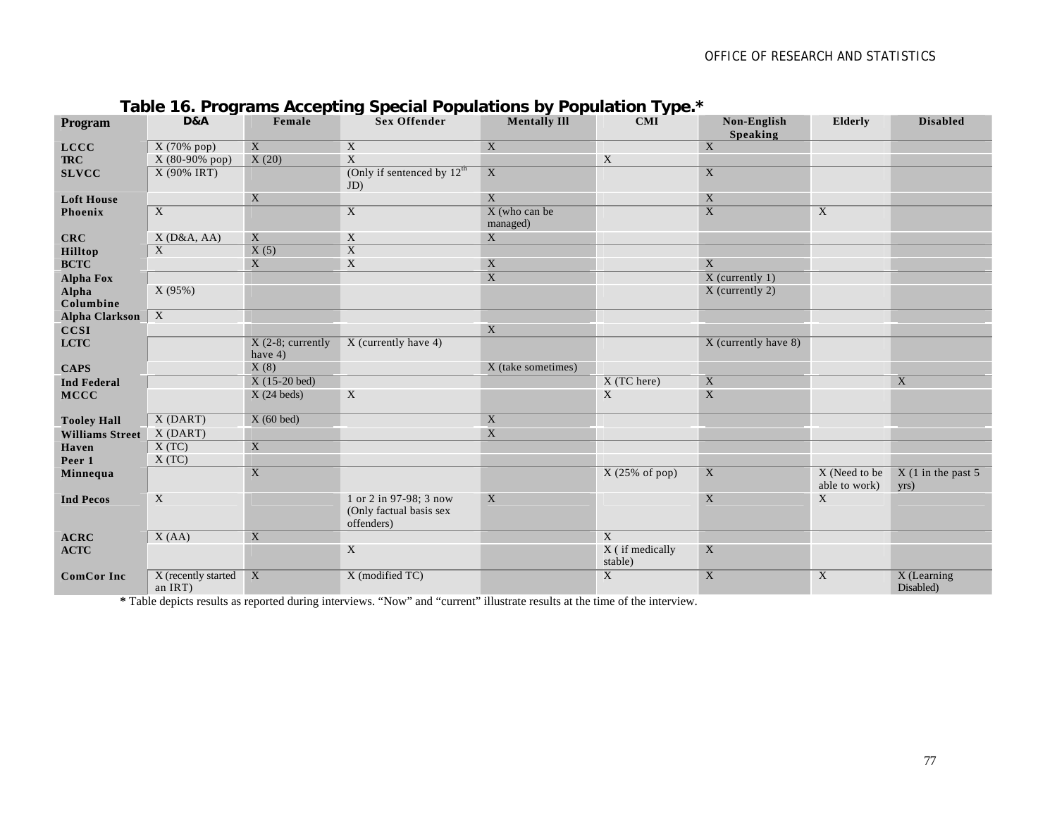## Table 16. Programs Accepting Special Populations by Population Type.*

| Program | D&A | Female | Sex Offender | Mentally Ill | CMI | Non-English Speaking | Elderly | Disabled |
|---|---|---|---|---|---|---|---|---|
| LCCC | X (70% pop) | X | X | X | | X | | |
| TRC | X (80-90% pop) | X (20) | X | | X | | | |
| SLVCC | X (90% IRT) | | (Only if sentenced by 12th JD) | X | | X | | |
| Loft House | | X | | X | | X | | |
| Phoenix | X | | X | X (who can be managed) | | X | X | |
| CRC | X (D&A, AA) | X | X | X | | | | |
| Hilltop | X | X (5) | X | | | | | |
| BCTC | | X | X | X | | X | | |
| Alpha Fox | | | | X | | X (currently 1) | | |
| Alpha Columbine | X (95%) | | | | | X (currently 2) | | |
| Alpha Clarkson | X | | | | | | | |
| CCSI | | | | X | | | | |
| LCTC | | X (2-8; currently have 4) | X (currently have 4) | | | X (currently have 8) | | |
| CAPS | | X (8) | | X (take sometimes) | | | | |
| Ind Federal | | X (15-20 bed) | | | X (TC here) | X | | X |
| MCCC | | X (24 beds) | X | | X | X | | |
| Tooley Hall | X (DART) | X (60 bed) | | X | | | | |
| Williams Street | X (DART) | | | X | | | | |
| Haven | X (TC) | X | | | | | | |
| Peer 1 | X (TC) | | | | | | | |
| Minnequa | | X | | | X (25% of pop) | X | X (Need to be able to work) | X (1 in the past 5 yrs) |
| Ind Pecos | X | | 1 or 2 in 97-98; 3 now (Only factual basis sex offenders) | X | | X | X | |
| ACRC | X (AA) | X | | | X | | | |
| ACTC | | | X | | X ( if medically stable) | X | | |
| ComCor Inc | X (recently started an IRT) | X | X (modified TC) | | X | X | X | X (Learning Disabled) |

**\*** Table depicts results as reported during interviews. "Now" and "current" illustrate results at the time of the interview.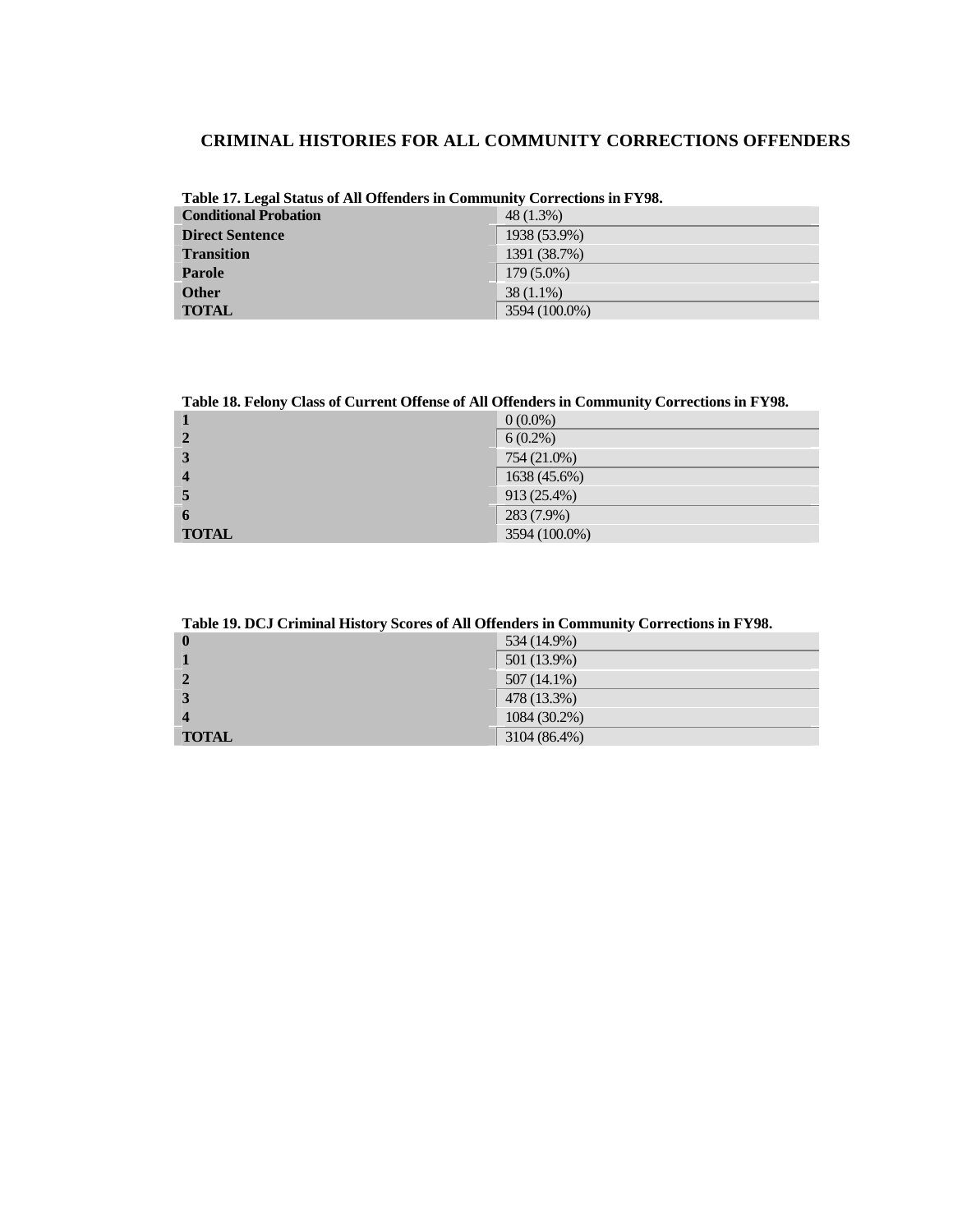## CRIMINAL HISTORIES FOR ALL COMMUNITY CORRECTIONS OFFENDERS

**Table 17. Legal Status of All Offenders in Community Corrections in FY98.**

| | |
|---|---|
| **Conditional Probation** | 48 (1.3%) |
| **Direct Sentence** | 1938 (53.9%) |
| **Transition** | 1391 (38.7%) |
| **Parole** | 179 (5.0%) |
| **Other** | 38 (1.1%) |
| **TOTAL** | 3594 (100.0%) |

**Table 18. Felony Class of Current Offense of All Offenders in Community Corrections in FY98.**

| | |
|---|---|
| **1** | 0 (0.0%) |
| **2** | 6 (0.2%) |
| **3** | 754 (21.0%) |
| **4** | 1638 (45.6%) |
| **5** | 913 (25.4%) |
| **6** | 283 (7.9%) |
| **TOTAL** | 3594 (100.0%) |

**Table 19. DCJ Criminal History Scores of All Offenders in Community Corrections in FY98.**

| | |
|---|---|
| **0** | 534 (14.9%) |
| **1** | 501 (13.9%) |
| **2** | 507 (14.1%) |
| **3** | 478 (13.3%) |
| **4** | 1084 (30.2%) |
| **TOTAL** | 3104 (86.4%) |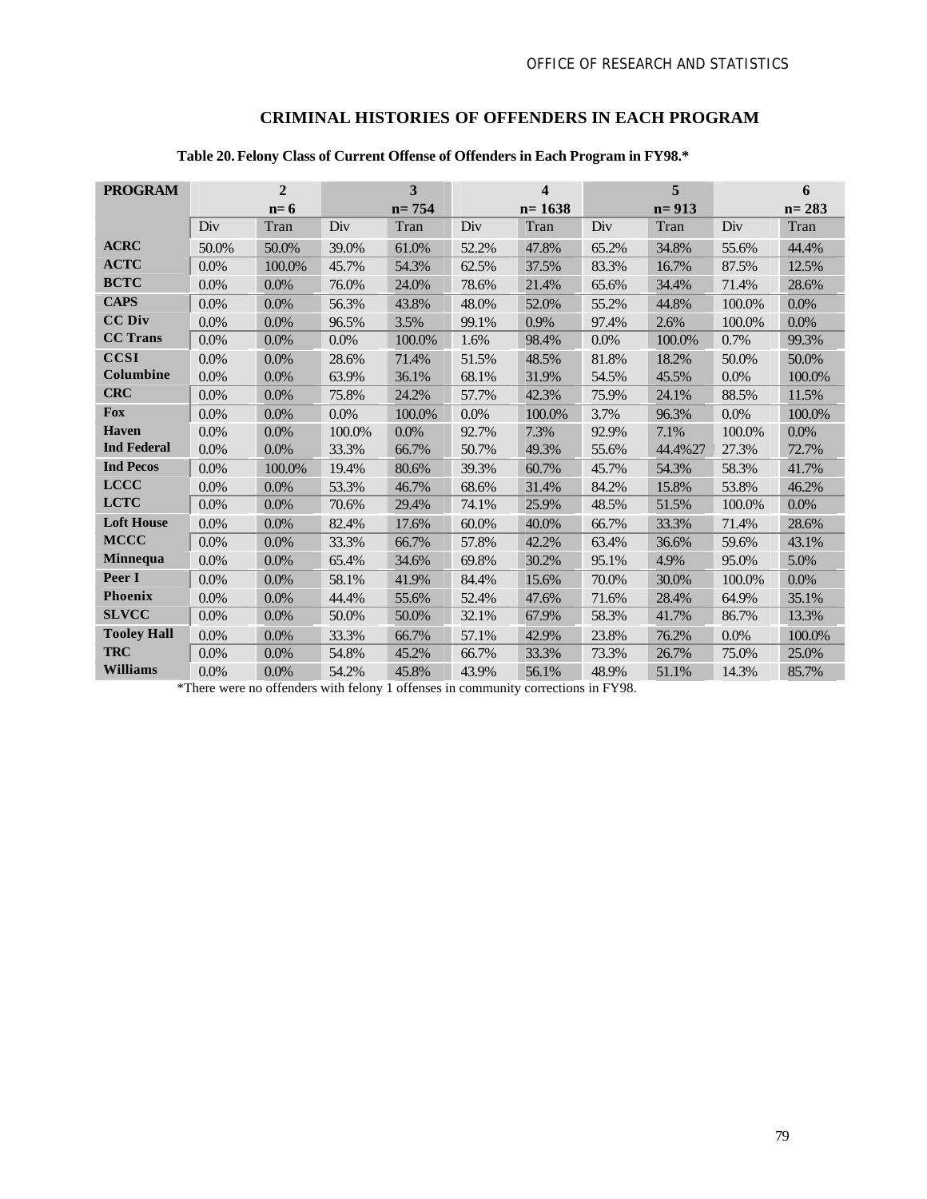## CRIMINAL HISTORIES OF OFFENDERS IN EACH PROGRAM

**Table 20. Felony Class of Current Offense of Offenders in Each Program in FY98.***

| PROGRAM | 2 n= 6 | | 3 n= 754 | | 4 n= 1638 | | 5 n= 913 | | 6 n= 283 | |
|---|---|---|---|---|---|---|---|---|---|---|
| | Div | Tran | Div | Tran | Div | Tran | Div | Tran | Div | Tran |
| **ACRC** | 50.0% | 50.0% | 39.0% | 61.0% | 52.2% | 47.8% | 65.2% | 34.8% | 55.6% | 44.4% |
| **ACTC** | 0.0% | 100.0% | 45.7% | 54.3% | 62.5% | 37.5% | 83.3% | 16.7% | 87.5% | 12.5% |
| **BCTC** | 0.0% | 0.0% | 76.0% | 24.0% | 78.6% | 21.4% | 65.6% | 34.4% | 71.4% | 28.6% |
| **CAPS** | 0.0% | 0.0% | 56.3% | 43.8% | 48.0% | 52.0% | 55.2% | 44.8% | 100.0% | 0.0% |
| **CC Div** | 0.0% | 0.0% | 96.5% | 3.5% | 99.1% | 0.9% | 97.4% | 2.6% | 100.0% | 0.0% |
| **CC Trans** | 0.0% | 0.0% | 0.0% | 100.0% | 1.6% | 98.4% | 0.0% | 100.0% | 0.7% | 99.3% |
| **CCSI** | 0.0% | 0.0% | 28.6% | 71.4% | 51.5% | 48.5% | 81.8% | 18.2% | 50.0% | 50.0% |
| **Columbine** | 0.0% | 0.0% | 63.9% | 36.1% | 68.1% | 31.9% | 54.5% | 45.5% | 0.0% | 100.0% |
| **CRC** | 0.0% | 0.0% | 75.8% | 24.2% | 57.7% | 42.3% | 75.9% | 24.1% | 88.5% | 11.5% |
| **Fox** | 0.0% | 0.0% | 0.0% | 100.0% | 0.0% | 100.0% | 3.7% | 96.3% | 0.0% | 100.0% |
| **Haven** | 0.0% | 0.0% | 100.0% | 0.0% | 92.7% | 7.3% | 92.9% | 7.1% | 100.0% | 0.0% |
| **Ind Federal** | 0.0% | 0.0% | 33.3% | 66.7% | 50.7% | 49.3% | 55.6% | 44.4%27 | 27.3% | 72.7% |
| **Ind Pecos** | 0.0% | 100.0% | 19.4% | 80.6% | 39.3% | 60.7% | 45.7% | 54.3% | 58.3% | 41.7% |
| **LCCC** | 0.0% | 0.0% | 53.3% | 46.7% | 68.6% | 31.4% | 84.2% | 15.8% | 53.8% | 46.2% |
| **LCTC** | 0.0% | 0.0% | 70.6% | 29.4% | 74.1% | 25.9% | 48.5% | 51.5% | 100.0% | 0.0% |
| **Loft House** | 0.0% | 0.0% | 82.4% | 17.6% | 60.0% | 40.0% | 66.7% | 33.3% | 71.4% | 28.6% |
| **MCCC** | 0.0% | 0.0% | 33.3% | 66.7% | 57.8% | 42.2% | 63.4% | 36.6% | 59.6% | 43.1% |
| **Minnequa** | 0.0% | 0.0% | 65.4% | 34.6% | 69.8% | 30.2% | 95.1% | 4.9% | 95.0% | 5.0% |
| **Peer I** | 0.0% | 0.0% | 58.1% | 41.9% | 84.4% | 15.6% | 70.0% | 30.0% | 100.0% | 0.0% |
| **Phoenix** | 0.0% | 0.0% | 44.4% | 55.6% | 52.4% | 47.6% | 71.6% | 28.4% | 64.9% | 35.1% |
| **SLVCC** | 0.0% | 0.0% | 50.0% | 50.0% | 32.1% | 67.9% | 58.3% | 41.7% | 86.7% | 13.3% |
| **Tooley Hall** | 0.0% | 0.0% | 33.3% | 66.7% | 57.1% | 42.9% | 23.8% | 76.2% | 0.0% | 100.0% |
| **TRC** | 0.0% | 0.0% | 54.8% | 45.2% | 66.7% | 33.3% | 73.3% | 26.7% | 75.0% | 25.0% |
| **Williams** | 0.0% | 0.0% | 54.2% | 45.8% | 43.9% | 56.1% | 48.9% | 51.1% | 14.3% | 85.7% |

*There were no offenders with felony 1 offenses in community corrections in FY98.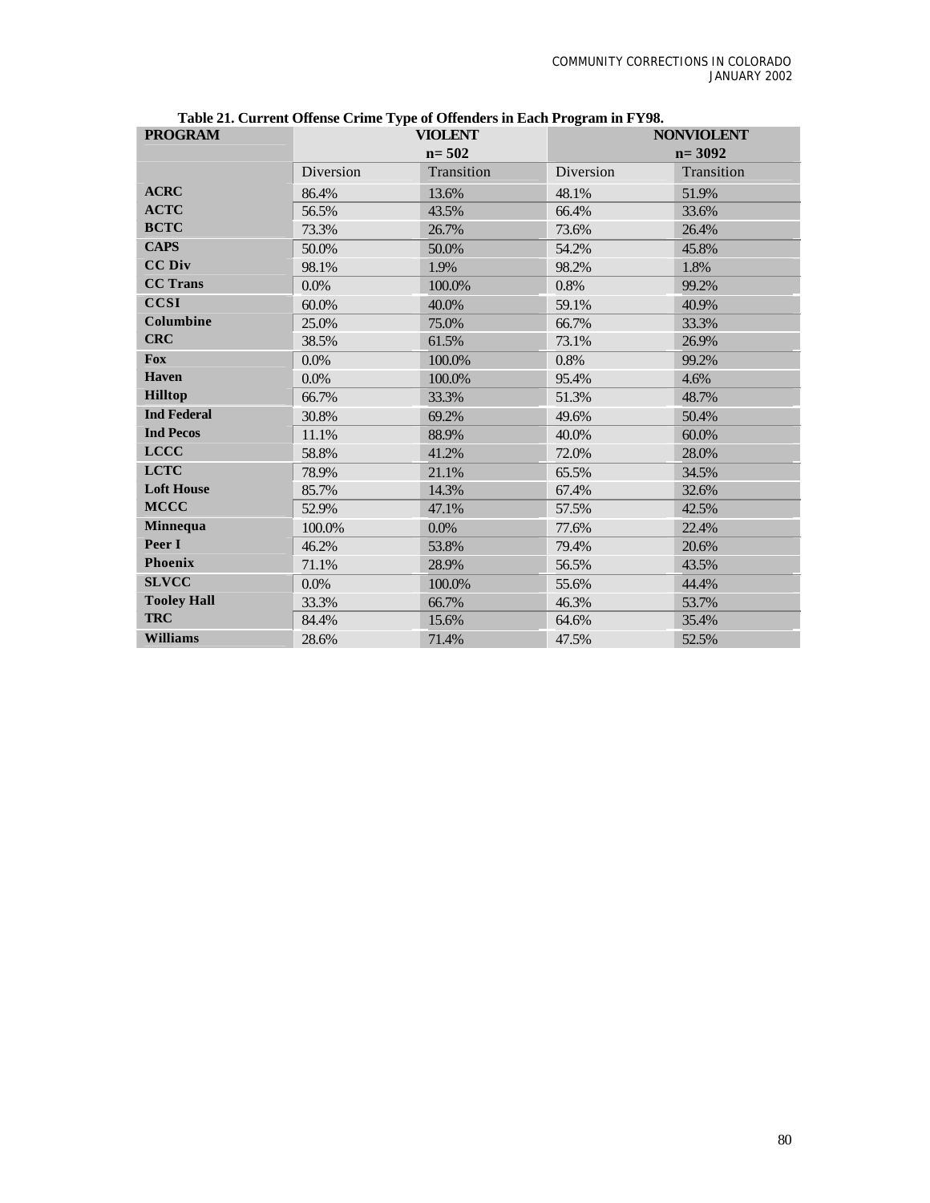**Table 21. Current Offense Crime Type of Offenders in Each Program in FY98.**

| PROGRAM | VIOLENT n= 502 | | NONVIOLENT n= 3092 | |
|---|---|---|---|---|
| | Diversion | Transition | Diversion | Transition |
| **ACRC** | 86.4% | 13.6% | 48.1% | 51.9% |
| **ACTC** | 56.5% | 43.5% | 66.4% | 33.6% |
| **BCTC** | 73.3% | 26.7% | 73.6% | 26.4% |
| **CAPS** | 50.0% | 50.0% | 54.2% | 45.8% |
| **CC Div** | 98.1% | 1.9% | 98.2% | 1.8% |
| **CC Trans** | 0.0% | 100.0% | 0.8% | 99.2% |
| **CCSI** | 60.0% | 40.0% | 59.1% | 40.9% |
| **Columbine** | 25.0% | 75.0% | 66.7% | 33.3% |
| **CRC** | 38.5% | 61.5% | 73.1% | 26.9% |
| **Fox** | 0.0% | 100.0% | 0.8% | 99.2% |
| **Haven** | 0.0% | 100.0% | 95.4% | 4.6% |
| **Hilltop** | 66.7% | 33.3% | 51.3% | 48.7% |
| **Ind Federal** | 30.8% | 69.2% | 49.6% | 50.4% |
| **Ind Pecos** | 11.1% | 88.9% | 40.0% | 60.0% |
| **LCCC** | 58.8% | 41.2% | 72.0% | 28.0% |
| **LCTC** | 78.9% | 21.1% | 65.5% | 34.5% |
| **Loft House** | 85.7% | 14.3% | 67.4% | 32.6% |
| **MCCC** | 52.9% | 47.1% | 57.5% | 42.5% |
| **Minnequa** | 100.0% | 0.0% | 77.6% | 22.4% |
| **Peer I** | 46.2% | 53.8% | 79.4% | 20.6% |
| **Phoenix** | 71.1% | 28.9% | 56.5% | 43.5% |
| **SLVCC** | 0.0% | 100.0% | 55.6% | 44.4% |
| **Tooley Hall** | 33.3% | 66.7% | 46.3% | 53.7% |
| **TRC** | 84.4% | 15.6% | 64.6% | 35.4% |
| **Williams** | 28.6% | 71.4% | 47.5% | 52.5% |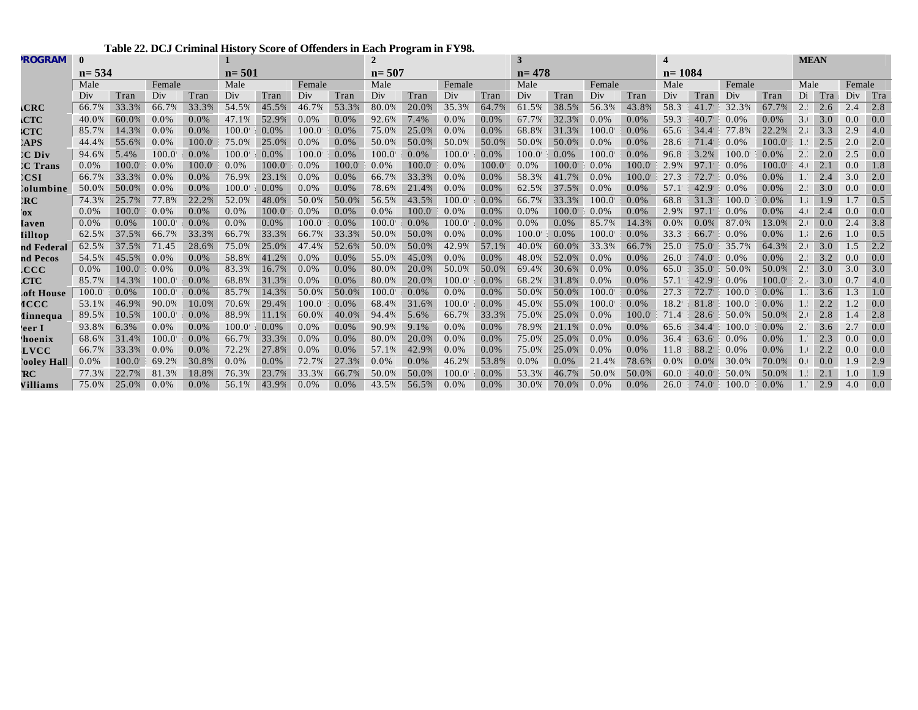# Table 22. DCJ Criminal History Score of Offenders in Each Program in FY98.

| PROGRAM | 0 | | | | 1 | | | | 2 | | | | 3 | | | | 4 | | | | MEAN | | | |
|---|---|---|---|---|---|---|---|---|---|---|---|---|---|---|---|---|---|---|---|---|---|---|---|---|
| | n= 534 | | | | n= 501 | | | | n= 507 | | | | n= 478 | | | | n= 1084 | | | | | | | |
| | Male | | Female | | Male | | Female | | Male | | Female | | Male | | Female | | Male | | Female | | Male | | Female | |
| | Div | Tran | Div | Tran | Div | Tran | Div | Tran | Div | Tran | Div | Tran | Div | Tran | Div | Tran | Div | Tran | Div | Tran | Di | Tra | Div | Tra |
| ACRC | 66.7% | 33.3% | 66.7% | 33.3% | 54.5% | 45.5% | 46.7% | 53.3% | 80.0% | 20.0% | 35.3% | 64.7% | 61.5% | 38.5% | 56.3% | 43.8% | 58.3 | 41.7 | 32.3% | 67.7% | 2. | 2.6 | 2.4 | 2.8 |
| ACTC | 40.0% | 60.0% | 0.0% | 0.0% | 47.1% | 52.9% | 0.0% | 0.0% | 92.6% | 7.4% | 0.0% | 0.0% | 67.7% | 32.3% | 0.0% | 0.0% | 59.3 | 40.7 | 0.0% | 0.0% | 3. | 3.0 | 0.0 | 0.0 |
| BCTC | 85.7% | 14.3% | 0.0% | 0.0% | 100.0 | 0.0% | 100.0 | 0.0% | 75.0% | 25.0% | 0.0% | 0.0% | 68.8% | 31.3% | 100.0 | 0.0% | 65.6 | 34.4 | 77.8% | 22.2% | 2. | 3.3 | 2.9 | 4.0 |
| CAPS | 44.4% | 55.6% | 0.0% | 100.0 | 75.0% | 25.0% | 0.0% | 0.0% | 50.0% | 50.0% | 50.0% | 50.0% | 50.0% | 50.0% | 0.0% | 0.0% | 28.6 | 71.4 | 0.0% | 100.0 | 1. | 2.5 | 2.0 | 2.0 |
| CC Div | 94.6% | 5.4% | 100.0 | 0.0% | 100.0 | 0.0% | 100.0 | 0.0% | 100.0 | 0.0% | 100.0 | 0.0% | 100.0 | 0.0% | 100.0 | 0.0% | 96.8 | 3.2% | 100.0 | 0.0% | 2. | 2.0 | 2.5 | 0.0 |
| CC Trans | 0.0% | 100.0 | 0.0% | 100.0 | 0.0% | 100.0 | 0.0% | 100.0 | 0.0% | 100.0 | 0.0% | 100.0 | 0.0% | 100.0 | 0.0% | 100.0 | 2.9% | 97.1 | 0.0% | 100.0 | 4. | 2.1 | 0.0 | 1.8 |
| CCSI | 66.7% | 33.3% | 0.0% | 0.0% | 76.9% | 23.1% | 0.0% | 0.0% | 66.7% | 33.3% | 0.0% | 0.0% | 58.3% | 41.7% | 0.0% | 100.0 | 27.3 | 72.7 | 0.0% | 0.0% | 1. | 2.4 | 3.0 | 2.0 |
| Columbine | 50.0% | 50.0% | 0.0% | 0.0% | 100.0 | 0.0% | 0.0% | 0.0% | 78.6% | 21.4% | 0.0% | 0.0% | 62.5% | 37.5% | 0.0% | 0.0% | 57.1 | 42.9 | 0.0% | 0.0% | 2. | 3.0 | 0.0 | 0.0 |
| CRC | 74.3% | 25.7% | 77.8% | 22.2% | 52.0% | 48.0% | 50.0% | 50.0% | 56.5% | 43.5% | 100.0 | 0.0% | 66.7% | 33.3% | 100.0 | 0.0% | 68.8 | 31.3 | 100.0 | 0.0% | 1. | 1.9 | 1.7 | 0.5 |
| Fox | 0.0% | 100.0 | 0.0% | 0.0% | 0.0% | 100.0 | 0.0% | 0.0% | 0.0% | 100.0 | 0.0% | 0.0% | 0.0% | 100.0 | 0.0% | 0.0% | 2.9% | 97.1 | 0.0% | 0.0% | 4. | 2.4 | 0.0 | 0.0 |
| Haven | 0.0% | 0.0% | 100.0 | 0.0% | 0.0% | 0.0% | 100.0 | 0.0% | 100.0 | 0.0% | 100.0 | 0.0% | 0.0% | 0.0% | 85.7% | 14.3% | 0.0% | 0.0% | 87.0% | 13.0% | 2. | 0.0 | 2.4 | 3.8 |
| Hilltop | 62.5% | 37.5% | 66.7% | 33.3% | 66.7% | 33.3% | 66.7% | 33.3% | 50.0% | 50.0% | 0.0% | 0.0% | 100.0 | 0.0% | 100.0 | 0.0% | 33.3 | 66.7 | 0.0% | 0.0% | 1. | 2.6 | 1.0 | 0.5 |
| 2nd Federal | 62.5% | 37.5% | 71.45 | 28.6% | 75.0% | 25.0% | 47.4% | 52.6% | 50.0% | 50.0% | 42.9% | 57.1% | 40.0% | 60.0% | 33.3% | 66.7% | 25.0 | 75.0 | 35.7% | 64.3% | 2. | 3.0 | 1.5 | 2.2 |
| 2nd Pecos | 54.5% | 45.5% | 0.0% | 0.0% | 58.8% | 41.2% | 0.0% | 0.0% | 55.0% | 45.0% | 0.0% | 0.0% | 48.0% | 52.0% | 0.0% | 0.0% | 26.0 | 74.0 | 0.0% | 0.0% | 2. | 3.2 | 0.0 | 0.0 |
| LCCC | 0.0% | 100.0 | 0.0% | 0.0% | 83.3% | 16.7% | 0.0% | 0.0% | 80.0% | 20.0% | 50.0% | 50.0% | 69.4% | 30.6% | 0.0% | 0.0% | 65.0 | 35.0 | 50.0% | 50.0% | 2. | 3.0 | 3.0 | 3.0 |
| LCTC | 85.7% | 14.3% | 100.0 | 0.0% | 68.8% | 31.3% | 0.0% | 0.0% | 80.0% | 20.0% | 100.0 | 0.0% | 68.2% | 31.8% | 0.0% | 0.0% | 57.1 | 42.9 | 0.0% | 100.0 | 2. | 3.0 | 0.7 | 4.0 |
| Loft House | 100.0 | 0.0% | 100.0 | 0.0% | 85.7% | 14.3% | 50.0% | 50.0% | 100.0 | 0.0% | 0.0% | 0.0% | 50.0% | 50.0% | 100.0 | 0.0% | 27.3 | 72.7 | 100.0 | 0.0% | 1. | 3.6 | 1.3 | 1.0 |
| MCCC | 53.1% | 46.9% | 90.0% | 10.0% | 70.6% | 29.4% | 100.0 | 0.0% | 68.4% | 31.6% | 100.0 | 0.0% | 45.0% | 55.0% | 100.0 | 0.0% | 18.2 | 81.8 | 100.0 | 0.0% | 1. | 2.2 | 1.2 | 0.0 |
| Minnequa | 89.5% | 10.5% | 100.0 | 0.0% | 88.9% | 11.1% | 60.0% | 40.0% | 94.4% | 5.6% | 66.7% | 33.3% | 75.0% | 25.0% | 0.0% | 100.0 | 71.4 | 28.6 | 50.0% | 50.0% | 2. | 2.8 | 1.4 | 2.8 |
| Peer I | 93.8% | 6.3% | 0.0% | 0.0% | 100.0 | 0.0% | 0.0% | 0.0% | 90.9% | 9.1% | 0.0% | 0.0% | 78.9% | 21.1% | 0.0% | 0.0% | 65.6 | 34.4 | 100.0 | 0.0% | 2. | 3.6 | 2.7 | 0.0 |
| Phoenix | 68.6% | 31.4% | 100.0 | 0.0% | 66.7% | 33.3% | 0.0% | 0.0% | 80.0% | 20.0% | 0.0% | 0.0% | 75.0% | 25.0% | 0.0% | 0.0% | 36.4 | 63.6 | 0.0% | 0.0% | 1. | 2.3 | 0.0 | 0.0 |
| SLVCC | 66.7% | 33.3% | 0.0% | 0.0% | 72.2% | 27.8% | 0.0% | 0.0% | 57.1% | 42.9% | 0.0% | 0.0% | 75.0% | 25.0% | 0.0% | 0.0% | 11.8 | 88.2 | 0.0% | 0.0% | 1. | 2.2 | 0.0 | 0.0 |
| Tooley Hall | 0.0% | 100.0 | 69.2% | 30.8% | 0.0% | 0.0% | 72.7% | 27.3% | 0.0% | 0.0% | 46.2% | 53.8% | 0.0% | 0.0% | 21.4% | 78.6% | 0.0% | 0.0% | 30.0% | 70.0% | 0. | 0.0 | 1.9 | 2.9 |
| TRC | 77.3% | 22.7% | 81.3% | 18.8% | 76.3% | 23.7% | 33.3% | 66.7% | 50.0% | 50.0% | 100.0 | 0.0% | 53.3% | 46.7% | 50.0% | 50.0% | 60.0 | 40.0 | 50.0% | 50.0% | 1. | 2.1 | 1.0 | 1.9 |
| Williams | 75.0% | 25.0% | 0.0% | 0.0% | 56.1% | 43.9% | 0.0% | 0.0% | 43.5% | 56.5% | 0.0% | 0.0% | 30.0% | 70.0% | 0.0% | 0.0% | 26.0 | 74.0 | 100.0 | 0.0% | 1. | 2.9 | 4.0 | 0.0 |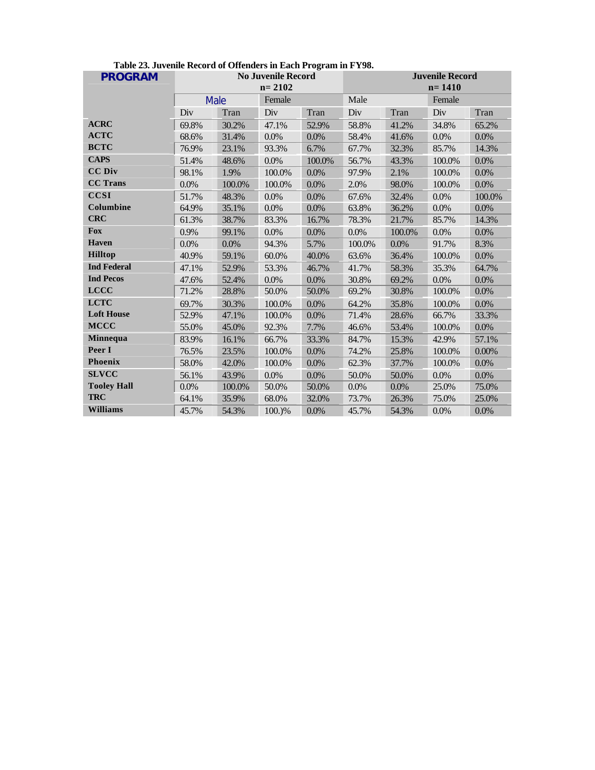**Table 23. Juvenile Record of Offenders in Each Program in FY98.**

| PROGRAM | No Juvenile Record n= 2102 | | | | Juvenile Record n= 1410 | | | |
|---|---|---|---|---|---|---|---|---|
| | Male | | Female | | Male | | Female | |
| | Div | Tran | Div | Tran | Div | Tran | Div | Tran |
| ACRC | 69.8% | 30.2% | 47.1% | 52.9% | 58.8% | 41.2% | 34.8% | 65.2% |
| ACTC | 68.6% | 31.4% | 0.0% | 0.0% | 58.4% | 41.6% | 0.0% | 0.0% |
| BCTC | 76.9% | 23.1% | 93.3% | 6.7% | 67.7% | 32.3% | 85.7% | 14.3% |
| CAPS | 51.4% | 48.6% | 0.0% | 100.0% | 56.7% | 43.3% | 100.0% | 0.0% |
| CC Div | 98.1% | 1.9% | 100.0% | 0.0% | 97.9% | 2.1% | 100.0% | 0.0% |
| CC Trans | 0.0% | 100.0% | 100.0% | 0.0% | 2.0% | 98.0% | 100.0% | 0.0% |
| CCSI | 51.7% | 48.3% | 0.0% | 0.0% | 67.6% | 32.4% | 0.0% | 100.0% |
| Columbine | 64.9% | 35.1% | 0.0% | 0.0% | 63.8% | 36.2% | 0.0% | 0.0% |
| CRC | 61.3% | 38.7% | 83.3% | 16.7% | 78.3% | 21.7% | 85.7% | 14.3% |
| Fox | 0.9% | 99.1% | 0.0% | 0.0% | 0.0% | 100.0% | 0.0% | 0.0% |
| Haven | 0.0% | 0.0% | 94.3% | 5.7% | 100.0% | 0.0% | 91.7% | 8.3% |
| Hilltop | 40.9% | 59.1% | 60.0% | 40.0% | 63.6% | 36.4% | 100.0% | 0.0% |
| Ind Federal | 47.1% | 52.9% | 53.3% | 46.7% | 41.7% | 58.3% | 35.3% | 64.7% |
| Ind Pecos | 47.6% | 52.4% | 0.0% | 0.0% | 30.8% | 69.2% | 0.0% | 0.0% |
| LCCC | 71.2% | 28.8% | 50.0% | 50.0% | 69.2% | 30.8% | 100.0% | 0.0% |
| LCTC | 69.7% | 30.3% | 100.0% | 0.0% | 64.2% | 35.8% | 100.0% | 0.0% |
| Loft House | 52.9% | 47.1% | 100.0% | 0.0% | 71.4% | 28.6% | 66.7% | 33.3% |
| MCCC | 55.0% | 45.0% | 92.3% | 7.7% | 46.6% | 53.4% | 100.0% | 0.0% |
| Minnequa | 83.9% | 16.1% | 66.7% | 33.3% | 84.7% | 15.3% | 42.9% | 57.1% |
| Peer I | 76.5% | 23.5% | 100.0% | 0.0% | 74.2% | 25.8% | 100.0% | 0.00% |
| Phoenix | 58.0% | 42.0% | 100.0% | 0.0% | 62.3% | 37.7% | 100.0% | 0.0% |
| SLVCC | 56.1% | 43.9% | 0.0% | 0.0% | 50.0% | 50.0% | 0.0% | 0.0% |
| Tooley Hall | 0.0% | 100.0% | 50.0% | 50.0% | 0.0% | 0.0% | 25.0% | 75.0% |
| TRC | 64.1% | 35.9% | 68.0% | 32.0% | 73.7% | 26.3% | 75.0% | 25.0% |
| Williams | 45.7% | 54.3% | 100.)% | 0.0% | 45.7% | 54.3% | 0.0% | 0.0% |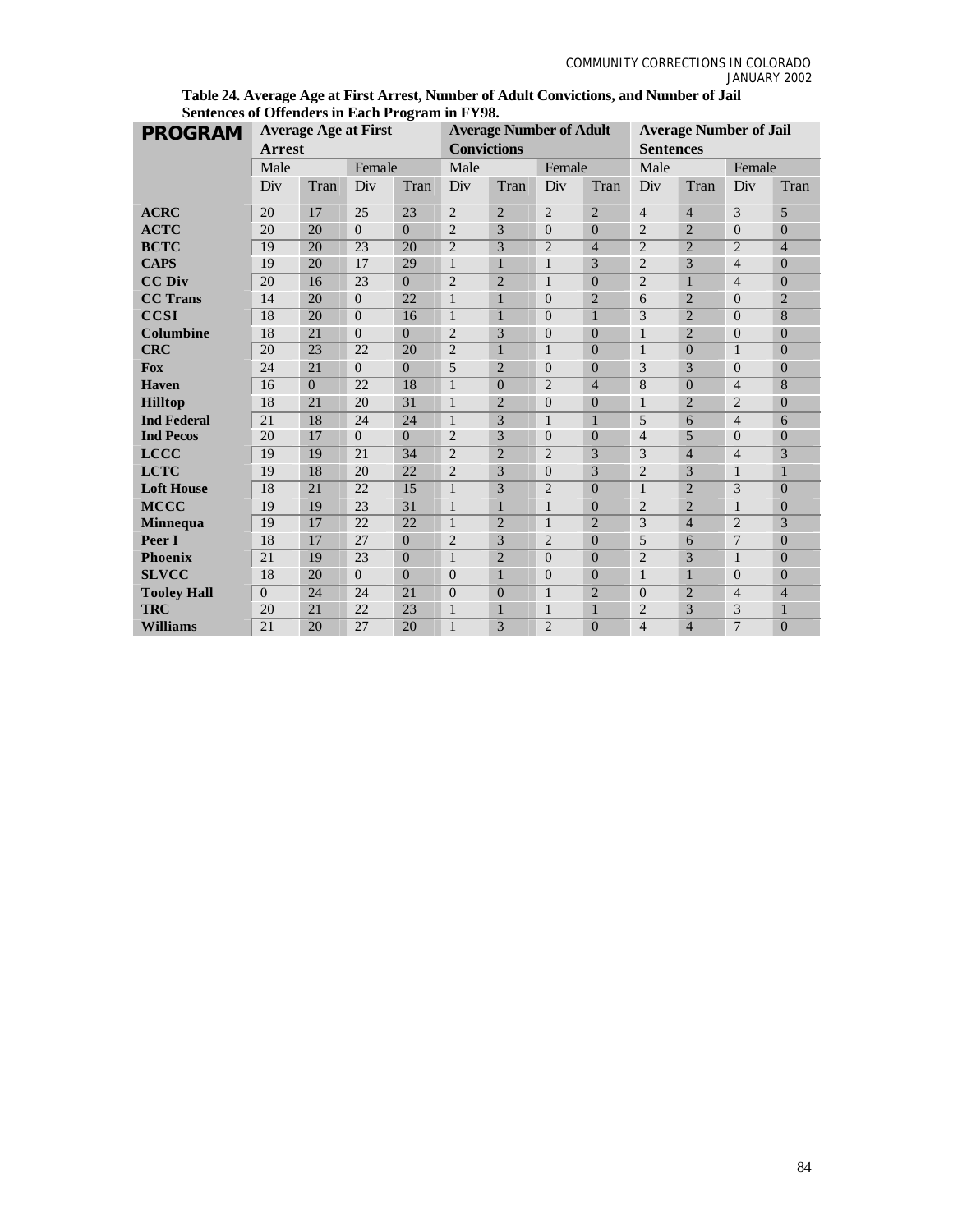**Table 24. Average Age at First Arrest, Number of Adult Convictions, and Number of Jail Sentences of Offenders in Each Program in FY98.**

| PROGRAM | Average Age at First Arrest | | | | Average Number of Adult Convictions | | | | Average Number of Jail Sentences | | | |
|---|---|---|---|---|---|---|---|---|---|---|---|---|
| | Male | | Female | | Male | | Female | | Male | | Female | |
| | Div | Tran | Div | Tran | Div | Tran | Div | Tran | Div | Tran | Div | Tran |
| **ACRC** | 20 | 17 | 25 | 23 | 2 | 2 | 2 | 2 | 4 | 4 | 3 | 5 |
| **ACTC** | 20 | 20 | 0 | 0 | 2 | 3 | 0 | 0 | 2 | 2 | 0 | 0 |
| **BCTC** | 19 | 20 | 23 | 20 | 2 | 3 | 2 | 4 | 2 | 2 | 2 | 4 |
| **CAPS** | 19 | 20 | 17 | 29 | 1 | 1 | 1 | 3 | 2 | 3 | 4 | 0 |
| **CC Div** | 20 | 16 | 23 | 0 | 2 | 2 | 1 | 0 | 2 | 1 | 4 | 0 |
| **CC Trans** | 14 | 20 | 0 | 22 | 1 | 1 | 0 | 2 | 6 | 2 | 0 | 2 |
| **CCSI** | 18 | 20 | 0 | 16 | 1 | 1 | 0 | 1 | 3 | 2 | 0 | 8 |
| **Columbine** | 18 | 21 | 0 | 0 | 2 | 3 | 0 | 0 | 1 | 2 | 0 | 0 |
| **CRC** | 20 | 23 | 22 | 20 | 2 | 1 | 1 | 0 | 1 | 0 | 1 | 0 |
| **Fox** | 24 | 21 | 0 | 0 | 5 | 2 | 0 | 0 | 3 | 3 | 0 | 0 |
| **Haven** | 16 | 0 | 22 | 18 | 1 | 0 | 2 | 4 | 8 | 0 | 4 | 8 |
| **Hilltop** | 18 | 21 | 20 | 31 | 1 | 2 | 0 | 0 | 1 | 2 | 2 | 0 |
| **Ind Federal** | 21 | 18 | 24 | 24 | 1 | 3 | 1 | 1 | 5 | 6 | 4 | 6 |
| **Ind Pecos** | 20 | 17 | 0 | 0 | 2 | 3 | 0 | 0 | 4 | 5 | 0 | 0 |
| **LCCC** | 19 | 19 | 21 | 34 | 2 | 2 | 2 | 3 | 3 | 4 | 4 | 3 |
| **LCTC** | 19 | 18 | 20 | 22 | 2 | 3 | 0 | 3 | 2 | 3 | 1 | 1 |
| **Loft House** | 18 | 21 | 22 | 15 | 1 | 3 | 2 | 0 | 1 | 2 | 3 | 0 |
| **MCCC** | 19 | 19 | 23 | 31 | 1 | 1 | 1 | 0 | 2 | 2 | 1 | 0 |
| **Minnequa** | 19 | 17 | 22 | 22 | 1 | 2 | 1 | 2 | 3 | 4 | 2 | 3 |
| **Peer I** | 18 | 17 | 27 | 0 | 2 | 3 | 2 | 0 | 5 | 6 | 7 | 0 |
| **Phoenix** | 21 | 19 | 23 | 0 | 1 | 2 | 0 | 0 | 2 | 3 | 1 | 0 |
| **SLVCC** | 18 | 20 | 0 | 0 | 0 | 1 | 0 | 0 | 1 | 1 | 0 | 0 |
| **Tooley Hall** | 0 | 24 | 24 | 21 | 0 | 0 | 1 | 2 | 0 | 2 | 4 | 4 |
| **TRC** | 20 | 21 | 22 | 23 | 1 | 1 | 1 | 1 | 2 | 3 | 3 | 1 |
| **Williams** | 21 | 20 | 27 | 20 | 1 | 3 | 2 | 0 | 4 | 4 | 7 | 0 |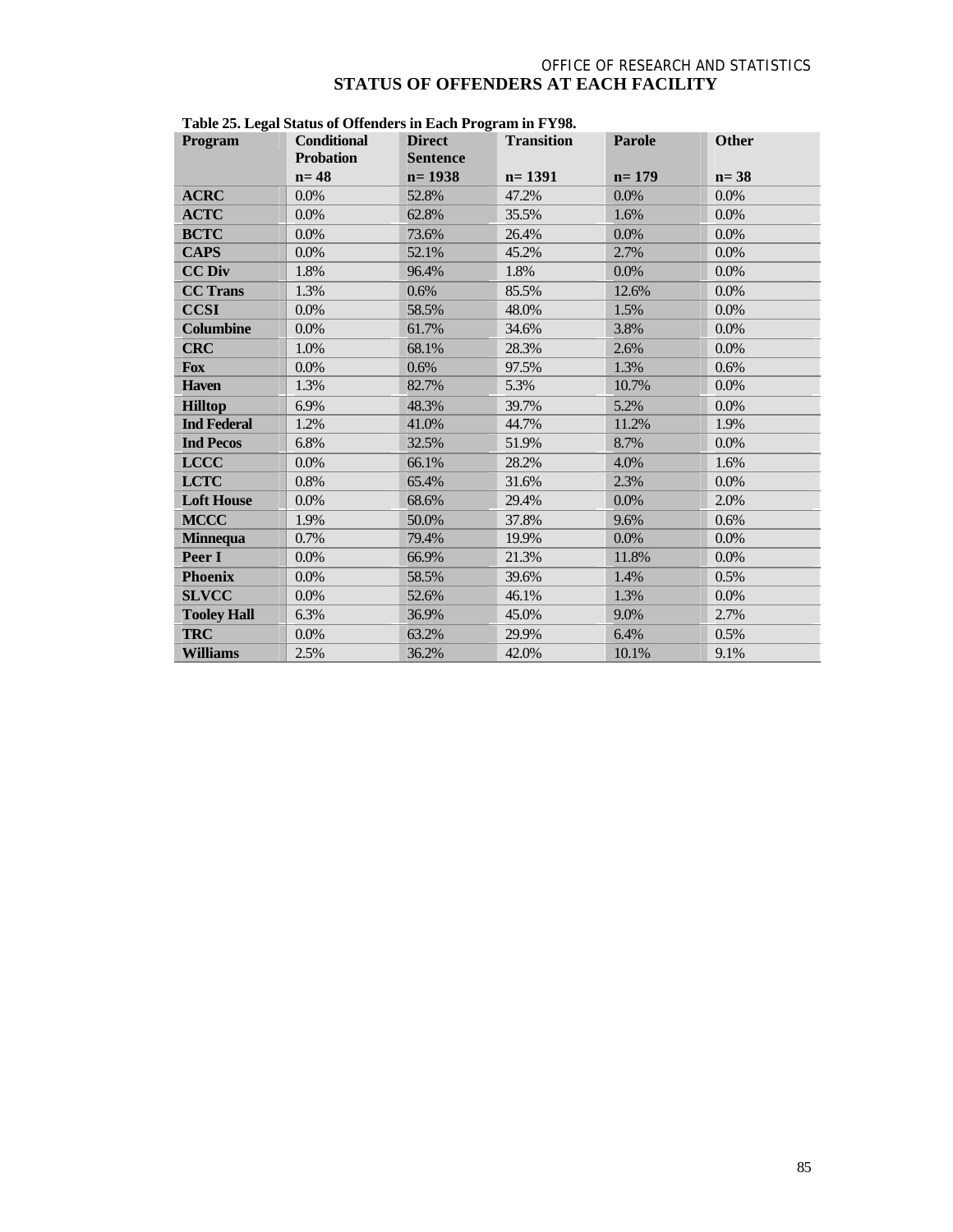# STATUS OF OFFENDERS AT EACH FACILITY

**Table 25. Legal Status of Offenders in Each Program in FY98.**

| Program | Conditional Probation | Direct Sentence | Transition | Parole | Other |
|---|---|---|---|---|---|
| | n= 48 | n= 1938 | n= 1391 | n= 179 | n= 38 |
| **ACRC** | 0.0% | 52.8% | 47.2% | 0.0% | 0.0% |
| **ACTC** | 0.0% | 62.8% | 35.5% | 1.6% | 0.0% |
| **BCTC** | 0.0% | 73.6% | 26.4% | 0.0% | 0.0% |
| **CAPS** | 0.0% | 52.1% | 45.2% | 2.7% | 0.0% |
| **CC Div** | 1.8% | 96.4% | 1.8% | 0.0% | 0.0% |
| **CC Trans** | 1.3% | 0.6% | 85.5% | 12.6% | 0.0% |
| **CCSI** | 0.0% | 58.5% | 48.0% | 1.5% | 0.0% |
| **Columbine** | 0.0% | 61.7% | 34.6% | 3.8% | 0.0% |
| **CRC** | 1.0% | 68.1% | 28.3% | 2.6% | 0.0% |
| **Fox** | 0.0% | 0.6% | 97.5% | 1.3% | 0.6% |
| **Haven** | 1.3% | 82.7% | 5.3% | 10.7% | 0.0% |
| **Hilltop** | 6.9% | 48.3% | 39.7% | 5.2% | 0.0% |
| **Ind Federal** | 1.2% | 41.0% | 44.7% | 11.2% | 1.9% |
| **Ind Pecos** | 6.8% | 32.5% | 51.9% | 8.7% | 0.0% |
| **LCCC** | 0.0% | 66.1% | 28.2% | 4.0% | 1.6% |
| **LCTC** | 0.8% | 65.4% | 31.6% | 2.3% | 0.0% |
| **Loft House** | 0.0% | 68.6% | 29.4% | 0.0% | 2.0% |
| **MCCC** | 1.9% | 50.0% | 37.8% | 9.6% | 0.6% |
| **Minnequa** | 0.7% | 79.4% | 19.9% | 0.0% | 0.0% |
| **Peer I** | 0.0% | 66.9% | 21.3% | 11.8% | 0.0% |
| **Phoenix** | 0.0% | 58.5% | 39.6% | 1.4% | 0.5% |
| **SLVCC** | 0.0% | 52.6% | 46.1% | 1.3% | 0.0% |
| **Tooley Hall** | 6.3% | 36.9% | 45.0% | 9.0% | 2.7% |
| **TRC** | 0.0% | 63.2% | 29.9% | 6.4% | 0.5% |
| **Williams** | 2.5% | 36.2% | 42.0% | 10.1% | 9.1% |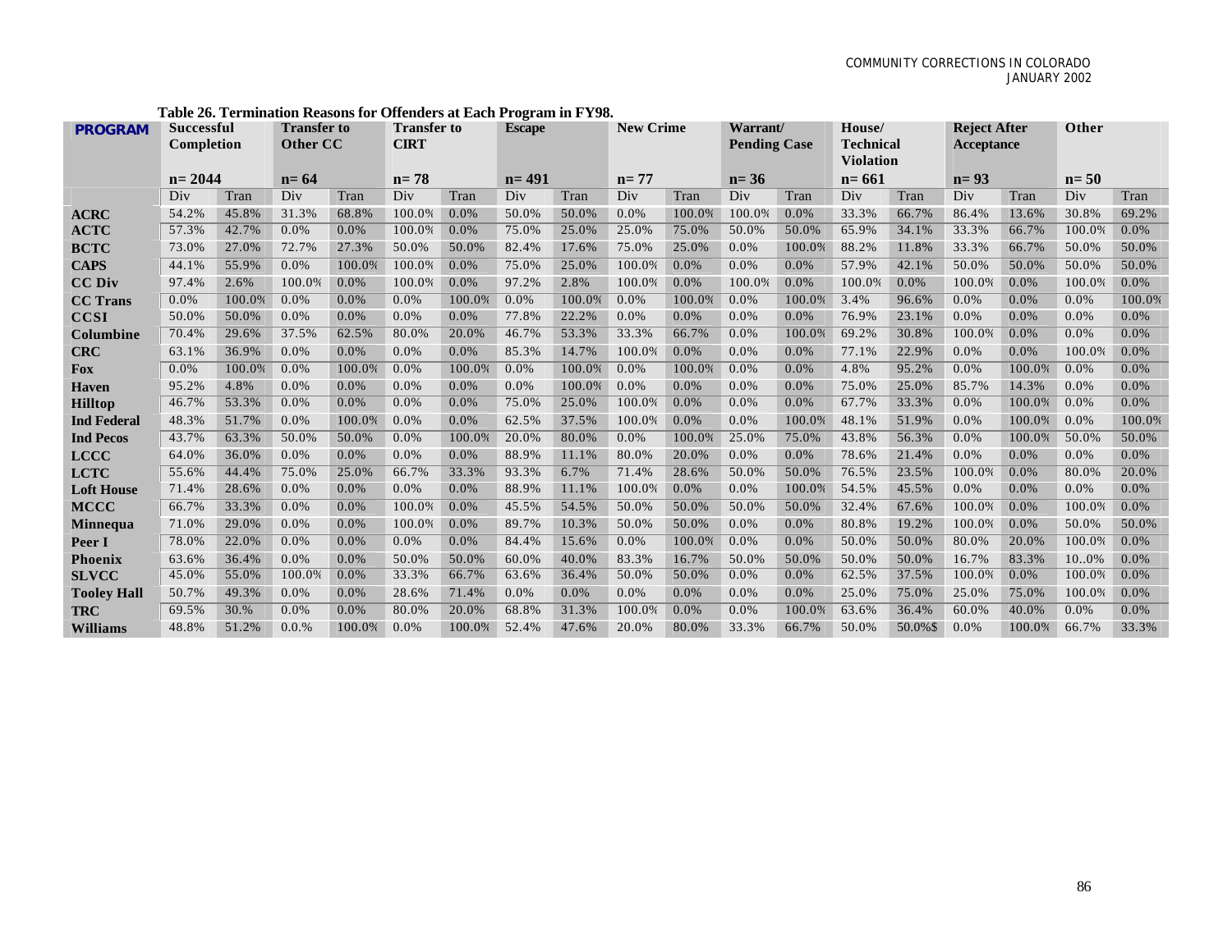**Table 26. Termination Reasons for Offenders at Each Program in FY98.**

| PROGRAM | Successful Completion | | Transfer to Other CC | | Transfer to CIRT | | Escape | | New Crime | | Warrant/ Pending Case | | House/ Technical Violation | | Reject After Acceptance | | Other | |
|---|---|---|---|---|---|---|---|---|---|---|---|---|---|---|---|---|---|---|
| | n= 2044 | | n= 64 | | n= 78 | | n= 491 | | n= 77 | | n= 36 | | n= 661 | | n= 93 | | n= 50 | |
| | Div | Tran | Div | Tran | Div | Tran | Div | Tran | Div | Tran | Div | Tran | Div | Tran | Div | Tran | Div | Tran |
| **ACRC** | 54.2% | 45.8% | 31.3% | 68.8% | 100.0% | 0.0% | 50.0% | 50.0% | 0.0% | 100.0% | 100.0% | 0.0% | 33.3% | 66.7% | 86.4% | 13.6% | 30.8% | 69.2% |
| **ACTC** | 57.3% | 42.7% | 0.0% | 0.0% | 100.0% | 0.0% | 75.0% | 25.0% | 25.0% | 75.0% | 50.0% | 50.0% | 65.9% | 34.1% | 33.3% | 66.7% | 100.0% | 0.0% |
| **BCTC** | 73.0% | 27.0% | 72.7% | 27.3% | 50.0% | 50.0% | 82.4% | 17.6% | 75.0% | 25.0% | 0.0% | 100.0% | 88.2% | 11.8% | 33.3% | 66.7% | 50.0% | 50.0% |
| **CAPS** | 44.1% | 55.9% | 0.0% | 100.0% | 100.0% | 0.0% | 75.0% | 25.0% | 100.0% | 0.0% | 0.0% | 0.0% | 57.9% | 42.1% | 50.0% | 50.0% | 50.0% | 50.0% |
| **CC Div** | 97.4% | 2.6% | 100.0% | 0.0% | 100.0% | 0.0% | 97.2% | 2.8% | 100.0% | 0.0% | 100.0% | 0.0% | 100.0% | 0.0% | 100.0% | 0.0% | 100.0% | 0.0% |
| **CC Trans** | 0.0% | 100.0% | 0.0% | 0.0% | 0.0% | 100.0% | 0.0% | 100.0% | 0.0% | 100.0% | 0.0% | 100.0% | 3.4% | 96.6% | 0.0% | 0.0% | 0.0% | 100.0% |
| **CCSI** | 50.0% | 50.0% | 0.0% | 0.0% | 0.0% | 0.0% | 77.8% | 22.2% | 0.0% | 0.0% | 0.0% | 0.0% | 76.9% | 23.1% | 0.0% | 0.0% | 0.0% | 0.0% |
| **Columbine** | 70.4% | 29.6% | 37.5% | 62.5% | 80.0% | 20.0% | 46.7% | 53.3% | 33.3% | 66.7% | 0.0% | 100.0% | 69.2% | 30.8% | 100.0% | 0.0% | 0.0% | 0.0% |
| **CRC** | 63.1% | 36.9% | 0.0% | 0.0% | 0.0% | 0.0% | 85.3% | 14.7% | 100.0% | 0.0% | 0.0% | 0.0% | 77.1% | 22.9% | 0.0% | 0.0% | 100.0% | 0.0% |
| **Fox** | 0.0% | 100.0% | 0.0% | 100.0% | 0.0% | 100.0% | 0.0% | 100.0% | 0.0% | 100.0% | 0.0% | 0.0% | 4.8% | 95.2% | 0.0% | 100.0% | 0.0% | 0.0% |
| **Haven** | 95.2% | 4.8% | 0.0% | 0.0% | 0.0% | 0.0% | 0.0% | 100.0% | 0.0% | 0.0% | 0.0% | 0.0% | 75.0% | 25.0% | 85.7% | 14.3% | 0.0% | 0.0% |
| **Hilltop** | 46.7% | 53.3% | 0.0% | 0.0% | 0.0% | 0.0% | 75.0% | 25.0% | 100.0% | 0.0% | 0.0% | 0.0% | 67.7% | 33.3% | 0.0% | 100.0% | 0.0% | 0.0% |
| **Ind Federal** | 48.3% | 51.7% | 0.0% | 100.0% | 0.0% | 0.0% | 62.5% | 37.5% | 100.0% | 0.0% | 0.0% | 100.0% | 48.1% | 51.9% | 0.0% | 100.0% | 0.0% | 100.0% |
| **Ind Pecos** | 43.7% | 63.3% | 50.0% | 50.0% | 0.0% | 100.0% | 20.0% | 80.0% | 0.0% | 100.0% | 25.0% | 75.0% | 43.8% | 56.3% | 0.0% | 100.0% | 50.0% | 50.0% |
| **LCCC** | 64.0% | 36.0% | 0.0% | 0.0% | 0.0% | 0.0% | 88.9% | 11.1% | 80.0% | 20.0% | 0.0% | 0.0% | 78.6% | 21.4% | 0.0% | 0.0% | 0.0% | 0.0% |
| **LCTC** | 55.6% | 44.4% | 75.0% | 25.0% | 66.7% | 33.3% | 93.3% | 6.7% | 71.4% | 28.6% | 50.0% | 50.0% | 76.5% | 23.5% | 100.0% | 0.0% | 80.0% | 20.0% |
| **Loft House** | 71.4% | 28.6% | 0.0% | 0.0% | 0.0% | 0.0% | 88.9% | 11.1% | 100.0% | 0.0% | 0.0% | 100.0% | 54.5% | 45.5% | 0.0% | 0.0% | 0.0% | 0.0% |
| **MCCC** | 66.7% | 33.3% | 0.0% | 0.0% | 100.0% | 0.0% | 45.5% | 54.5% | 50.0% | 50.0% | 50.0% | 50.0% | 32.4% | 67.6% | 100.0% | 0.0% | 100.0% | 0.0% |
| **Minnequa** | 71.0% | 29.0% | 0.0% | 0.0% | 100.0% | 0.0% | 89.7% | 10.3% | 50.0% | 50.0% | 0.0% | 0.0% | 80.8% | 19.2% | 100.0% | 0.0% | 50.0% | 50.0% |
| **Peer I** | 78.0% | 22.0% | 0.0% | 0.0% | 0.0% | 0.0% | 84.4% | 15.6% | 0.0% | 100.0% | 0.0% | 0.0% | 50.0% | 50.0% | 80.0% | 20.0% | 100.0% | 0.0% |
| **Phoenix** | 63.6% | 36.4% | 0.0% | 0.0% | 50.0% | 50.0% | 60.0% | 40.0% | 83.3% | 16.7% | 50.0% | 50.0% | 50.0% | 50.0% | 16.7% | 83.3% | 10..0% | 0.0% |
| **SLVCC** | 45.0% | 55.0% | 100.0% | 0.0% | 33.3% | 66.7% | 63.6% | 36.4% | 50.0% | 50.0% | 0.0% | 0.0% | 62.5% | 37.5% | 100.0% | 0.0% | 100.0% | 0.0% |
| **Tooley Hall** | 50.7% | 49.3% | 0.0% | 0.0% | 28.6% | 71.4% | 0.0% | 0.0% | 0.0% | 0.0% | 0.0% | 0.0% | 25.0% | 75.0% | 25.0% | 75.0% | 100.0% | 0.0% |
| **TRC** | 69.5% | 30.% | 0.0% | 0.0% | 80.0% | 20.0% | 68.8% | 31.3% | 100.0% | 0.0% | 0.0% | 100.0% | 63.6% | 36.4% | 60.0% | 40.0% | 0.0% | 0.0% |
| **Williams** | 48.8% | 51.2% | 0.0.% | 100.0% | 0.0% | 100.0% | 52.4% | 47.6% | 20.0% | 80.0% | 33.3% | 66.7% | 50.0% | 50.0%$ | 0.0% | 100.0% | 66.7% | 33.3% |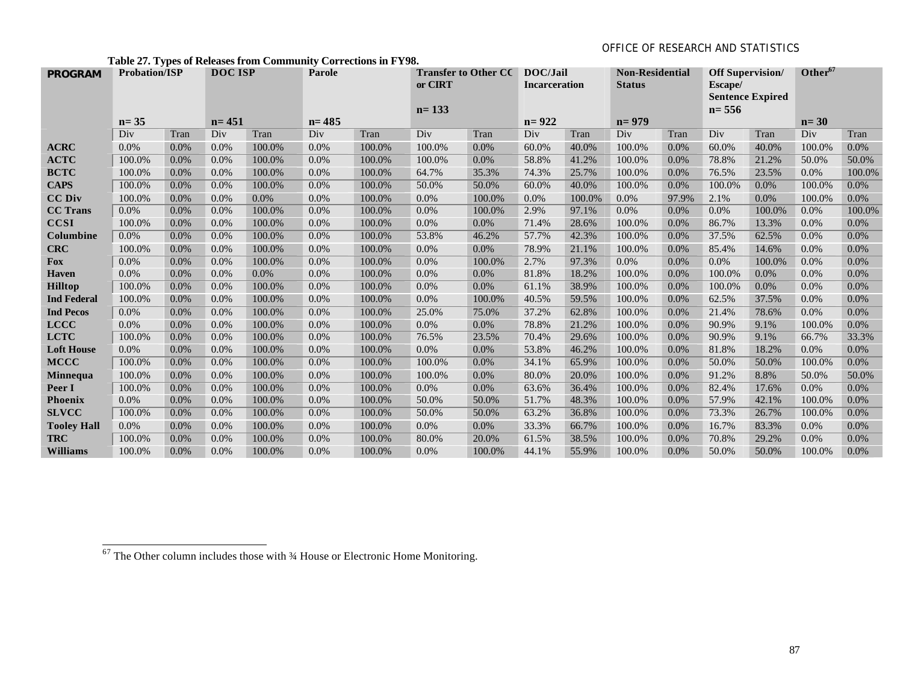**Table 27. Types of Releases from Community Corrections in FY98.**

| PROGRAM | Probation/ISP n= 35 | | DOC ISP n= 451 | | Parole n= 485 | | Transfer to Other CC or CIRT n= 133 | | DOC/Jail Incarceration n= 922 | | Non-Residential Status n= 979 | | Off Supervision/ Escape/ Sentence Expired n= 556 | | Other[67] n= 30 | |
|---|---|---|---|---|---|---|---|---|---|---|---|---|---|---|---|---|
| | Div | Tran | Div | Tran | Div | Tran | Div | Tran | Div | Tran | Div | Tran | Div | Tran | Div | Tran |
| **ACRC** | 0.0% | 0.0% | 0.0% | 100.0% | 0.0% | 100.0% | 100.0% | 0.0% | 60.0% | 40.0% | 100.0% | 0.0% | 60.0% | 40.0% | 100.0% | 0.0% |
| **ACTC** | 100.0% | 0.0% | 0.0% | 100.0% | 0.0% | 100.0% | 100.0% | 0.0% | 58.8% | 41.2% | 100.0% | 0.0% | 78.8% | 21.2% | 50.0% | 50.0% |
| **BCTC** | 100.0% | 0.0% | 0.0% | 100.0% | 0.0% | 100.0% | 64.7% | 35.3% | 74.3% | 25.7% | 100.0% | 0.0% | 76.5% | 23.5% | 0.0% | 100.0% |
| **CAPS** | 100.0% | 0.0% | 0.0% | 100.0% | 0.0% | 100.0% | 50.0% | 50.0% | 60.0% | 40.0% | 100.0% | 0.0% | 100.0% | 0.0% | 100.0% | 0.0% |
| **CC Div** | 100.0% | 0.0% | 0.0% | 0.0% | 0.0% | 100.0% | 0.0% | 100.0% | 0.0% | 100.0% | 0.0% | 97.9% | 2.1% | 0.0% | 100.0% | 0.0% |
| **CC Trans** | 0.0% | 0.0% | 0.0% | 100.0% | 0.0% | 100.0% | 0.0% | 100.0% | 2.9% | 97.1% | 0.0% | 0.0% | 0.0% | 100.0% | 0.0% | 100.0% |
| **CCSI** | 100.0% | 0.0% | 0.0% | 100.0% | 0.0% | 100.0% | 0.0% | 0.0% | 71.4% | 28.6% | 100.0% | 0.0% | 86.7% | 13.3% | 0.0% | 0.0% |
| **Columbine** | 0.0% | 0.0% | 0.0% | 100.0% | 0.0% | 100.0% | 53.8% | 46.2% | 57.7% | 42.3% | 100.0% | 0.0% | 37.5% | 62.5% | 0.0% | 0.0% |
| **CRC** | 100.0% | 0.0% | 0.0% | 100.0% | 0.0% | 100.0% | 0.0% | 0.0% | 78.9% | 21.1% | 100.0% | 0.0% | 85.4% | 14.6% | 0.0% | 0.0% |
| **Fox** | 0.0% | 0.0% | 0.0% | 100.0% | 0.0% | 100.0% | 0.0% | 100.0% | 2.7% | 97.3% | 0.0% | 0.0% | 0.0% | 100.0% | 0.0% | 0.0% |
| **Haven** | 0.0% | 0.0% | 0.0% | 0.0% | 0.0% | 100.0% | 0.0% | 0.0% | 81.8% | 18.2% | 100.0% | 0.0% | 100.0% | 0.0% | 0.0% | 0.0% |
| **Hilltop** | 100.0% | 0.0% | 0.0% | 100.0% | 0.0% | 100.0% | 0.0% | 0.0% | 61.1% | 38.9% | 100.0% | 0.0% | 100.0% | 0.0% | 0.0% | 0.0% |
| **Ind Federal** | 100.0% | 0.0% | 0.0% | 100.0% | 0.0% | 100.0% | 0.0% | 100.0% | 40.5% | 59.5% | 100.0% | 0.0% | 62.5% | 37.5% | 0.0% | 0.0% |
| **Ind Pecos** | 0.0% | 0.0% | 0.0% | 100.0% | 0.0% | 100.0% | 25.0% | 75.0% | 37.2% | 62.8% | 100.0% | 0.0% | 21.4% | 78.6% | 0.0% | 0.0% |
| **LCCC** | 0.0% | 0.0% | 0.0% | 100.0% | 0.0% | 100.0% | 0.0% | 0.0% | 78.8% | 21.2% | 100.0% | 0.0% | 90.9% | 9.1% | 100.0% | 0.0% |
| **LCTC** | 100.0% | 0.0% | 0.0% | 100.0% | 0.0% | 100.0% | 76.5% | 23.5% | 70.4% | 29.6% | 100.0% | 0.0% | 90.9% | 9.1% | 66.7% | 33.3% |
| **Loft House** | 0.0% | 0.0% | 0.0% | 100.0% | 0.0% | 100.0% | 0.0% | 0.0% | 53.8% | 46.2% | 100.0% | 0.0% | 81.8% | 18.2% | 0.0% | 0.0% |
| **MCCC** | 100.0% | 0.0% | 0.0% | 100.0% | 0.0% | 100.0% | 100.0% | 0.0% | 34.1% | 65.9% | 100.0% | 0.0% | 50.0% | 50.0% | 100.0% | 0.0% |
| **Minnequa** | 100.0% | 0.0% | 0.0% | 100.0% | 0.0% | 100.0% | 100.0% | 0.0% | 80.0% | 20.0% | 100.0% | 0.0% | 91.2% | 8.8% | 50.0% | 50.0% |
| **Peer I** | 100.0% | 0.0% | 0.0% | 100.0% | 0.0% | 100.0% | 0.0% | 0.0% | 63.6% | 36.4% | 100.0% | 0.0% | 82.4% | 17.6% | 0.0% | 0.0% |
| **Phoenix** | 0.0% | 0.0% | 0.0% | 100.0% | 0.0% | 100.0% | 50.0% | 50.0% | 51.7% | 48.3% | 100.0% | 0.0% | 57.9% | 42.1% | 100.0% | 0.0% |
| **SLVCC** | 100.0% | 0.0% | 0.0% | 100.0% | 0.0% | 100.0% | 50.0% | 50.0% | 63.2% | 36.8% | 100.0% | 0.0% | 73.3% | 26.7% | 100.0% | 0.0% |
| **Tooley Hall** | 0.0% | 0.0% | 0.0% | 100.0% | 0.0% | 100.0% | 0.0% | 0.0% | 33.3% | 66.7% | 100.0% | 0.0% | 16.7% | 83.3% | 0.0% | 0.0% |
| **TRC** | 100.0% | 0.0% | 0.0% | 100.0% | 0.0% | 100.0% | 80.0% | 20.0% | 61.5% | 38.5% | 100.0% | 0.0% | 70.8% | 29.2% | 0.0% | 0.0% |
| **Williams** | 100.0% | 0.0% | 0.0% | 100.0% | 0.0% | 100.0% | 0.0% | 100.0% | 44.1% | 55.9% | 100.0% | 0.0% | 50.0% | 50.0% | 100.0% | 0.0% |

[67] The Other column includes those with ¾ House or Electronic Home Monitoring.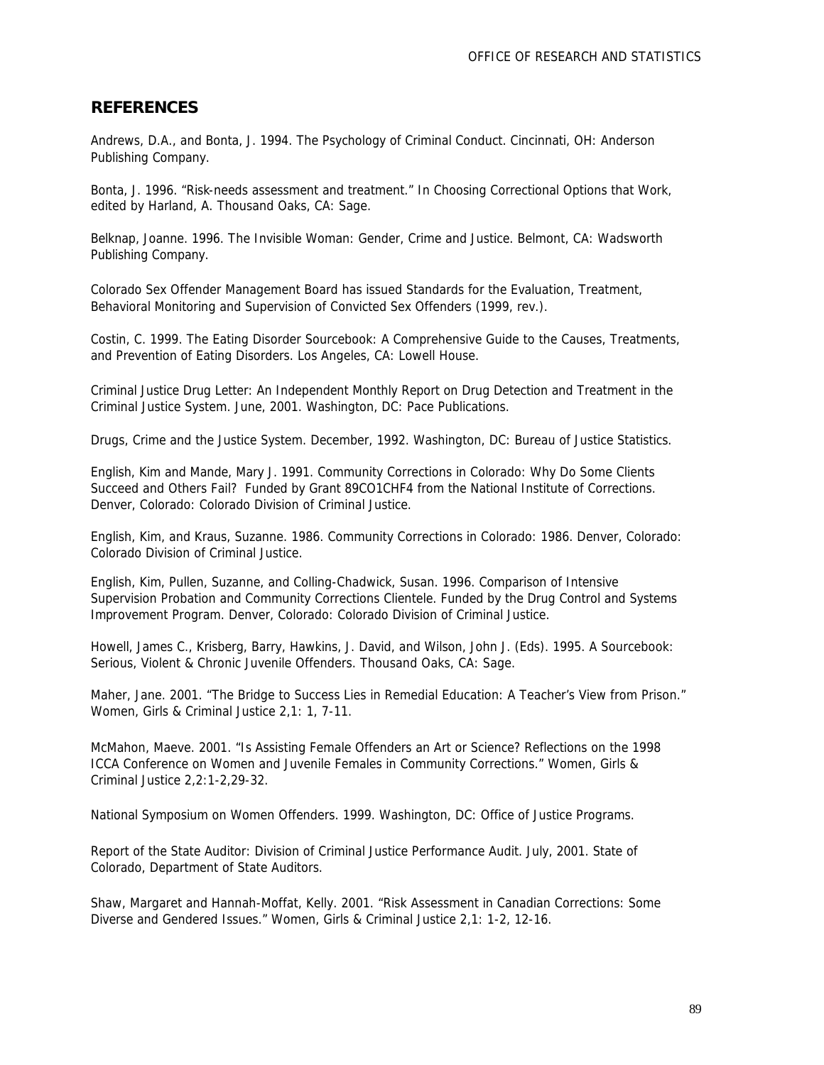## REFERENCES

Andrews, D.A., and Bonta, J. 1994. The Psychology of Criminal Conduct. Cincinnati, OH: Anderson Publishing Company.

Bonta, J. 1996. "Risk-needs assessment and treatment." In Choosing Correctional Options that Work, edited by Harland, A. Thousand Oaks, CA: Sage.

Belknap, Joanne. 1996. The Invisible Woman: Gender, Crime and Justice. Belmont, CA: Wadsworth Publishing Company.

Colorado Sex Offender Management Board has issued Standards for the Evaluation, Treatment, Behavioral Monitoring and Supervision of Convicted Sex Offenders (1999, rev.).

Costin, C. 1999. The Eating Disorder Sourcebook: A Comprehensive Guide to the Causes, Treatments, and Prevention of Eating Disorders. Los Angeles, CA: Lowell House.

Criminal Justice Drug Letter: An Independent Monthly Report on Drug Detection and Treatment in the Criminal Justice System. June, 2001. Washington, DC: Pace Publications.

Drugs, Crime and the Justice System. December, 1992. Washington, DC: Bureau of Justice Statistics.

English, Kim and Mande, Mary J. 1991. Community Corrections in Colorado: Why Do Some Clients Succeed and Others Fail? Funded by Grant 89CO1CHF4 from the National Institute of Corrections. Denver, Colorado: Colorado Division of Criminal Justice.

English, Kim, and Kraus, Suzanne. 1986. Community Corrections in Colorado: 1986. Denver, Colorado: Colorado Division of Criminal Justice.

English, Kim, Pullen, Suzanne, and Colling-Chadwick, Susan. 1996. Comparison of Intensive Supervision Probation and Community Corrections Clientele. Funded by the Drug Control and Systems Improvement Program. Denver, Colorado: Colorado Division of Criminal Justice.

Howell, James C., Krisberg, Barry, Hawkins, J. David, and Wilson, John J. (Eds). 1995. A Sourcebook: Serious, Violent & Chronic Juvenile Offenders. Thousand Oaks, CA: Sage.

Maher, Jane. 2001. "The Bridge to Success Lies in Remedial Education: A Teacher's View from Prison." Women, Girls & Criminal Justice 2,1: 1, 7-11.

McMahon, Maeve. 2001. "Is Assisting Female Offenders an Art or Science? Reflections on the 1998 ICCA Conference on Women and Juvenile Females in Community Corrections." Women, Girls & Criminal Justice 2,2:1-2,29-32.

National Symposium on Women Offenders. 1999. Washington, DC: Office of Justice Programs.

Report of the State Auditor: Division of Criminal Justice Performance Audit. July, 2001. State of Colorado, Department of State Auditors.

Shaw, Margaret and Hannah-Moffat, Kelly. 2001. "Risk Assessment in Canadian Corrections: Some Diverse and Gendered Issues." Women, Girls & Criminal Justice 2,1: 1-2, 12-16.